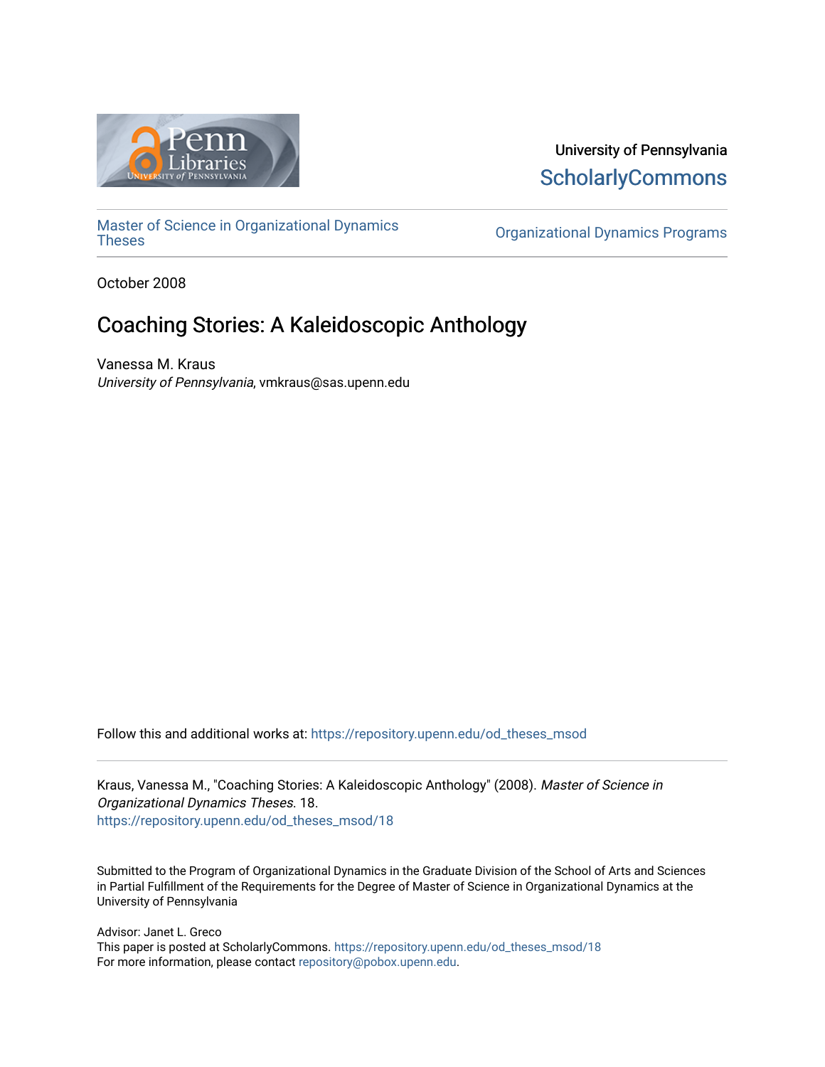University of Pennsylvania
ScholarlyCommons

Master of Science in Organizational Dynamics Theses

Organizational Dynamics Programs

October 2008

# Coaching Stories: A Kaleidoscopic Anthology

Vanessa M. Kraus
*University of Pennsylvania*, vmkraus@sas.upenn.edu

Follow this and additional works at: https://repository.upenn.edu/od_theses_msod

Kraus, Vanessa M., "Coaching Stories: A Kaleidoscopic Anthology" (2008). *Master of Science in Organizational Dynamics Theses*. 18.
https://repository.upenn.edu/od_theses_msod/18

Submitted to the Program of Organizational Dynamics in the Graduate Division of the School of Arts and Sciences in Partial Fulfillment of the Requirements for the Degree of Master of Science in Organizational Dynamics at the University of Pennsylvania

Advisor: Janet L. Greco
This paper is posted at ScholarlyCommons. https://repository.upenn.edu/od_theses_msod/18
For more information, please contact repository@pobox.upenn.edu.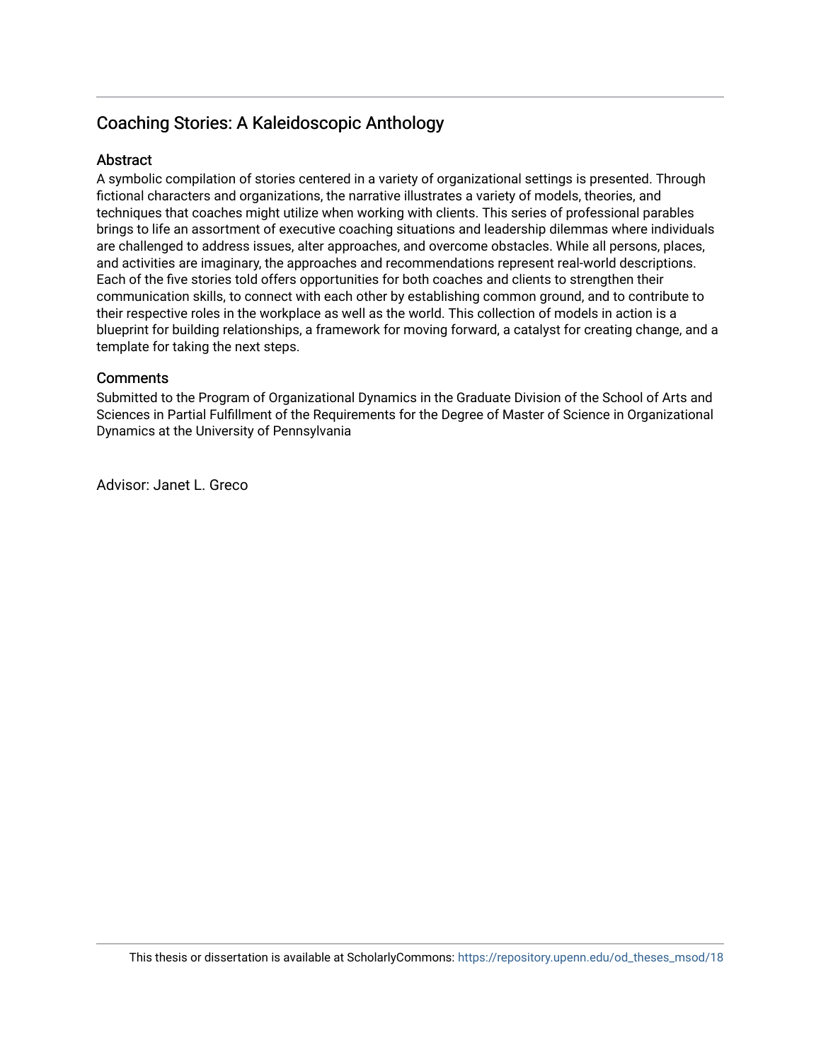# Coaching Stories: A Kaleidoscopic Anthology

## Abstract

A symbolic compilation of stories centered in a variety of organizational settings is presented. Through fictional characters and organizations, the narrative illustrates a variety of models, theories, and techniques that coaches might utilize when working with clients. This series of professional parables brings to life an assortment of executive coaching situations and leadership dilemmas where individuals are challenged to address issues, alter approaches, and overcome obstacles. While all persons, places, and activities are imaginary, the approaches and recommendations represent real-world descriptions. Each of the five stories told offers opportunities for both coaches and clients to strengthen their communication skills, to connect with each other by establishing common ground, and to contribute to their respective roles in the workplace as well as the world. This collection of models in action is a blueprint for building relationships, a framework for moving forward, a catalyst for creating change, and a template for taking the next steps.

## Comments

Submitted to the Program of Organizational Dynamics in the Graduate Division of the School of Arts and Sciences in Partial Fulfillment of the Requirements for the Degree of Master of Science in Organizational Dynamics at the University of Pennsylvania

Advisor: Janet L. Greco

This thesis or dissertation is available at ScholarlyCommons: https://repository.upenn.edu/od_theses_msod/18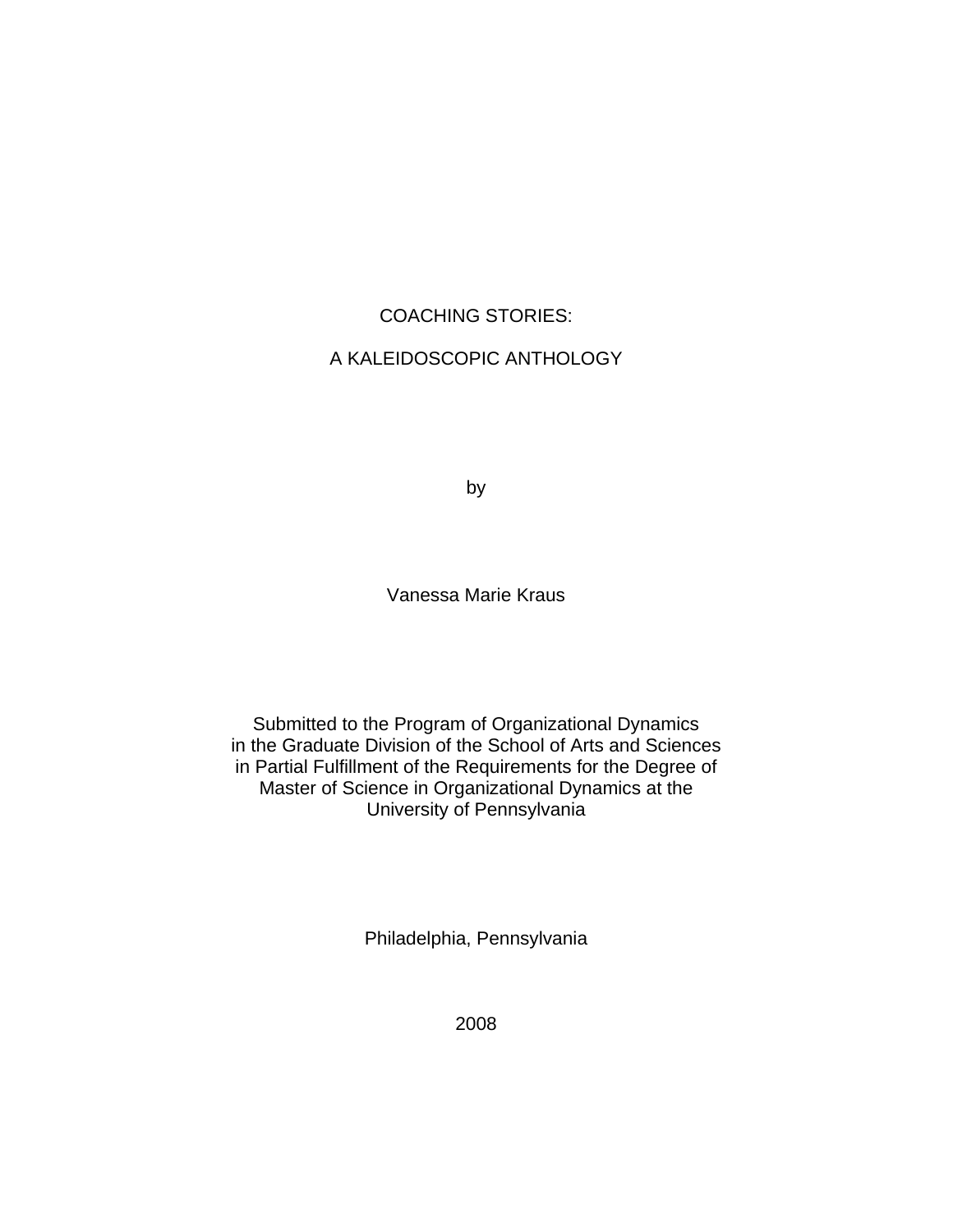# COACHING STORIES:

# A KALEIDOSCOPIC ANTHOLOGY

by

Vanessa Marie Kraus

Submitted to the Program of Organizational Dynamics
in the Graduate Division of the School of Arts and Sciences
in Partial Fulfillment of the Requirements for the Degree of
Master of Science in Organizational Dynamics at the
University of Pennsylvania

Philadelphia, Pennsylvania

2008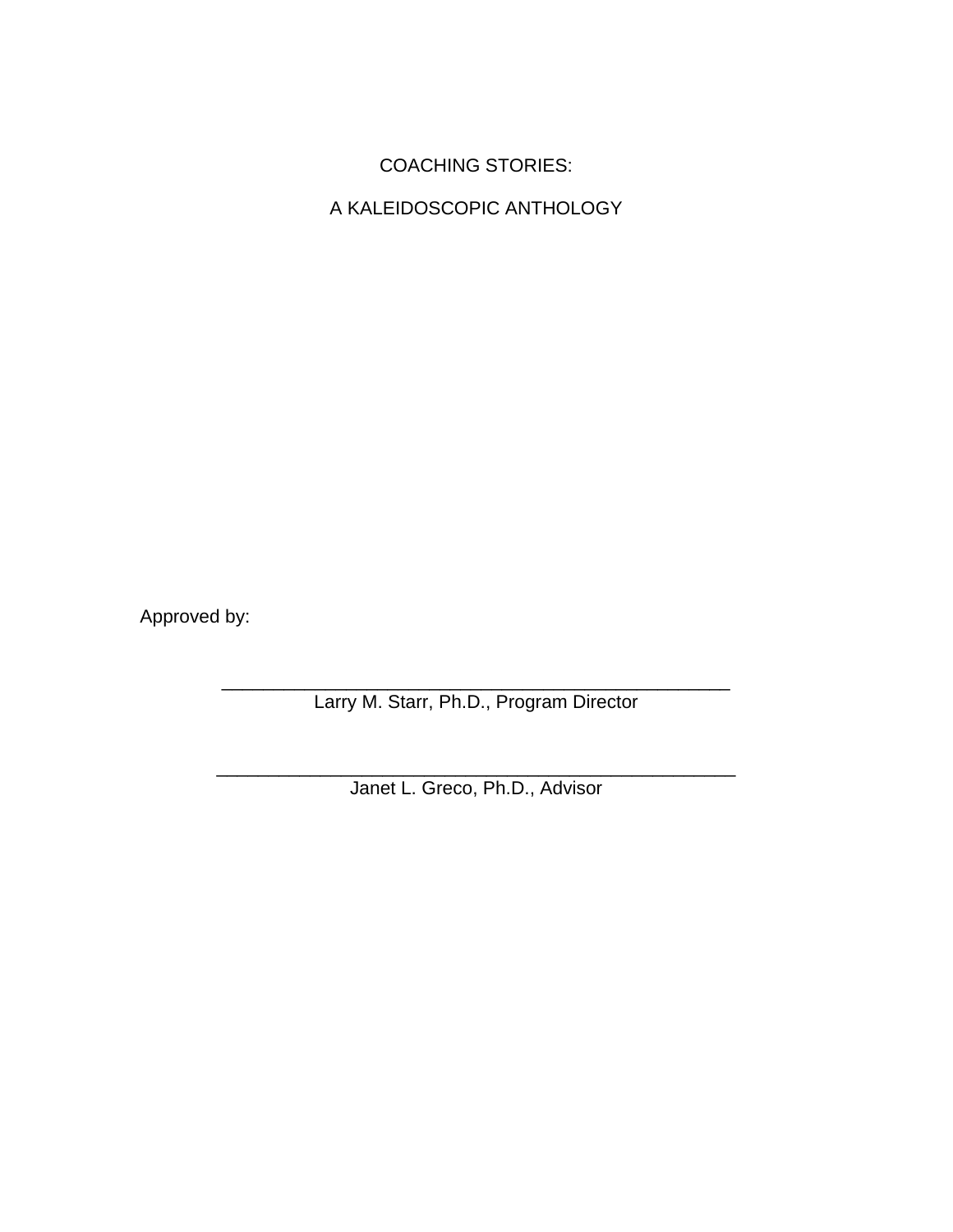COACHING STORIES:

A KALEIDOSCOPIC ANTHOLOGY

Approved by:

\_\_\_\_\_\_\_\_\_\_\_\_\_\_\_\_\_\_\_\_\_\_\_\_\_\_\_\_\_\_\_\_\_\_\_\_\_\_\_\_\_\_\_\_\_\_\_\_\_\_\_\_
Larry M. Starr, Ph.D., Program Director

\_\_\_\_\_\_\_\_\_\_\_\_\_\_\_\_\_\_\_\_\_\_\_\_\_\_\_\_\_\_\_\_\_\_\_\_\_\_\_\_\_\_\_\_\_\_\_\_\_\_\_\_
Janet L. Greco, Ph.D., Advisor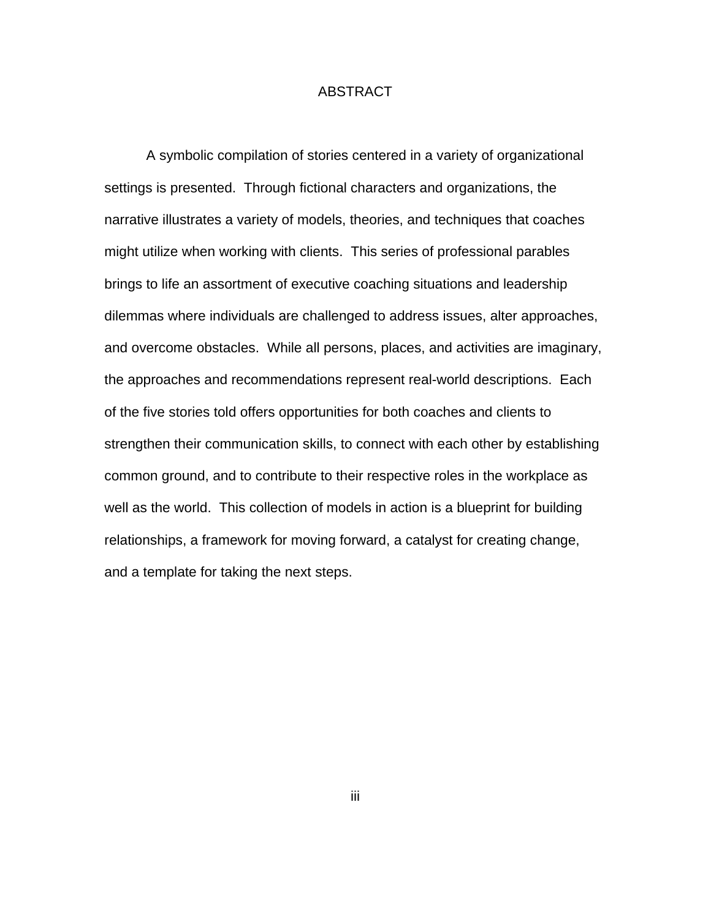# ABSTRACT

A symbolic compilation of stories centered in a variety of organizational settings is presented. Through fictional characters and organizations, the narrative illustrates a variety of models, theories, and techniques that coaches might utilize when working with clients. This series of professional parables brings to life an assortment of executive coaching situations and leadership dilemmas where individuals are challenged to address issues, alter approaches, and overcome obstacles. While all persons, places, and activities are imaginary, the approaches and recommendations represent real-world descriptions. Each of the five stories told offers opportunities for both coaches and clients to strengthen their communication skills, to connect with each other by establishing common ground, and to contribute to their respective roles in the workplace as well as the world. This collection of models in action is a blueprint for building relationships, a framework for moving forward, a catalyst for creating change, and a template for taking the next steps.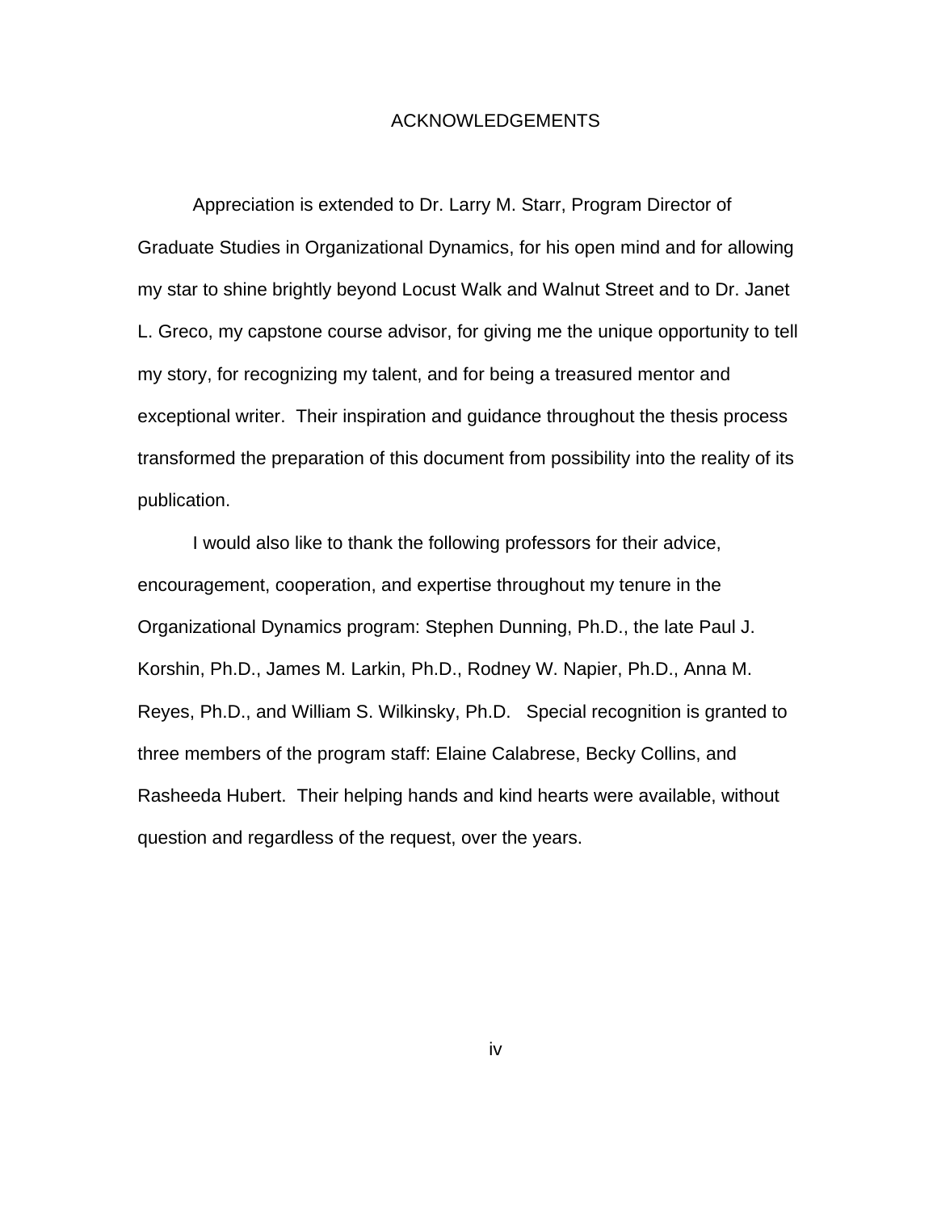# ACKNOWLEDGEMENTS

Appreciation is extended to Dr. Larry M. Starr, Program Director of Graduate Studies in Organizational Dynamics, for his open mind and for allowing my star to shine brightly beyond Locust Walk and Walnut Street and to Dr. Janet L. Greco, my capstone course advisor, for giving me the unique opportunity to tell my story, for recognizing my talent, and for being a treasured mentor and exceptional writer. Their inspiration and guidance throughout the thesis process transformed the preparation of this document from possibility into the reality of its publication.

I would also like to thank the following professors for their advice, encouragement, cooperation, and expertise throughout my tenure in the Organizational Dynamics program: Stephen Dunning, Ph.D., the late Paul J. Korshin, Ph.D., James M. Larkin, Ph.D., Rodney W. Napier, Ph.D., Anna M. Reyes, Ph.D., and William S. Wilkinsky, Ph.D. Special recognition is granted to three members of the program staff: Elaine Calabrese, Becky Collins, and Rasheeda Hubert. Their helping hands and kind hearts were available, without question and regardless of the request, over the years.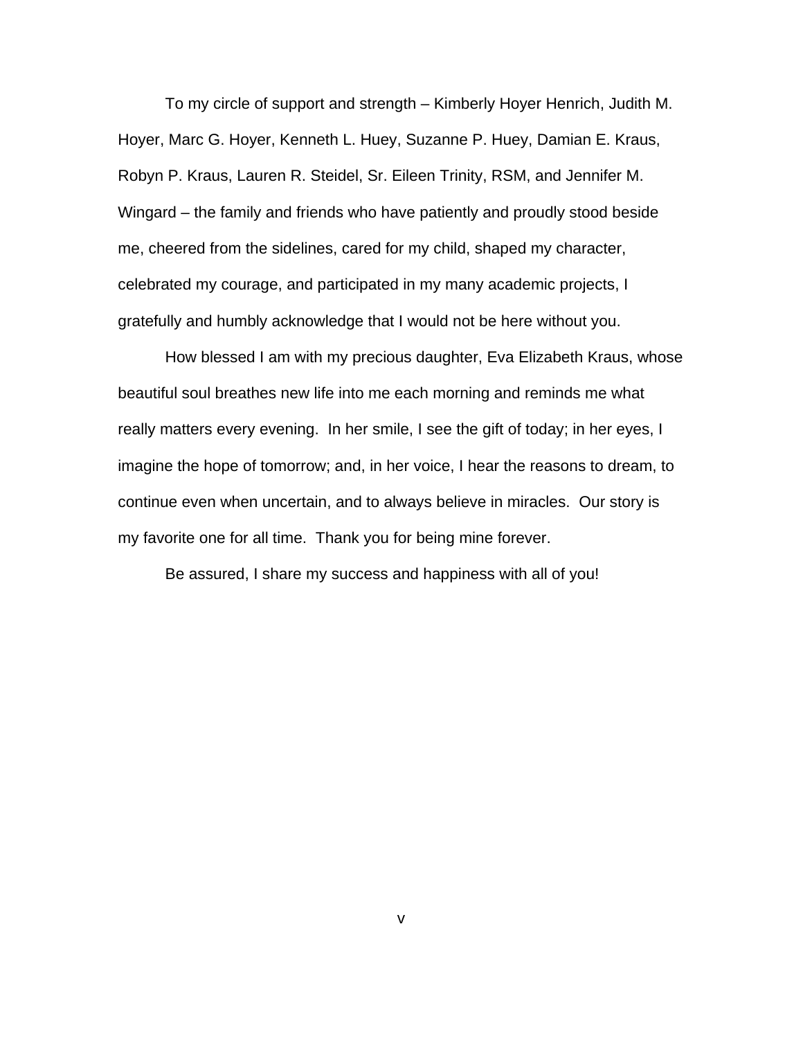To my circle of support and strength – Kimberly Hoyer Henrich, Judith M. Hoyer, Marc G. Hoyer, Kenneth L. Huey, Suzanne P. Huey, Damian E. Kraus, Robyn P. Kraus, Lauren R. Steidel, Sr. Eileen Trinity, RSM, and Jennifer M. Wingard – the family and friends who have patiently and proudly stood beside me, cheered from the sidelines, cared for my child, shaped my character, celebrated my courage, and participated in my many academic projects, I gratefully and humbly acknowledge that I would not be here without you.

How blessed I am with my precious daughter, Eva Elizabeth Kraus, whose beautiful soul breathes new life into me each morning and reminds me what really matters every evening. In her smile, I see the gift of today; in her eyes, I imagine the hope of tomorrow; and, in her voice, I hear the reasons to dream, to continue even when uncertain, and to always believe in miracles. Our story is my favorite one for all time. Thank you for being mine forever.

Be assured, I share my success and happiness with all of you!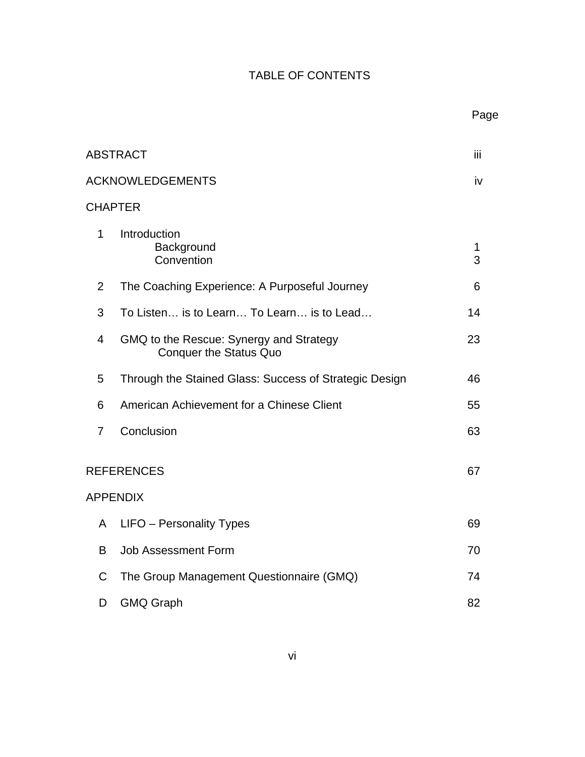# TABLE OF CONTENTS

| | | Page |
|---|---|---|
| ABSTRACT | | iii |
| ACKNOWLEDGEMENTS | | iv |
| CHAPTER | | |
| 1 | Introduction | |
| | Background | 1 |
| | Convention | 3 |
| 2 | The Coaching Experience: A Purposeful Journey | 6 |
| 3 | To Listen… is to Learn… To Learn… is to Lead… | 14 |
| 4 | GMQ to the Rescue: Synergy and Strategy Conquer the Status Quo | 23 |
| 5 | Through the Stained Glass: Success of Strategic Design | 46 |
| 6 | American Achievement for a Chinese Client | 55 |
| 7 | Conclusion | 63 |
| REFERENCES | | 67 |
| APPENDIX | | |
| A | LIFO – Personality Types | 69 |
| B | Job Assessment Form | 70 |
| C | The Group Management Questionnaire (GMQ) | 74 |
| D | GMQ Graph | 82 |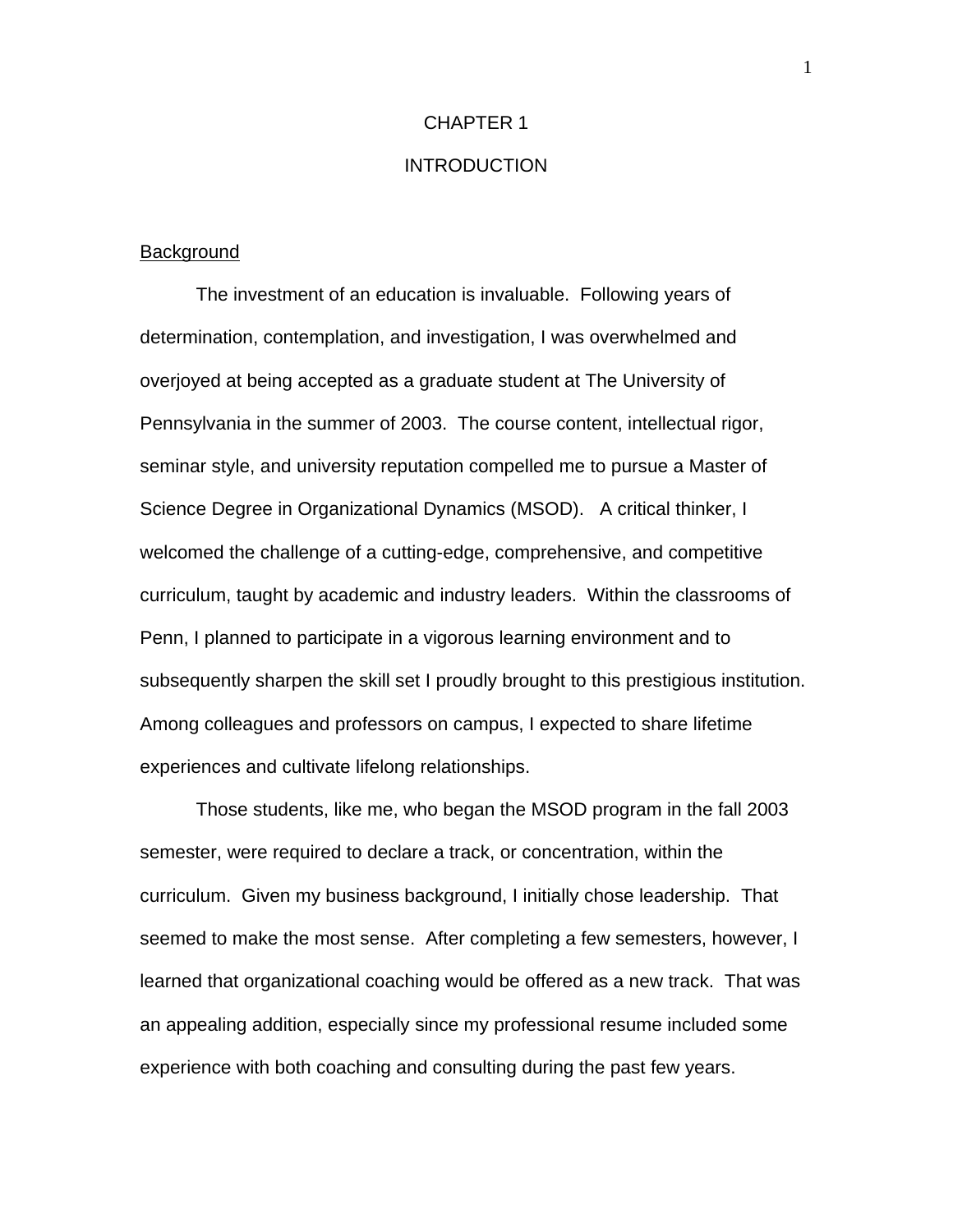# CHAPTER 1

# INTRODUCTION

## Background

The investment of an education is invaluable. Following years of determination, contemplation, and investigation, I was overwhelmed and overjoyed at being accepted as a graduate student at The University of Pennsylvania in the summer of 2003. The course content, intellectual rigor, seminar style, and university reputation compelled me to pursue a Master of Science Degree in Organizational Dynamics (MSOD). A critical thinker, I welcomed the challenge of a cutting-edge, comprehensive, and competitive curriculum, taught by academic and industry leaders. Within the classrooms of Penn, I planned to participate in a vigorous learning environment and to subsequently sharpen the skill set I proudly brought to this prestigious institution. Among colleagues and professors on campus, I expected to share lifetime experiences and cultivate lifelong relationships.

Those students, like me, who began the MSOD program in the fall 2003 semester, were required to declare a track, or concentration, within the curriculum. Given my business background, I initially chose leadership. That seemed to make the most sense. After completing a few semesters, however, I learned that organizational coaching would be offered as a new track. That was an appealing addition, especially since my professional resume included some experience with both coaching and consulting during the past few years.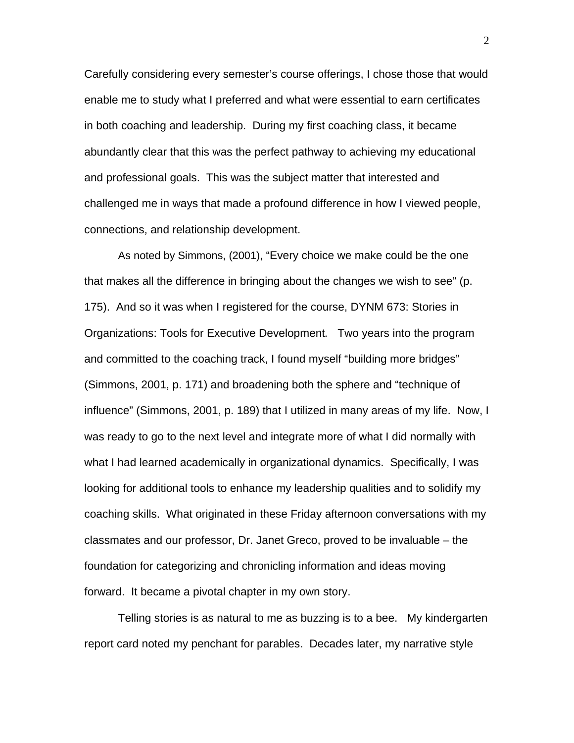Carefully considering every semester's course offerings, I chose those that would enable me to study what I preferred and what were essential to earn certificates in both coaching and leadership. During my first coaching class, it became abundantly clear that this was the perfect pathway to achieving my educational and professional goals. This was the subject matter that interested and challenged me in ways that made a profound difference in how I viewed people, connections, and relationship development.

As noted by Simmons, (2001), "Every choice we make could be the one that makes all the difference in bringing about the changes we wish to see" (p. 175). And so it was when I registered for the course, DYNM 673: Stories in Organizations: Tools for Executive Development*.* Two years into the program and committed to the coaching track, I found myself "building more bridges" (Simmons, 2001, p. 171) and broadening both the sphere and "technique of influence" (Simmons, 2001, p. 189) that I utilized in many areas of my life. Now, I was ready to go to the next level and integrate more of what I did normally with what I had learned academically in organizational dynamics. Specifically, I was looking for additional tools to enhance my leadership qualities and to solidify my coaching skills. What originated in these Friday afternoon conversations with my classmates and our professor, Dr. Janet Greco, proved to be invaluable – the foundation for categorizing and chronicling information and ideas moving forward. It became a pivotal chapter in my own story.

Telling stories is as natural to me as buzzing is to a bee. My kindergarten report card noted my penchant for parables. Decades later, my narrative style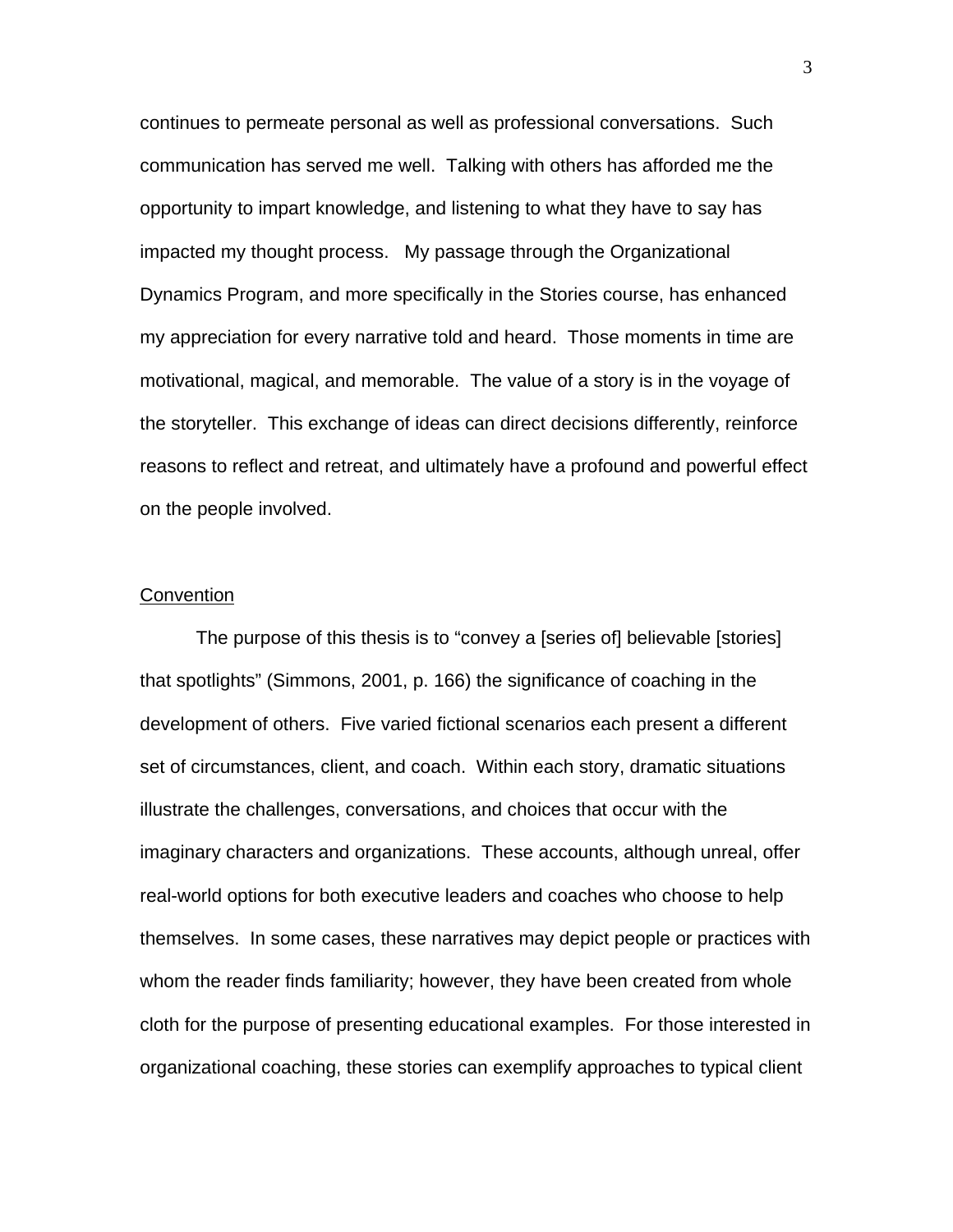continues to permeate personal as well as professional conversations. Such communication has served me well. Talking with others has afforded me the opportunity to impart knowledge, and listening to what they have to say has impacted my thought process. My passage through the Organizational Dynamics Program, and more specifically in the Stories course, has enhanced my appreciation for every narrative told and heard. Those moments in time are motivational, magical, and memorable. The value of a story is in the voyage of the storyteller. This exchange of ideas can direct decisions differently, reinforce reasons to reflect and retreat, and ultimately have a profound and powerful effect on the people involved.

## Convention

The purpose of this thesis is to "convey a [series of] believable [stories] that spotlights" (Simmons, 2001, p. 166) the significance of coaching in the development of others. Five varied fictional scenarios each present a different set of circumstances, client, and coach. Within each story, dramatic situations illustrate the challenges, conversations, and choices that occur with the imaginary characters and organizations. These accounts, although unreal, offer real-world options for both executive leaders and coaches who choose to help themselves. In some cases, these narratives may depict people or practices with whom the reader finds familiarity; however, they have been created from whole cloth for the purpose of presenting educational examples. For those interested in organizational coaching, these stories can exemplify approaches to typical client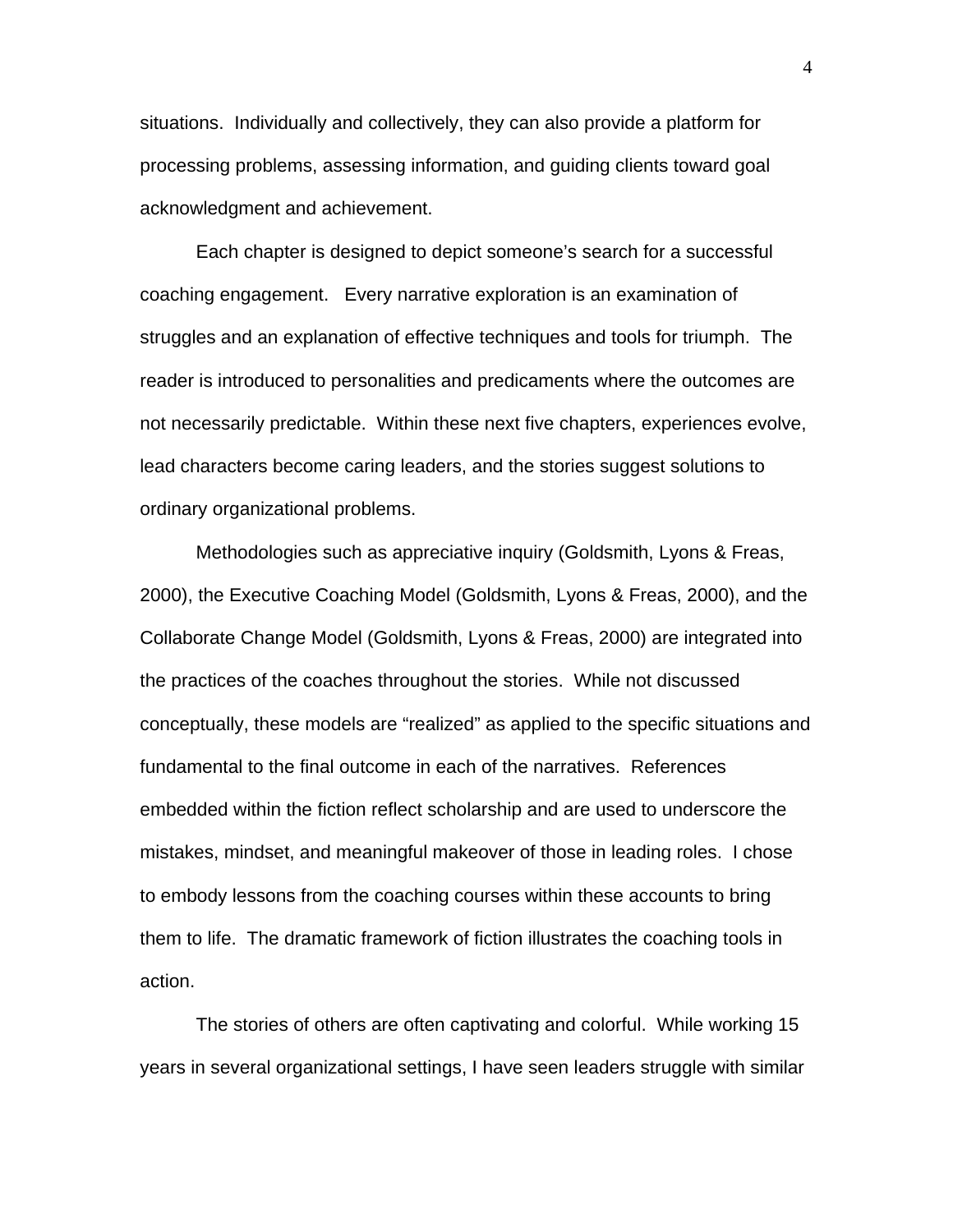situations. Individually and collectively, they can also provide a platform for processing problems, assessing information, and guiding clients toward goal acknowledgment and achievement.

Each chapter is designed to depict someone's search for a successful coaching engagement. Every narrative exploration is an examination of struggles and an explanation of effective techniques and tools for triumph. The reader is introduced to personalities and predicaments where the outcomes are not necessarily predictable. Within these next five chapters, experiences evolve, lead characters become caring leaders, and the stories suggest solutions to ordinary organizational problems.

Methodologies such as appreciative inquiry (Goldsmith, Lyons & Freas, 2000), the Executive Coaching Model (Goldsmith, Lyons & Freas, 2000), and the Collaborate Change Model (Goldsmith, Lyons & Freas, 2000) are integrated into the practices of the coaches throughout the stories. While not discussed conceptually, these models are "realized" as applied to the specific situations and fundamental to the final outcome in each of the narratives. References embedded within the fiction reflect scholarship and are used to underscore the mistakes, mindset, and meaningful makeover of those in leading roles. I chose to embody lessons from the coaching courses within these accounts to bring them to life. The dramatic framework of fiction illustrates the coaching tools in action.

The stories of others are often captivating and colorful. While working 15 years in several organizational settings, I have seen leaders struggle with similar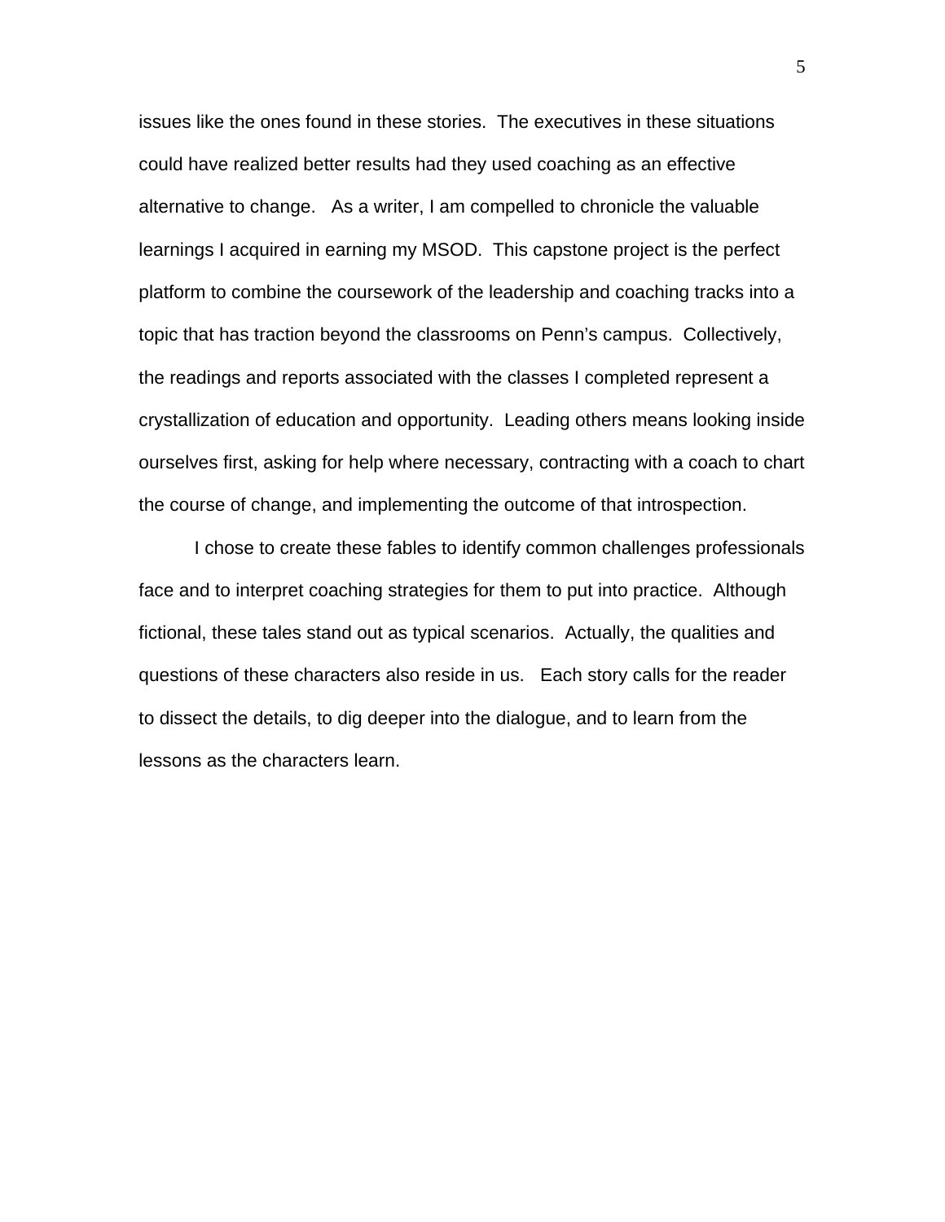issues like the ones found in these stories. The executives in these situations could have realized better results had they used coaching as an effective alternative to change. As a writer, I am compelled to chronicle the valuable learnings I acquired in earning my MSOD. This capstone project is the perfect platform to combine the coursework of the leadership and coaching tracks into a topic that has traction beyond the classrooms on Penn's campus. Collectively, the readings and reports associated with the classes I completed represent a crystallization of education and opportunity. Leading others means looking inside ourselves first, asking for help where necessary, contracting with a coach to chart the course of change, and implementing the outcome of that introspection.

I chose to create these fables to identify common challenges professionals face and to interpret coaching strategies for them to put into practice. Although fictional, these tales stand out as typical scenarios. Actually, the qualities and questions of these characters also reside in us. Each story calls for the reader to dissect the details, to dig deeper into the dialogue, and to learn from the lessons as the characters learn.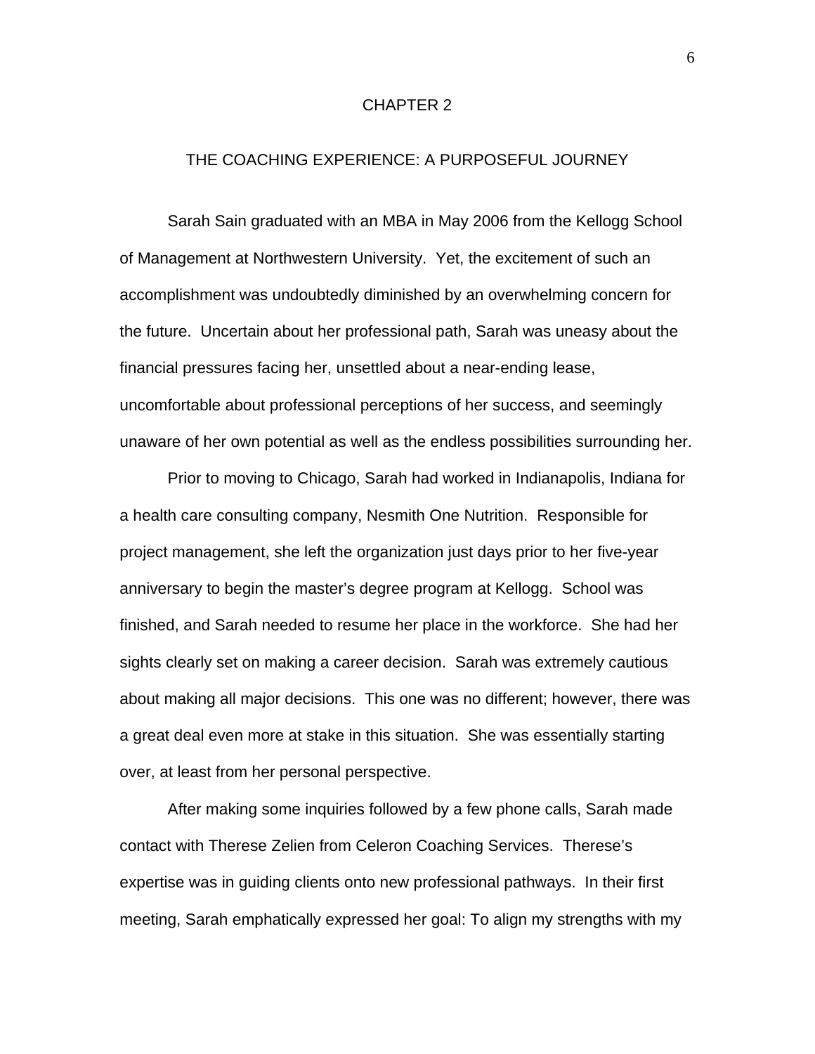# CHAPTER 2

## THE COACHING EXPERIENCE: A PURPOSEFUL JOURNEY

Sarah Sain graduated with an MBA in May 2006 from the Kellogg School of Management at Northwestern University. Yet, the excitement of such an accomplishment was undoubtedly diminished by an overwhelming concern for the future. Uncertain about her professional path, Sarah was uneasy about the financial pressures facing her, unsettled about a near-ending lease, uncomfortable about professional perceptions of her success, and seemingly unaware of her own potential as well as the endless possibilities surrounding her.

Prior to moving to Chicago, Sarah had worked in Indianapolis, Indiana for a health care consulting company, Nesmith One Nutrition. Responsible for project management, she left the organization just days prior to her five-year anniversary to begin the master's degree program at Kellogg. School was finished, and Sarah needed to resume her place in the workforce. She had her sights clearly set on making a career decision. Sarah was extremely cautious about making all major decisions. This one was no different; however, there was a great deal even more at stake in this situation. She was essentially starting over, at least from her personal perspective.

After making some inquiries followed by a few phone calls, Sarah made contact with Therese Zelien from Celeron Coaching Services. Therese's expertise was in guiding clients onto new professional pathways. In their first meeting, Sarah emphatically expressed her goal: To align my strengths with my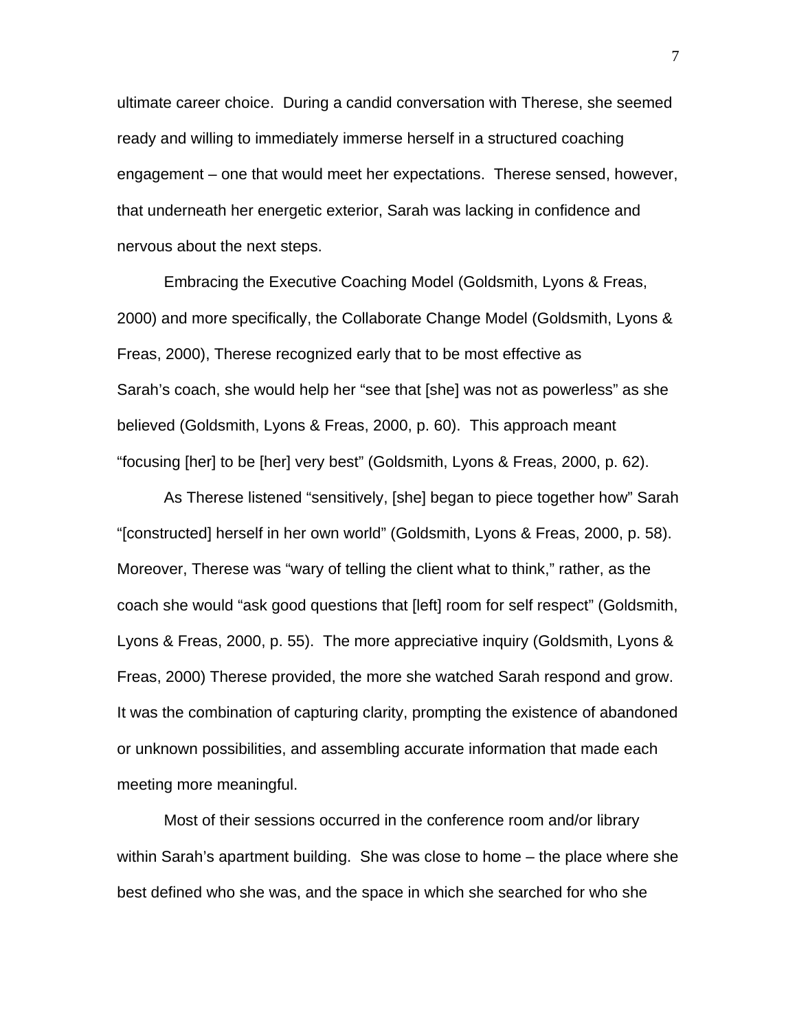ultimate career choice. During a candid conversation with Therese, she seemed ready and willing to immediately immerse herself in a structured coaching engagement – one that would meet her expectations. Therese sensed, however, that underneath her energetic exterior, Sarah was lacking in confidence and nervous about the next steps.

Embracing the Executive Coaching Model (Goldsmith, Lyons & Freas, 2000) and more specifically, the Collaborate Change Model (Goldsmith, Lyons & Freas, 2000), Therese recognized early that to be most effective as Sarah's coach, she would help her "see that [she] was not as powerless" as she believed (Goldsmith, Lyons & Freas, 2000, p. 60). This approach meant "focusing [her] to be [her] very best" (Goldsmith, Lyons & Freas, 2000, p. 62).

As Therese listened "sensitively, [she] began to piece together how" Sarah "[constructed] herself in her own world" (Goldsmith, Lyons & Freas, 2000, p. 58). Moreover, Therese was "wary of telling the client what to think," rather, as the coach she would "ask good questions that [left] room for self respect" (Goldsmith, Lyons & Freas, 2000, p. 55). The more appreciative inquiry (Goldsmith, Lyons & Freas, 2000) Therese provided, the more she watched Sarah respond and grow. It was the combination of capturing clarity, prompting the existence of abandoned or unknown possibilities, and assembling accurate information that made each meeting more meaningful.

Most of their sessions occurred in the conference room and/or library within Sarah's apartment building. She was close to home – the place where she best defined who she was, and the space in which she searched for who she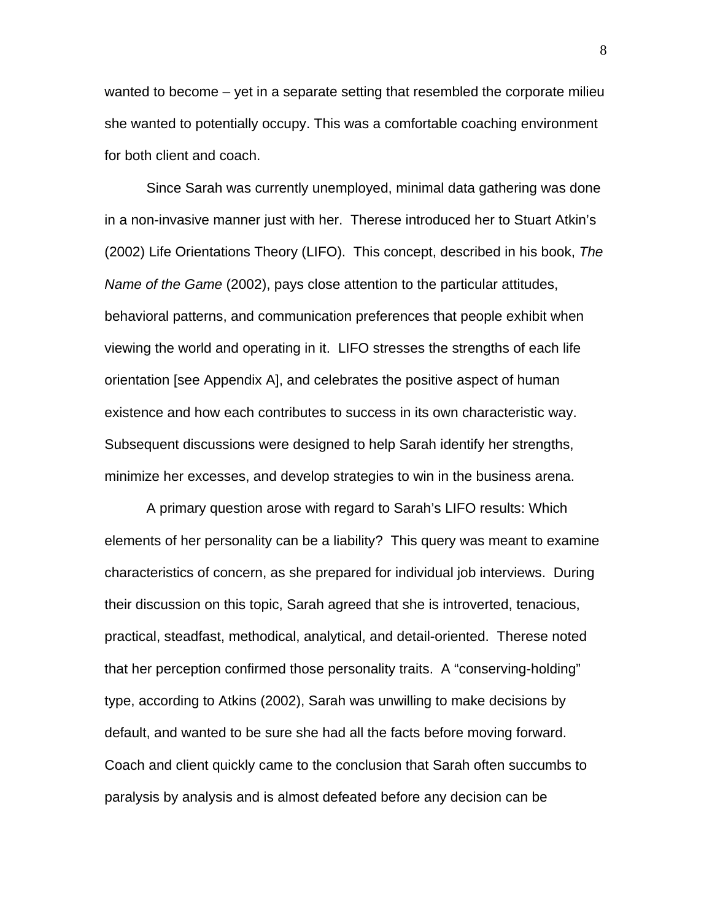wanted to become – yet in a separate setting that resembled the corporate milieu she wanted to potentially occupy. This was a comfortable coaching environment for both client and coach.

Since Sarah was currently unemployed, minimal data gathering was done in a non-invasive manner just with her. Therese introduced her to Stuart Atkin's (2002) Life Orientations Theory (LIFO). This concept, described in his book, *The Name of the Game* (2002), pays close attention to the particular attitudes, behavioral patterns, and communication preferences that people exhibit when viewing the world and operating in it. LIFO stresses the strengths of each life orientation [see Appendix A], and celebrates the positive aspect of human existence and how each contributes to success in its own characteristic way. Subsequent discussions were designed to help Sarah identify her strengths, minimize her excesses, and develop strategies to win in the business arena.

A primary question arose with regard to Sarah's LIFO results: Which elements of her personality can be a liability? This query was meant to examine characteristics of concern, as she prepared for individual job interviews. During their discussion on this topic, Sarah agreed that she is introverted, tenacious, practical, steadfast, methodical, analytical, and detail-oriented. Therese noted that her perception confirmed those personality traits. A "conserving-holding" type, according to Atkins (2002), Sarah was unwilling to make decisions by default, and wanted to be sure she had all the facts before moving forward. Coach and client quickly came to the conclusion that Sarah often succumbs to paralysis by analysis and is almost defeated before any decision can be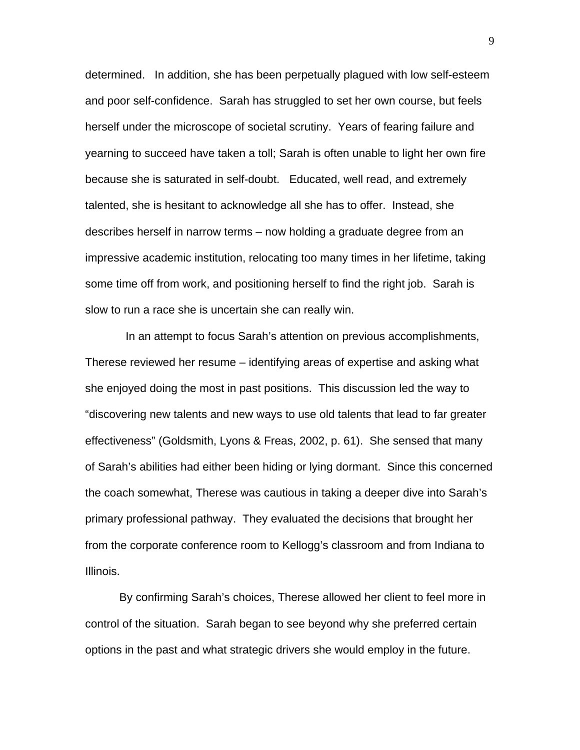determined. In addition, she has been perpetually plagued with low self-esteem and poor self-confidence. Sarah has struggled to set her own course, but feels herself under the microscope of societal scrutiny. Years of fearing failure and yearning to succeed have taken a toll; Sarah is often unable to light her own fire because she is saturated in self-doubt. Educated, well read, and extremely talented, she is hesitant to acknowledge all she has to offer. Instead, she describes herself in narrow terms – now holding a graduate degree from an impressive academic institution, relocating too many times in her lifetime, taking some time off from work, and positioning herself to find the right job. Sarah is slow to run a race she is uncertain she can really win.

In an attempt to focus Sarah's attention on previous accomplishments, Therese reviewed her resume – identifying areas of expertise and asking what she enjoyed doing the most in past positions. This discussion led the way to "discovering new talents and new ways to use old talents that lead to far greater effectiveness" (Goldsmith, Lyons & Freas, 2002, p. 61). She sensed that many of Sarah's abilities had either been hiding or lying dormant. Since this concerned the coach somewhat, Therese was cautious in taking a deeper dive into Sarah's primary professional pathway. They evaluated the decisions that brought her from the corporate conference room to Kellogg's classroom and from Indiana to Illinois.

By confirming Sarah's choices, Therese allowed her client to feel more in control of the situation. Sarah began to see beyond why she preferred certain options in the past and what strategic drivers she would employ in the future.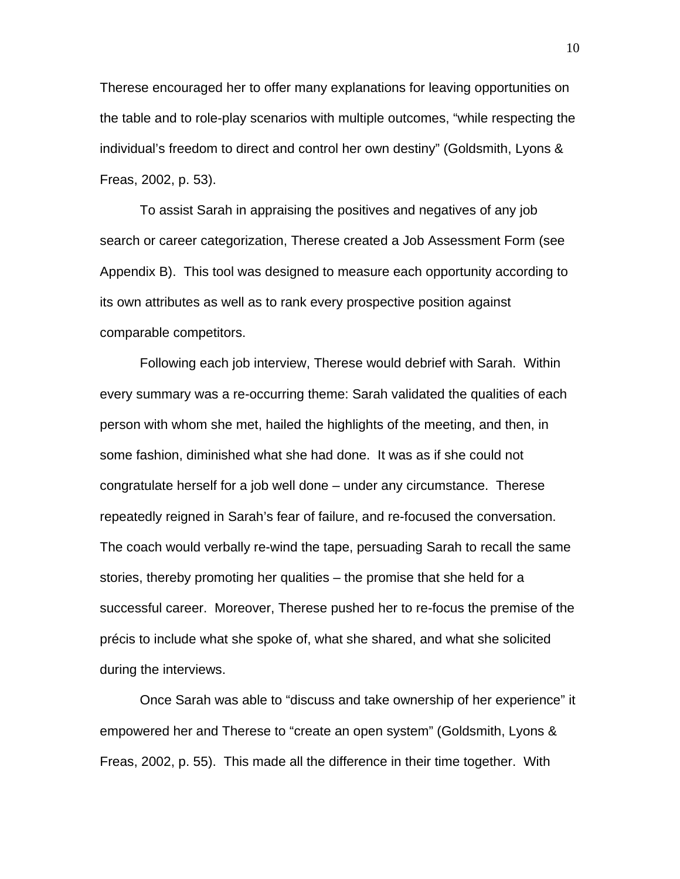Therese encouraged her to offer many explanations for leaving opportunities on the table and to role-play scenarios with multiple outcomes, "while respecting the individual's freedom to direct and control her own destiny" (Goldsmith, Lyons & Freas, 2002, p. 53).

To assist Sarah in appraising the positives and negatives of any job search or career categorization, Therese created a Job Assessment Form (see Appendix B). This tool was designed to measure each opportunity according to its own attributes as well as to rank every prospective position against comparable competitors.

Following each job interview, Therese would debrief with Sarah. Within every summary was a re-occurring theme: Sarah validated the qualities of each person with whom she met, hailed the highlights of the meeting, and then, in some fashion, diminished what she had done. It was as if she could not congratulate herself for a job well done – under any circumstance. Therese repeatedly reigned in Sarah's fear of failure, and re-focused the conversation. The coach would verbally re-wind the tape, persuading Sarah to recall the same stories, thereby promoting her qualities – the promise that she held for a successful career. Moreover, Therese pushed her to re-focus the premise of the précis to include what she spoke of, what she shared, and what she solicited during the interviews.

Once Sarah was able to "discuss and take ownership of her experience" it empowered her and Therese to "create an open system" (Goldsmith, Lyons & Freas, 2002, p. 55). This made all the difference in their time together. With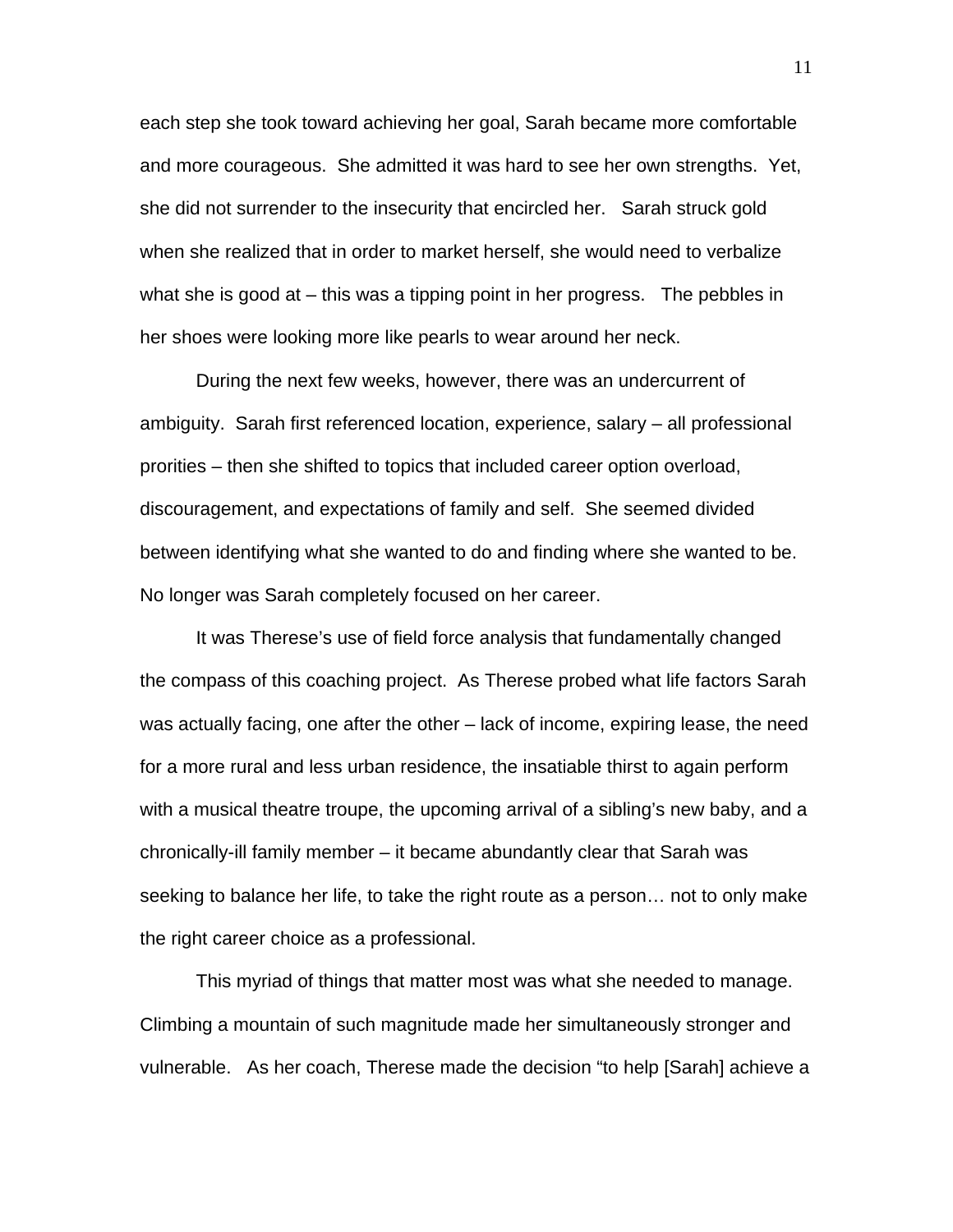each step she took toward achieving her goal, Sarah became more comfortable and more courageous. She admitted it was hard to see her own strengths. Yet, she did not surrender to the insecurity that encircled her. Sarah struck gold when she realized that in order to market herself, she would need to verbalize what she is good at – this was a tipping point in her progress. The pebbles in her shoes were looking more like pearls to wear around her neck.

During the next few weeks, however, there was an undercurrent of ambiguity. Sarah first referenced location, experience, salary – all professional prorities – then she shifted to topics that included career option overload, discouragement, and expectations of family and self. She seemed divided between identifying what she wanted to do and finding where she wanted to be. No longer was Sarah completely focused on her career.

It was Therese's use of field force analysis that fundamentally changed the compass of this coaching project. As Therese probed what life factors Sarah was actually facing, one after the other – lack of income, expiring lease, the need for a more rural and less urban residence, the insatiable thirst to again perform with a musical theatre troupe, the upcoming arrival of a sibling's new baby, and a chronically-ill family member – it became abundantly clear that Sarah was seeking to balance her life, to take the right route as a person… not to only make the right career choice as a professional.

This myriad of things that matter most was what she needed to manage. Climbing a mountain of such magnitude made her simultaneously stronger and vulnerable. As her coach, Therese made the decision "to help [Sarah] achieve a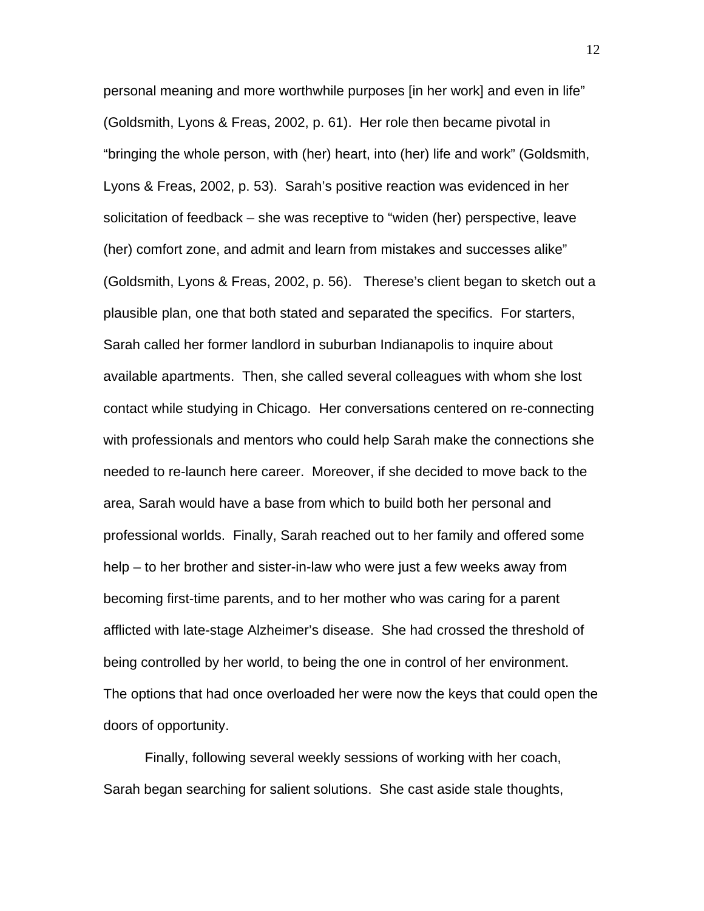personal meaning and more worthwhile purposes [in her work] and even in life" (Goldsmith, Lyons & Freas, 2002, p. 61). Her role then became pivotal in "bringing the whole person, with (her) heart, into (her) life and work" (Goldsmith, Lyons & Freas, 2002, p. 53). Sarah's positive reaction was evidenced in her solicitation of feedback – she was receptive to "widen (her) perspective, leave (her) comfort zone, and admit and learn from mistakes and successes alike" (Goldsmith, Lyons & Freas, 2002, p. 56). Therese's client began to sketch out a plausible plan, one that both stated and separated the specifics. For starters, Sarah called her former landlord in suburban Indianapolis to inquire about available apartments. Then, she called several colleagues with whom she lost contact while studying in Chicago. Her conversations centered on re-connecting with professionals and mentors who could help Sarah make the connections she needed to re-launch here career. Moreover, if she decided to move back to the area, Sarah would have a base from which to build both her personal and professional worlds. Finally, Sarah reached out to her family and offered some help – to her brother and sister-in-law who were just a few weeks away from becoming first-time parents, and to her mother who was caring for a parent afflicted with late-stage Alzheimer's disease. She had crossed the threshold of being controlled by her world, to being the one in control of her environment. The options that had once overloaded her were now the keys that could open the doors of opportunity.

Finally, following several weekly sessions of working with her coach, Sarah began searching for salient solutions. She cast aside stale thoughts,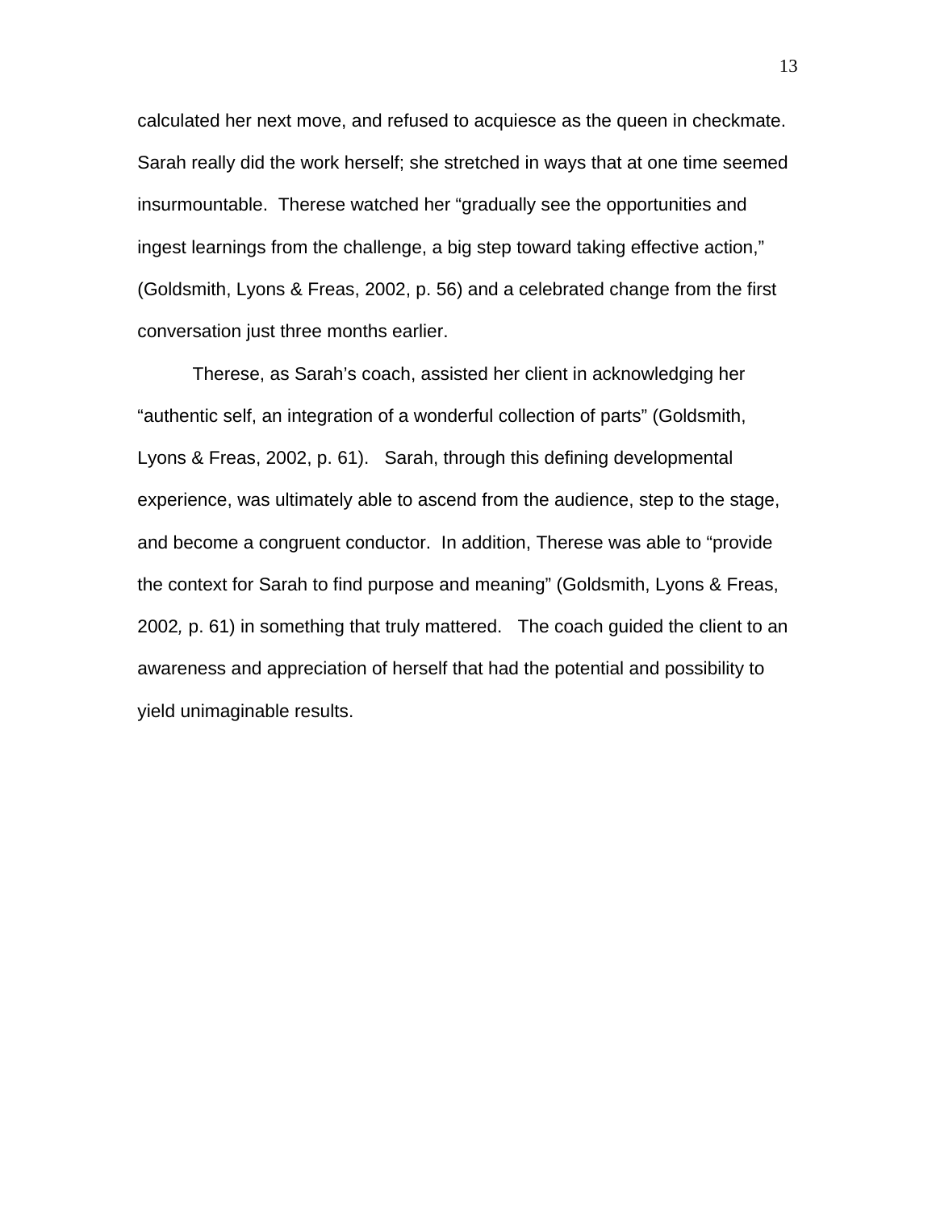calculated her next move, and refused to acquiesce as the queen in checkmate. Sarah really did the work herself; she stretched in ways that at one time seemed insurmountable. Therese watched her "gradually see the opportunities and ingest learnings from the challenge, a big step toward taking effective action," (Goldsmith, Lyons & Freas, 2002, p. 56) and a celebrated change from the first conversation just three months earlier.

Therese, as Sarah's coach, assisted her client in acknowledging her "authentic self, an integration of a wonderful collection of parts" (Goldsmith, Lyons & Freas, 2002, p. 61). Sarah, through this defining developmental experience, was ultimately able to ascend from the audience, step to the stage, and become a congruent conductor. In addition, Therese was able to "provide the context for Sarah to find purpose and meaning" (Goldsmith, Lyons & Freas, 2002, p. 61) in something that truly mattered. The coach guided the client to an awareness and appreciation of herself that had the potential and possibility to yield unimaginable results.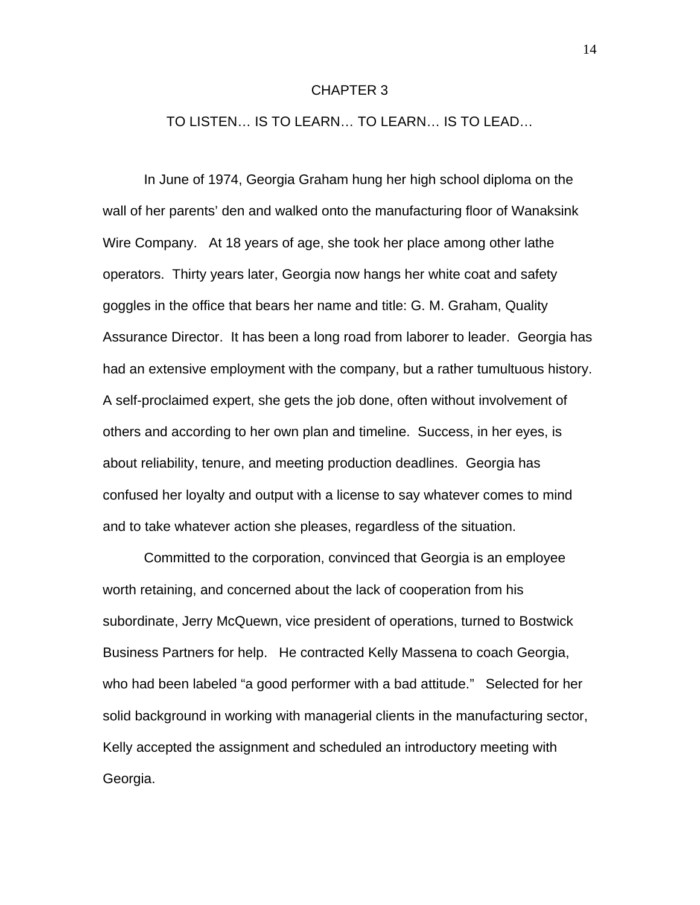# CHAPTER 3

## TO LISTEN… IS TO LEARN… TO LEARN… IS TO LEAD…

In June of 1974, Georgia Graham hung her high school diploma on the wall of her parents' den and walked onto the manufacturing floor of Wanaksink Wire Company. At 18 years of age, she took her place among other lathe operators. Thirty years later, Georgia now hangs her white coat and safety goggles in the office that bears her name and title: G. M. Graham, Quality Assurance Director. It has been a long road from laborer to leader. Georgia has had an extensive employment with the company, but a rather tumultuous history. A self-proclaimed expert, she gets the job done, often without involvement of others and according to her own plan and timeline. Success, in her eyes, is about reliability, tenure, and meeting production deadlines. Georgia has confused her loyalty and output with a license to say whatever comes to mind and to take whatever action she pleases, regardless of the situation.

Committed to the corporation, convinced that Georgia is an employee worth retaining, and concerned about the lack of cooperation from his subordinate, Jerry McQuewn, vice president of operations, turned to Bostwick Business Partners for help. He contracted Kelly Massena to coach Georgia, who had been labeled "a good performer with a bad attitude." Selected for her solid background in working with managerial clients in the manufacturing sector, Kelly accepted the assignment and scheduled an introductory meeting with Georgia.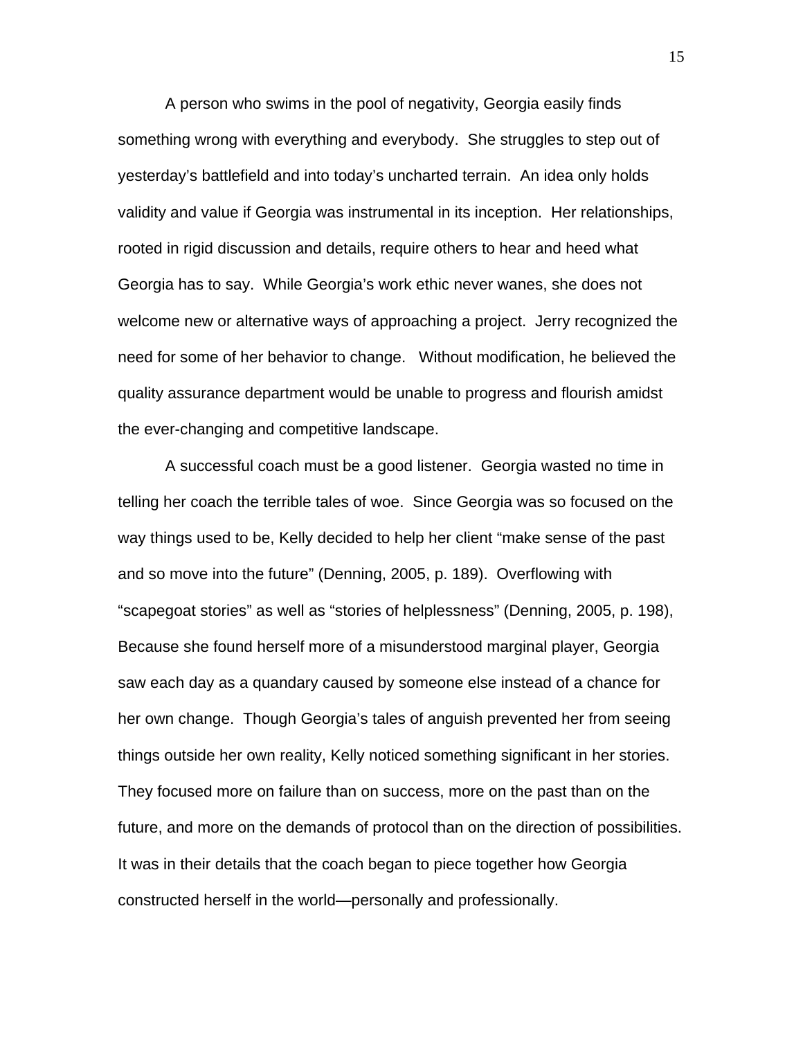A person who swims in the pool of negativity, Georgia easily finds something wrong with everything and everybody. She struggles to step out of yesterday's battlefield and into today's uncharted terrain. An idea only holds validity and value if Georgia was instrumental in its inception. Her relationships, rooted in rigid discussion and details, require others to hear and heed what Georgia has to say. While Georgia's work ethic never wanes, she does not welcome new or alternative ways of approaching a project. Jerry recognized the need for some of her behavior to change. Without modification, he believed the quality assurance department would be unable to progress and flourish amidst the ever-changing and competitive landscape.

A successful coach must be a good listener. Georgia wasted no time in telling her coach the terrible tales of woe. Since Georgia was so focused on the way things used to be, Kelly decided to help her client "make sense of the past and so move into the future" (Denning, 2005, p. 189). Overflowing with "scapegoat stories" as well as "stories of helplessness" (Denning, 2005, p. 198), Because she found herself more of a misunderstood marginal player, Georgia saw each day as a quandary caused by someone else instead of a chance for her own change. Though Georgia's tales of anguish prevented her from seeing things outside her own reality, Kelly noticed something significant in her stories. They focused more on failure than on success, more on the past than on the future, and more on the demands of protocol than on the direction of possibilities. It was in their details that the coach began to piece together how Georgia constructed herself in the world—personally and professionally.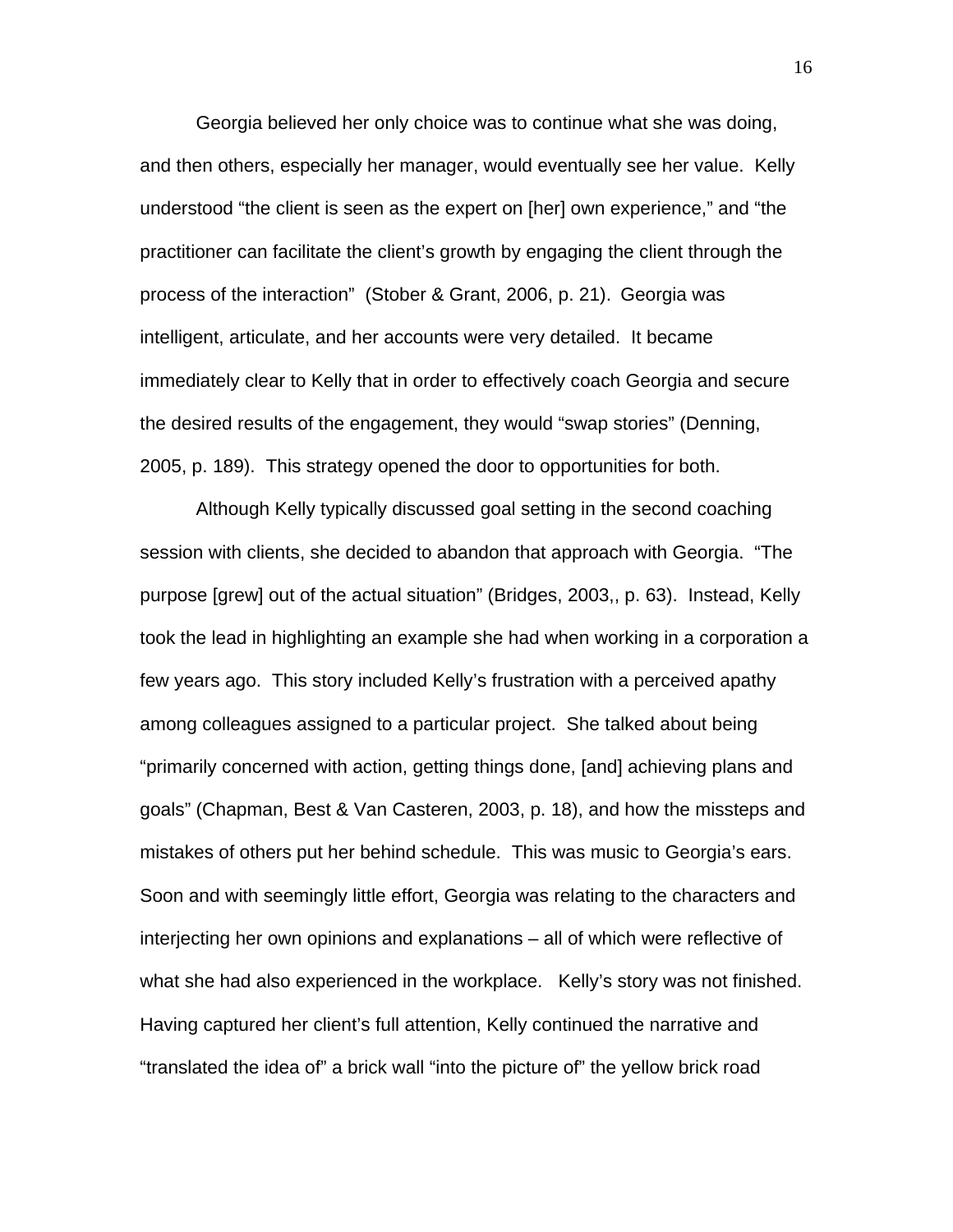Georgia believed her only choice was to continue what she was doing, and then others, especially her manager, would eventually see her value. Kelly understood “the client is seen as the expert on [her] own experience,” and “the practitioner can facilitate the client’s growth by engaging the client through the process of the interaction” (Stober & Grant, 2006, p. 21). Georgia was intelligent, articulate, and her accounts were very detailed. It became immediately clear to Kelly that in order to effectively coach Georgia and secure the desired results of the engagement, they would “swap stories” (Denning, 2005, p. 189). This strategy opened the door to opportunities for both.

Although Kelly typically discussed goal setting in the second coaching session with clients, she decided to abandon that approach with Georgia. “The purpose [grew] out of the actual situation” (Bridges, 2003,, p. 63). Instead, Kelly took the lead in highlighting an example she had when working in a corporation a few years ago. This story included Kelly’s frustration with a perceived apathy among colleagues assigned to a particular project. She talked about being “primarily concerned with action, getting things done, [and] achieving plans and goals” (Chapman, Best & Van Casteren, 2003, p. 18), and how the missteps and mistakes of others put her behind schedule. This was music to Georgia’s ears. Soon and with seemingly little effort, Georgia was relating to the characters and interjecting her own opinions and explanations – all of which were reflective of what she had also experienced in the workplace. Kelly’s story was not finished. Having captured her client’s full attention, Kelly continued the narrative and “translated the idea of” a brick wall “into the picture of” the yellow brick road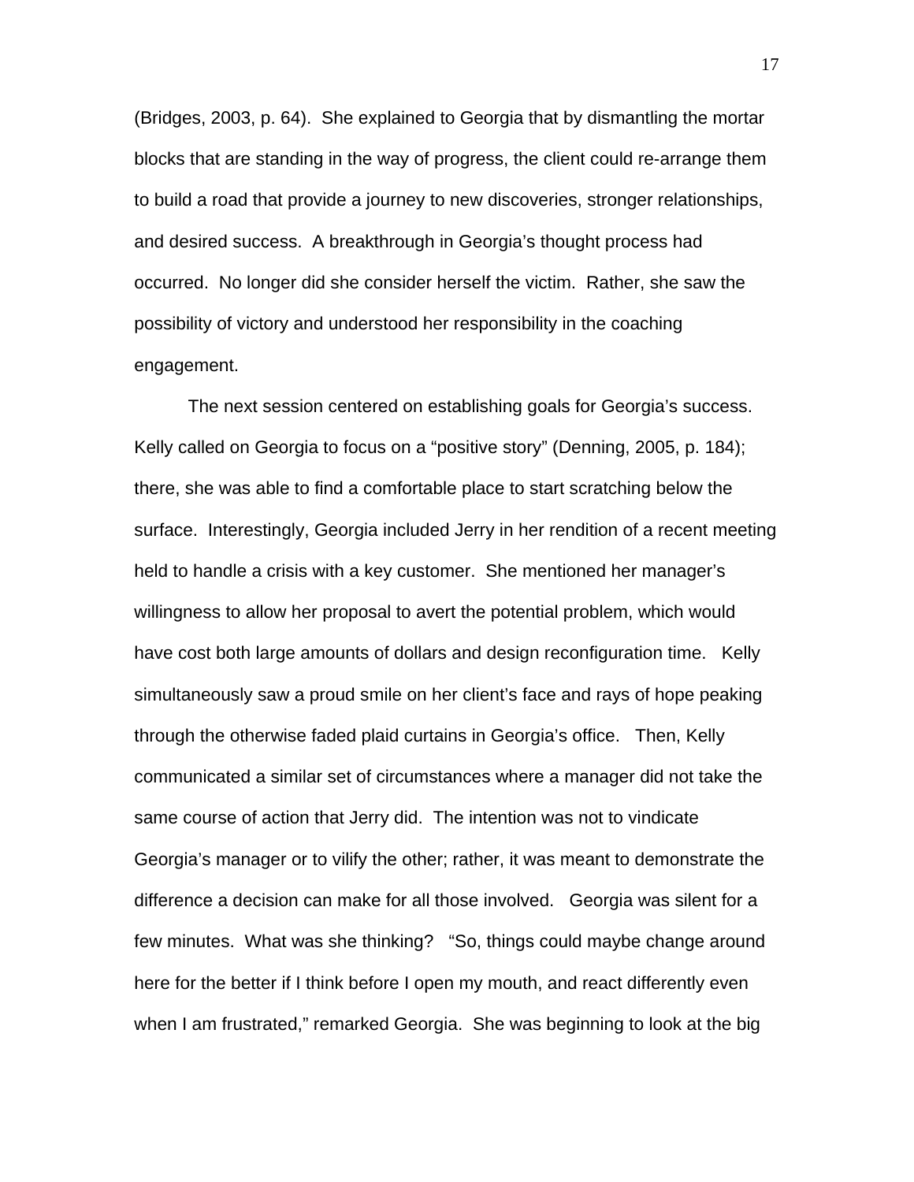(Bridges, 2003, p. 64). She explained to Georgia that by dismantling the mortar blocks that are standing in the way of progress, the client could re-arrange them to build a road that provide a journey to new discoveries, stronger relationships, and desired success. A breakthrough in Georgia's thought process had occurred. No longer did she consider herself the victim. Rather, she saw the possibility of victory and understood her responsibility in the coaching engagement.

The next session centered on establishing goals for Georgia's success. Kelly called on Georgia to focus on a "positive story" (Denning, 2005, p. 184); there, she was able to find a comfortable place to start scratching below the surface. Interestingly, Georgia included Jerry in her rendition of a recent meeting held to handle a crisis with a key customer. She mentioned her manager's willingness to allow her proposal to avert the potential problem, which would have cost both large amounts of dollars and design reconfiguration time. Kelly simultaneously saw a proud smile on her client's face and rays of hope peaking through the otherwise faded plaid curtains in Georgia's office. Then, Kelly communicated a similar set of circumstances where a manager did not take the same course of action that Jerry did. The intention was not to vindicate Georgia's manager or to vilify the other; rather, it was meant to demonstrate the difference a decision can make for all those involved. Georgia was silent for a few minutes. What was she thinking? "So, things could maybe change around here for the better if I think before I open my mouth, and react differently even when I am frustrated," remarked Georgia. She was beginning to look at the big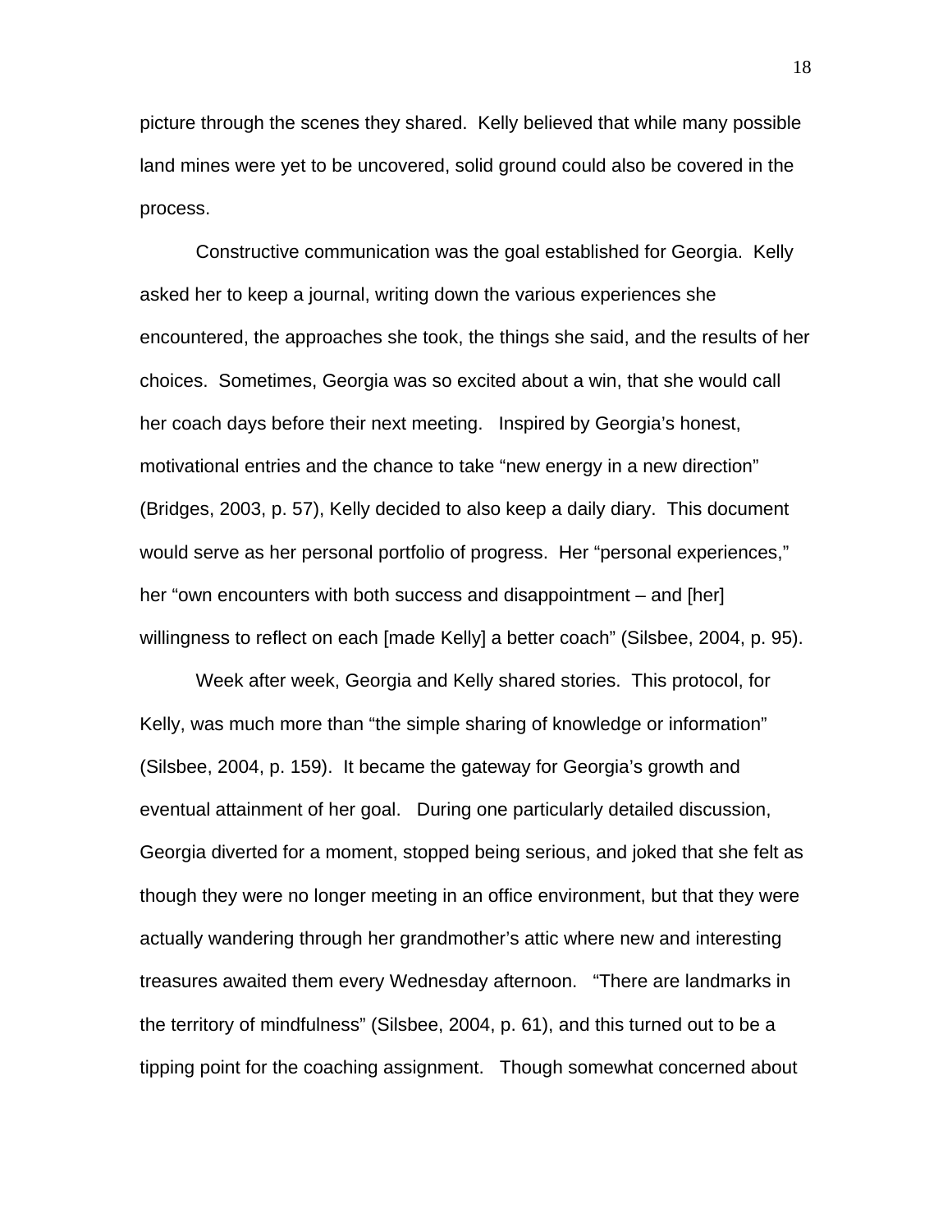picture through the scenes they shared. Kelly believed that while many possible land mines were yet to be uncovered, solid ground could also be covered in the process.

Constructive communication was the goal established for Georgia. Kelly asked her to keep a journal, writing down the various experiences she encountered, the approaches she took, the things she said, and the results of her choices. Sometimes, Georgia was so excited about a win, that she would call her coach days before their next meeting. Inspired by Georgia's honest, motivational entries and the chance to take "new energy in a new direction" (Bridges, 2003, p. 57), Kelly decided to also keep a daily diary. This document would serve as her personal portfolio of progress. Her "personal experiences," her "own encounters with both success and disappointment – and [her] willingness to reflect on each [made Kelly] a better coach" (Silsbee, 2004, p. 95).

Week after week, Georgia and Kelly shared stories. This protocol, for Kelly, was much more than "the simple sharing of knowledge or information" (Silsbee, 2004, p. 159). It became the gateway for Georgia's growth and eventual attainment of her goal. During one particularly detailed discussion, Georgia diverted for a moment, stopped being serious, and joked that she felt as though they were no longer meeting in an office environment, but that they were actually wandering through her grandmother's attic where new and interesting treasures awaited them every Wednesday afternoon. "There are landmarks in the territory of mindfulness" (Silsbee, 2004, p. 61), and this turned out to be a tipping point for the coaching assignment. Though somewhat concerned about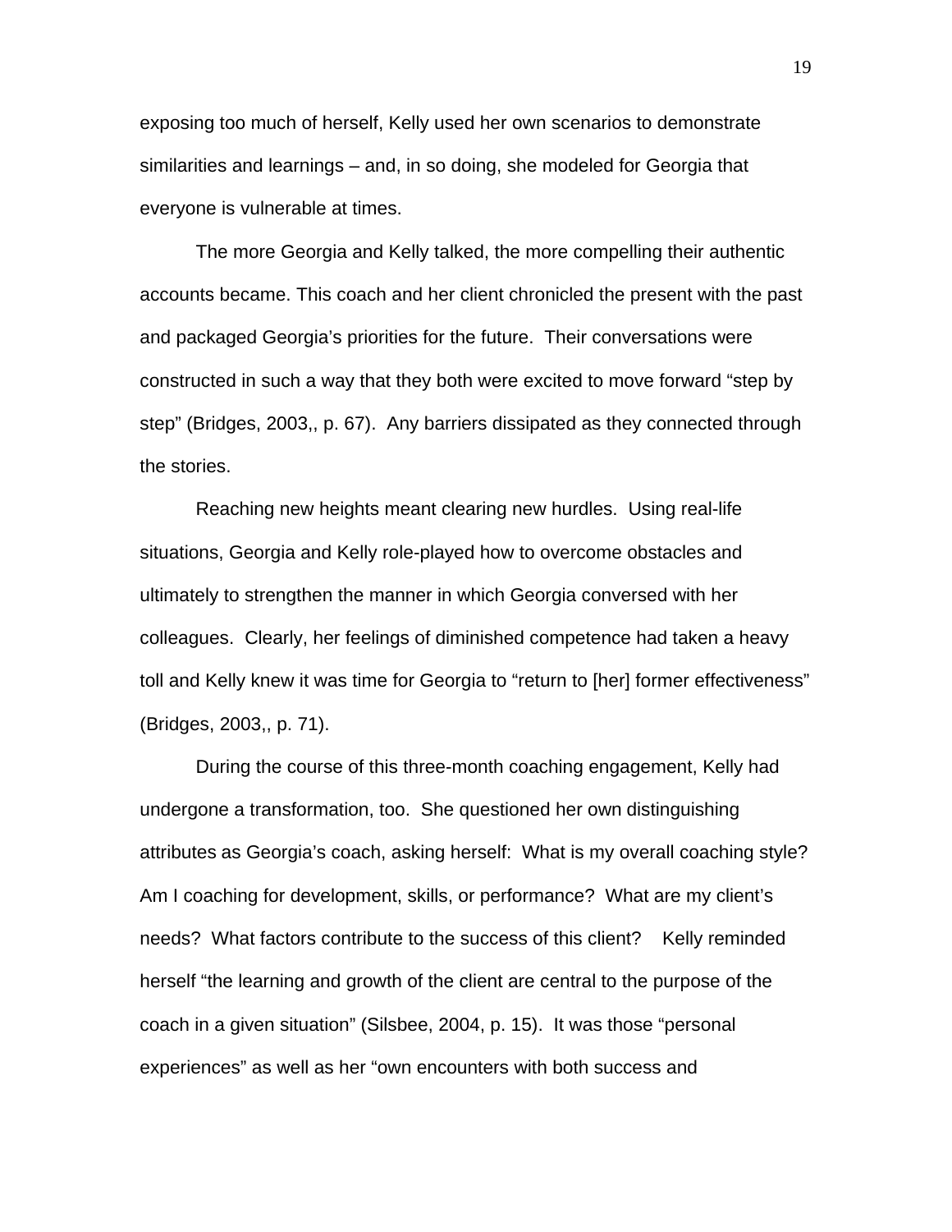exposing too much of herself, Kelly used her own scenarios to demonstrate similarities and learnings – and, in so doing, she modeled for Georgia that everyone is vulnerable at times.

The more Georgia and Kelly talked, the more compelling their authentic accounts became. This coach and her client chronicled the present with the past and packaged Georgia's priorities for the future. Their conversations were constructed in such a way that they both were excited to move forward "step by step" (Bridges, 2003,, p. 67). Any barriers dissipated as they connected through the stories.

Reaching new heights meant clearing new hurdles. Using real-life situations, Georgia and Kelly role-played how to overcome obstacles and ultimately to strengthen the manner in which Georgia conversed with her colleagues. Clearly, her feelings of diminished competence had taken a heavy toll and Kelly knew it was time for Georgia to "return to [her] former effectiveness" (Bridges, 2003,, p. 71).

During the course of this three-month coaching engagement, Kelly had undergone a transformation, too. She questioned her own distinguishing attributes as Georgia's coach, asking herself: What is my overall coaching style? Am I coaching for development, skills, or performance? What are my client's needs? What factors contribute to the success of this client? Kelly reminded herself "the learning and growth of the client are central to the purpose of the coach in a given situation" (Silsbee, 2004, p. 15). It was those "personal experiences" as well as her "own encounters with both success and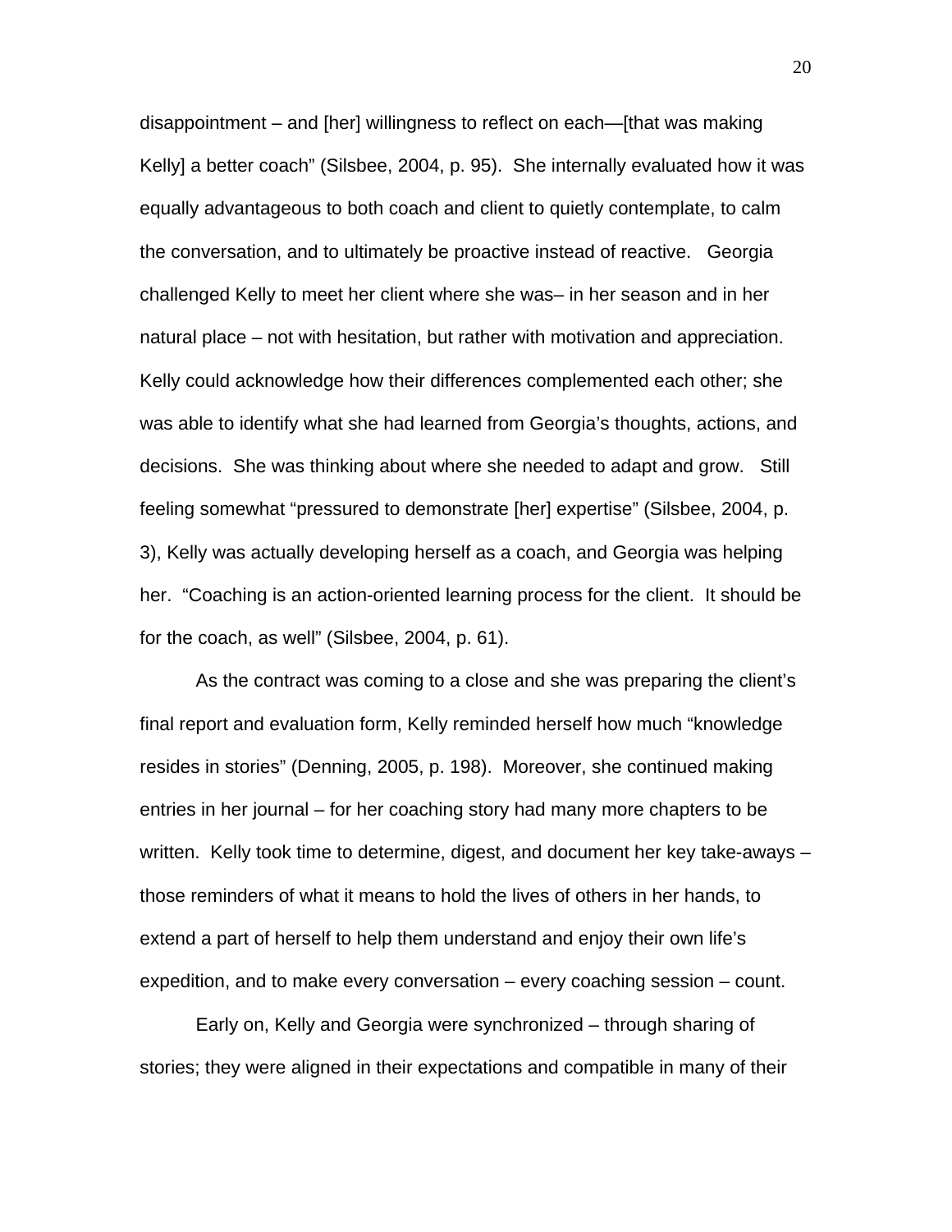disappointment – and [her] willingness to reflect on each—[that was making Kelly] a better coach" (Silsbee, 2004, p. 95). She internally evaluated how it was equally advantageous to both coach and client to quietly contemplate, to calm the conversation, and to ultimately be proactive instead of reactive. Georgia challenged Kelly to meet her client where she was– in her season and in her natural place – not with hesitation, but rather with motivation and appreciation. Kelly could acknowledge how their differences complemented each other; she was able to identify what she had learned from Georgia's thoughts, actions, and decisions. She was thinking about where she needed to adapt and grow. Still feeling somewhat "pressured to demonstrate [her] expertise" (Silsbee, 2004, p. 3), Kelly was actually developing herself as a coach, and Georgia was helping her. "Coaching is an action-oriented learning process for the client. It should be for the coach, as well" (Silsbee, 2004, p. 61).

As the contract was coming to a close and she was preparing the client's final report and evaluation form, Kelly reminded herself how much "knowledge resides in stories" (Denning, 2005, p. 198). Moreover, she continued making entries in her journal – for her coaching story had many more chapters to be written. Kelly took time to determine, digest, and document her key take-aways – those reminders of what it means to hold the lives of others in her hands, to extend a part of herself to help them understand and enjoy their own life's expedition, and to make every conversation – every coaching session – count.

Early on, Kelly and Georgia were synchronized – through sharing of stories; they were aligned in their expectations and compatible in many of their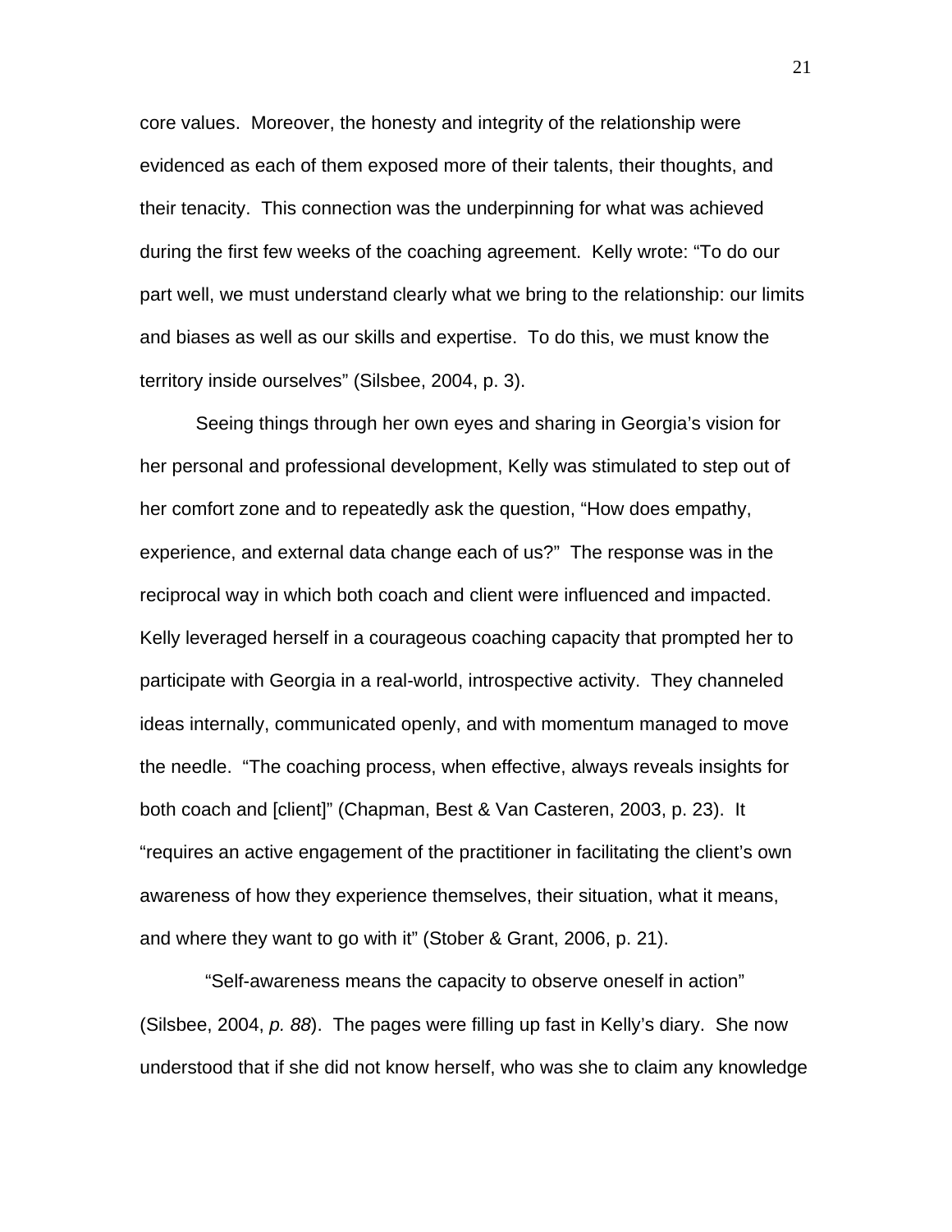core values. Moreover, the honesty and integrity of the relationship were evidenced as each of them exposed more of their talents, their thoughts, and their tenacity. This connection was the underpinning for what was achieved during the first few weeks of the coaching agreement. Kelly wrote: "To do our part well, we must understand clearly what we bring to the relationship: our limits and biases as well as our skills and expertise. To do this, we must know the territory inside ourselves" (Silsbee, 2004, p. 3).

Seeing things through her own eyes and sharing in Georgia's vision for her personal and professional development, Kelly was stimulated to step out of her comfort zone and to repeatedly ask the question, "How does empathy, experience, and external data change each of us?" The response was in the reciprocal way in which both coach and client were influenced and impacted. Kelly leveraged herself in a courageous coaching capacity that prompted her to participate with Georgia in a real-world, introspective activity. They channeled ideas internally, communicated openly, and with momentum managed to move the needle. "The coaching process, when effective, always reveals insights for both coach and [client]" (Chapman, Best & Van Casteren, 2003, p. 23). It "requires an active engagement of the practitioner in facilitating the client's own awareness of how they experience themselves, their situation, what it means, and where they want to go with it" (Stober & Grant, 2006, p. 21).

"Self-awareness means the capacity to observe oneself in action" (Silsbee, 2004, *p. 88*). The pages were filling up fast in Kelly's diary. She now understood that if she did not know herself, who was she to claim any knowledge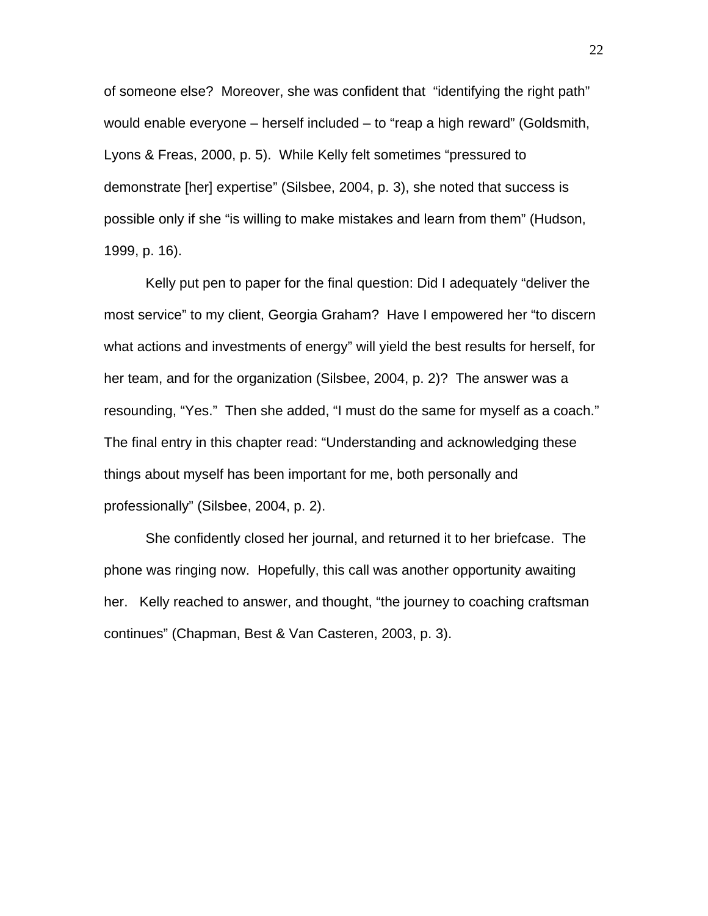of someone else? Moreover, she was confident that "identifying the right path" would enable everyone – herself included – to "reap a high reward" (Goldsmith, Lyons & Freas, 2000, p. 5). While Kelly felt sometimes "pressured to demonstrate [her] expertise" (Silsbee, 2004, p. 3), she noted that success is possible only if she "is willing to make mistakes and learn from them" (Hudson, 1999, p. 16).

Kelly put pen to paper for the final question: Did I adequately "deliver the most service" to my client, Georgia Graham? Have I empowered her "to discern what actions and investments of energy" will yield the best results for herself, for her team, and for the organization (Silsbee, 2004, p. 2)? The answer was a resounding, "Yes." Then she added, "I must do the same for myself as a coach." The final entry in this chapter read: "Understanding and acknowledging these things about myself has been important for me, both personally and professionally" (Silsbee, 2004, p. 2).

She confidently closed her journal, and returned it to her briefcase. The phone was ringing now. Hopefully, this call was another opportunity awaiting her. Kelly reached to answer, and thought, "the journey to coaching craftsman continues" (Chapman, Best & Van Casteren, 2003, p. 3).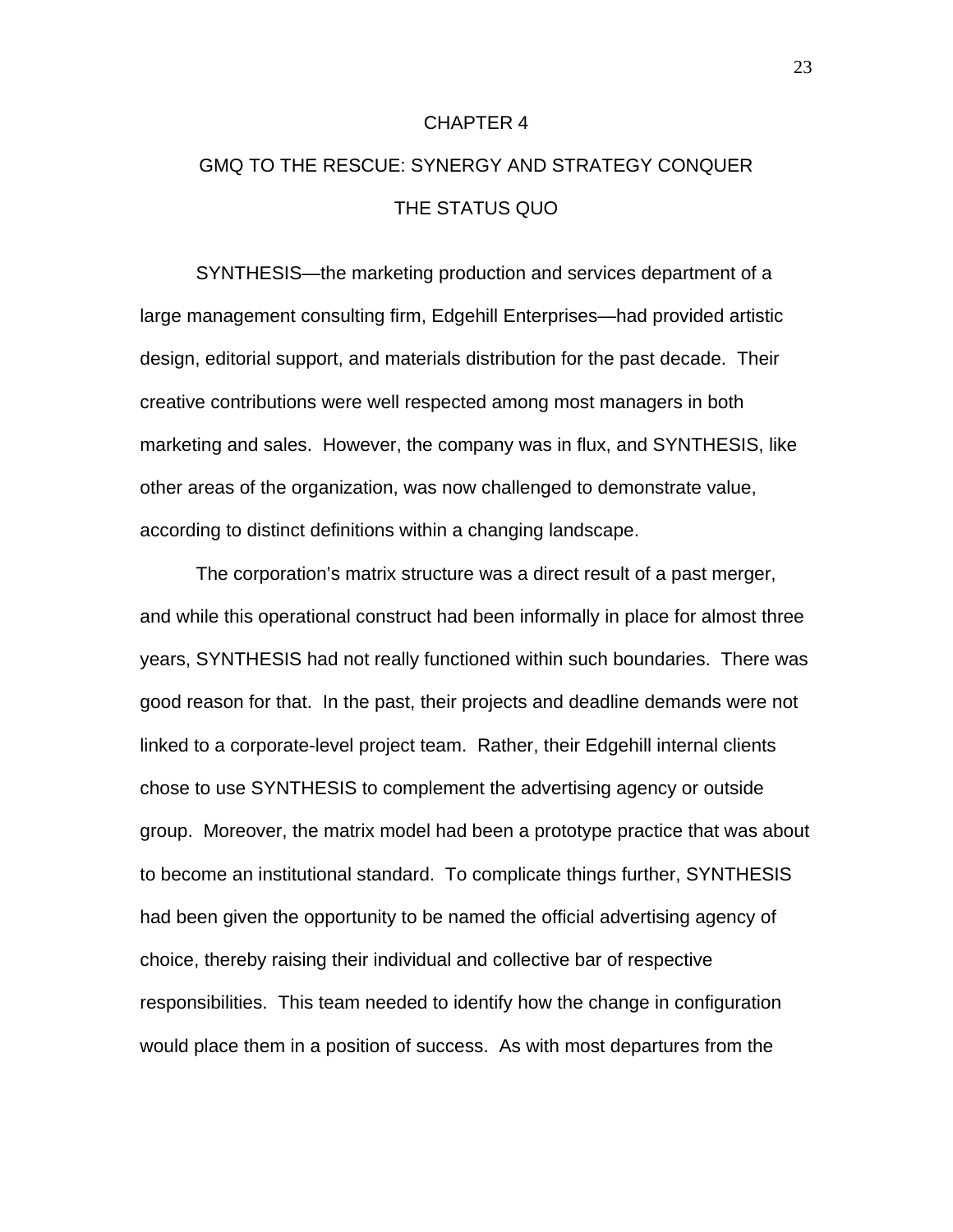# CHAPTER 4

# GMQ TO THE RESCUE: SYNERGY AND STRATEGY CONQUER THE STATUS QUO

SYNTHESIS—the marketing production and services department of a large management consulting firm, Edgehill Enterprises—had provided artistic design, editorial support, and materials distribution for the past decade. Their creative contributions were well respected among most managers in both marketing and sales. However, the company was in flux, and SYNTHESIS, like other areas of the organization, was now challenged to demonstrate value, according to distinct definitions within a changing landscape.

The corporation's matrix structure was a direct result of a past merger, and while this operational construct had been informally in place for almost three years, SYNTHESIS had not really functioned within such boundaries. There was good reason for that. In the past, their projects and deadline demands were not linked to a corporate-level project team. Rather, their Edgehill internal clients chose to use SYNTHESIS to complement the advertising agency or outside group. Moreover, the matrix model had been a prototype practice that was about to become an institutional standard. To complicate things further, SYNTHESIS had been given the opportunity to be named the official advertising agency of choice, thereby raising their individual and collective bar of respective responsibilities. This team needed to identify how the change in configuration would place them in a position of success. As with most departures from the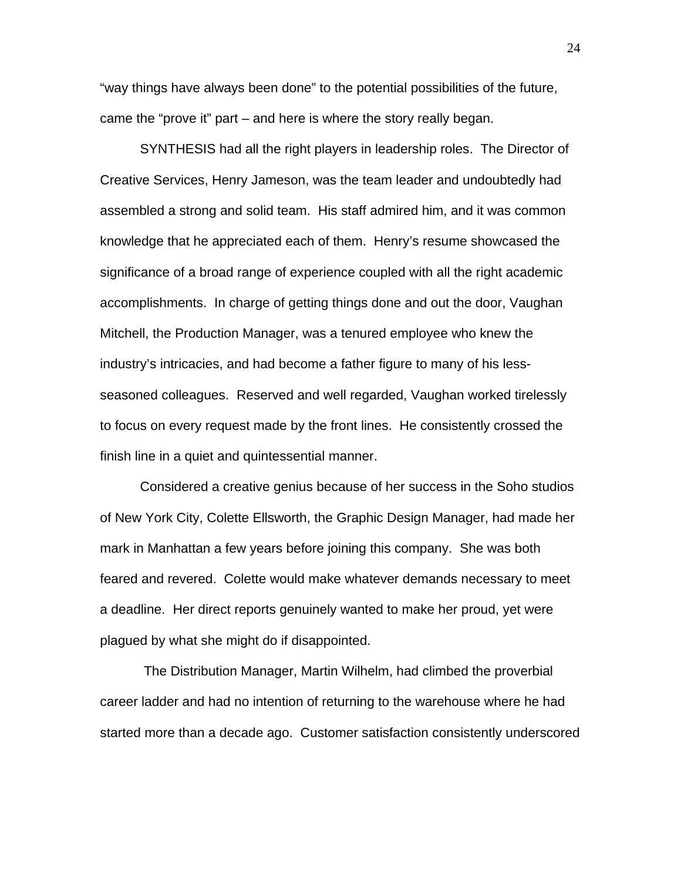"way things have always been done" to the potential possibilities of the future, came the "prove it" part – and here is where the story really began.

SYNTHESIS had all the right players in leadership roles. The Director of Creative Services, Henry Jameson, was the team leader and undoubtedly had assembled a strong and solid team. His staff admired him, and it was common knowledge that he appreciated each of them. Henry's resume showcased the significance of a broad range of experience coupled with all the right academic accomplishments. In charge of getting things done and out the door, Vaughan Mitchell, the Production Manager, was a tenured employee who knew the industry's intricacies, and had become a father figure to many of his less-seasoned colleagues. Reserved and well regarded, Vaughan worked tirelessly to focus on every request made by the front lines. He consistently crossed the finish line in a quiet and quintessential manner.

Considered a creative genius because of her success in the Soho studios of New York City, Colette Ellsworth, the Graphic Design Manager, had made her mark in Manhattan a few years before joining this company. She was both feared and revered. Colette would make whatever demands necessary to meet a deadline. Her direct reports genuinely wanted to make her proud, yet were plagued by what she might do if disappointed.

The Distribution Manager, Martin Wilhelm, had climbed the proverbial career ladder and had no intention of returning to the warehouse where he had started more than a decade ago. Customer satisfaction consistently underscored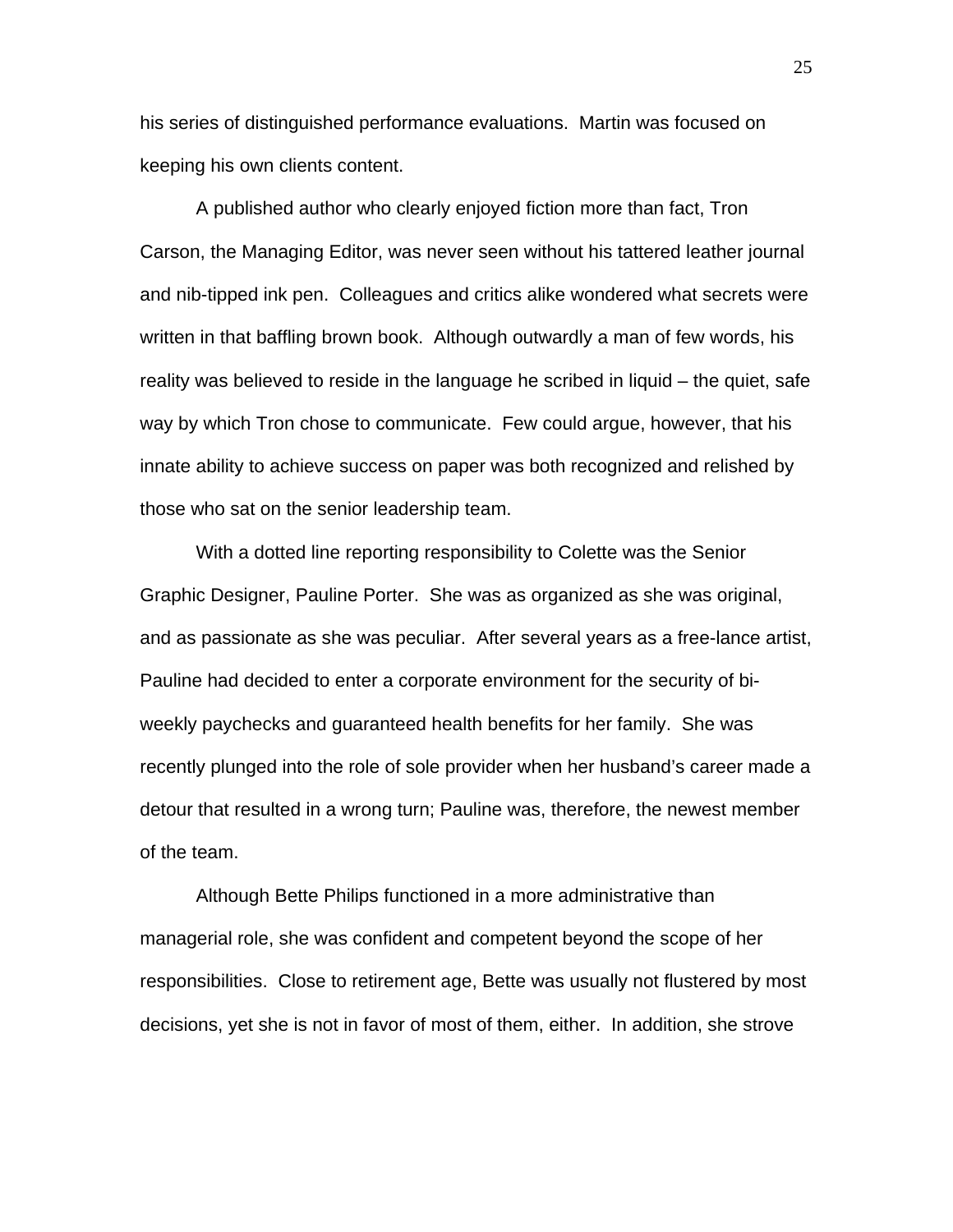his series of distinguished performance evaluations. Martin was focused on keeping his own clients content.

A published author who clearly enjoyed fiction more than fact, Tron Carson, the Managing Editor, was never seen without his tattered leather journal and nib-tipped ink pen. Colleagues and critics alike wondered what secrets were written in that baffling brown book. Although outwardly a man of few words, his reality was believed to reside in the language he scribed in liquid – the quiet, safe way by which Tron chose to communicate. Few could argue, however, that his innate ability to achieve success on paper was both recognized and relished by those who sat on the senior leadership team.

With a dotted line reporting responsibility to Colette was the Senior Graphic Designer, Pauline Porter. She was as organized as she was original, and as passionate as she was peculiar. After several years as a free-lance artist, Pauline had decided to enter a corporate environment for the security of bi-weekly paychecks and guaranteed health benefits for her family. She was recently plunged into the role of sole provider when her husband's career made a detour that resulted in a wrong turn; Pauline was, therefore, the newest member of the team.

Although Bette Philips functioned in a more administrative than managerial role, she was confident and competent beyond the scope of her responsibilities. Close to retirement age, Bette was usually not flustered by most decisions, yet she is not in favor of most of them, either. In addition, she strove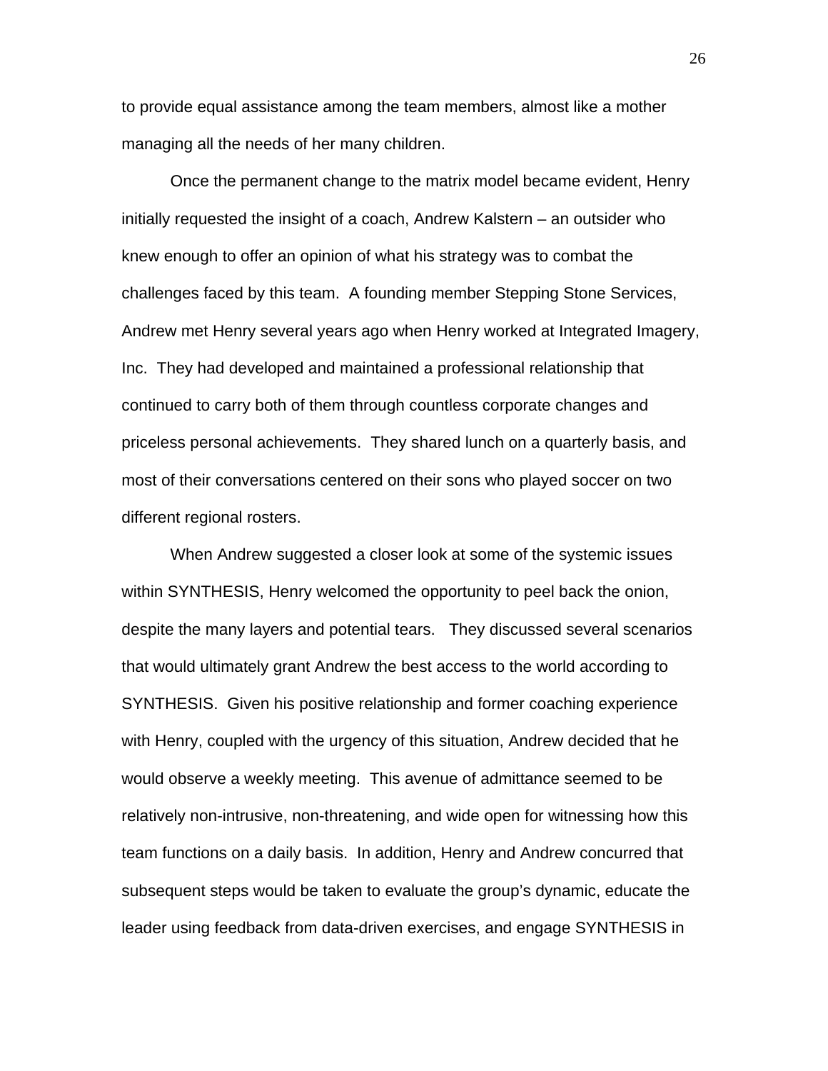to provide equal assistance among the team members, almost like a mother managing all the needs of her many children.

Once the permanent change to the matrix model became evident, Henry initially requested the insight of a coach, Andrew Kalstern – an outsider who knew enough to offer an opinion of what his strategy was to combat the challenges faced by this team. A founding member Stepping Stone Services, Andrew met Henry several years ago when Henry worked at Integrated Imagery, Inc. They had developed and maintained a professional relationship that continued to carry both of them through countless corporate changes and priceless personal achievements. They shared lunch on a quarterly basis, and most of their conversations centered on their sons who played soccer on two different regional rosters.

When Andrew suggested a closer look at some of the systemic issues within SYNTHESIS, Henry welcomed the opportunity to peel back the onion, despite the many layers and potential tears. They discussed several scenarios that would ultimately grant Andrew the best access to the world according to SYNTHESIS. Given his positive relationship and former coaching experience with Henry, coupled with the urgency of this situation, Andrew decided that he would observe a weekly meeting. This avenue of admittance seemed to be relatively non-intrusive, non-threatening, and wide open for witnessing how this team functions on a daily basis. In addition, Henry and Andrew concurred that subsequent steps would be taken to evaluate the group's dynamic, educate the leader using feedback from data-driven exercises, and engage SYNTHESIS in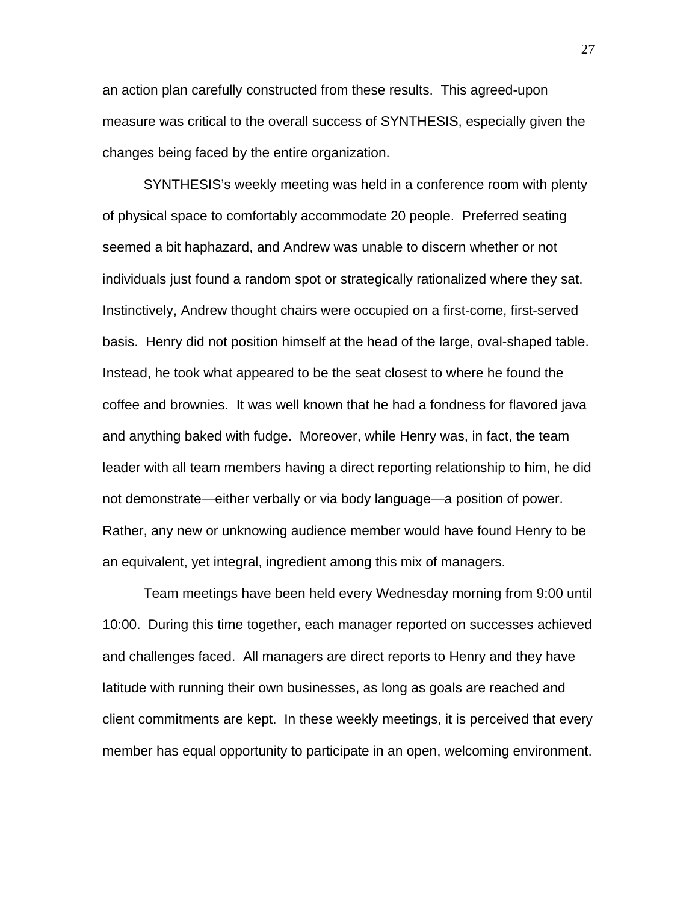an action plan carefully constructed from these results. This agreed-upon measure was critical to the overall success of SYNTHESIS, especially given the changes being faced by the entire organization.

SYNTHESIS's weekly meeting was held in a conference room with plenty of physical space to comfortably accommodate 20 people. Preferred seating seemed a bit haphazard, and Andrew was unable to discern whether or not individuals just found a random spot or strategically rationalized where they sat. Instinctively, Andrew thought chairs were occupied on a first-come, first-served basis. Henry did not position himself at the head of the large, oval-shaped table. Instead, he took what appeared to be the seat closest to where he found the coffee and brownies. It was well known that he had a fondness for flavored java and anything baked with fudge. Moreover, while Henry was, in fact, the team leader with all team members having a direct reporting relationship to him, he did not demonstrate—either verbally or via body language—a position of power. Rather, any new or unknowing audience member would have found Henry to be an equivalent, yet integral, ingredient among this mix of managers.

Team meetings have been held every Wednesday morning from 9:00 until 10:00. During this time together, each manager reported on successes achieved and challenges faced. All managers are direct reports to Henry and they have latitude with running their own businesses, as long as goals are reached and client commitments are kept. In these weekly meetings, it is perceived that every member has equal opportunity to participate in an open, welcoming environment.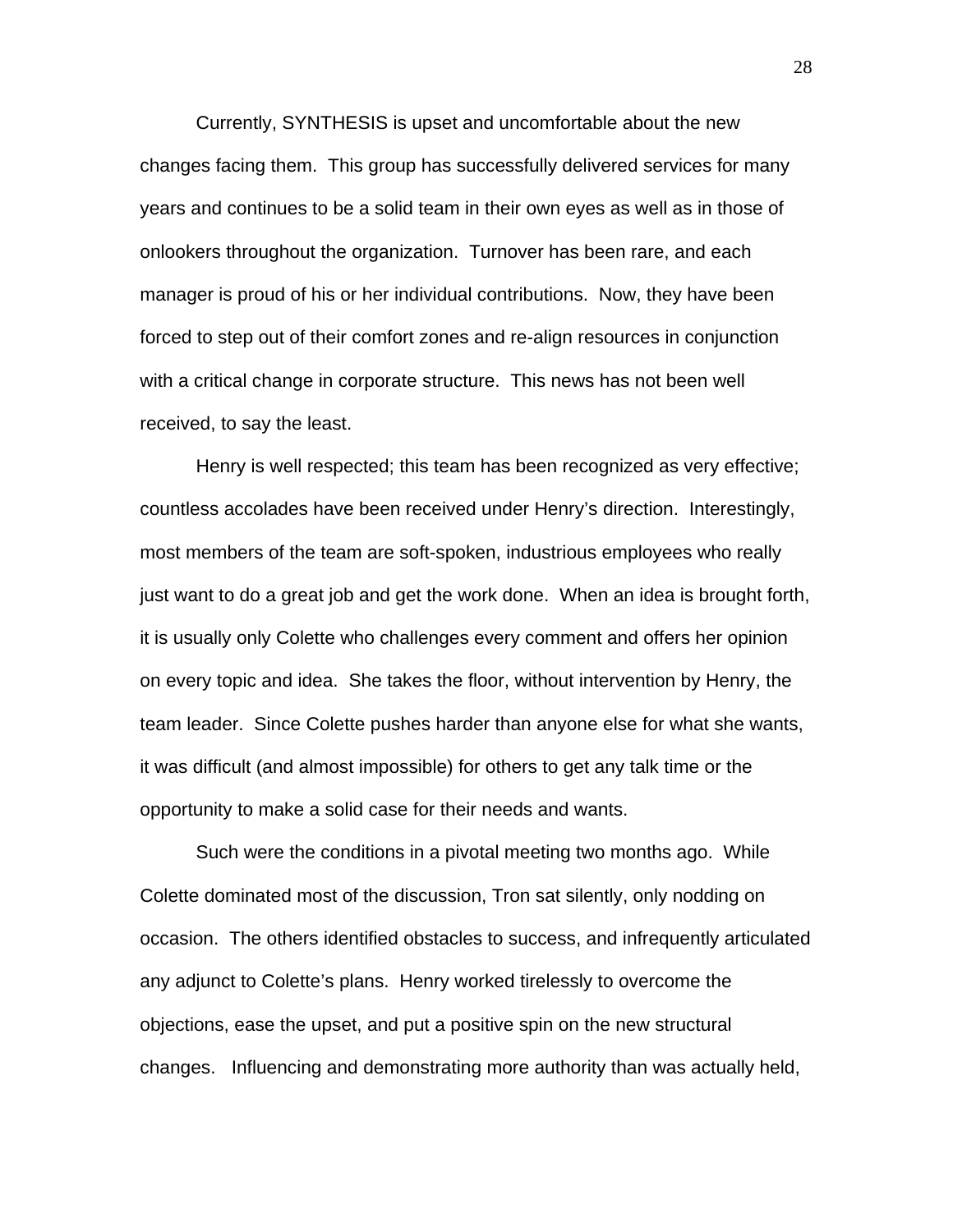Currently, SYNTHESIS is upset and uncomfortable about the new changes facing them. This group has successfully delivered services for many years and continues to be a solid team in their own eyes as well as in those of onlookers throughout the organization. Turnover has been rare, and each manager is proud of his or her individual contributions. Now, they have been forced to step out of their comfort zones and re-align resources in conjunction with a critical change in corporate structure. This news has not been well received, to say the least.

Henry is well respected; this team has been recognized as very effective; countless accolades have been received under Henry's direction. Interestingly, most members of the team are soft-spoken, industrious employees who really just want to do a great job and get the work done. When an idea is brought forth, it is usually only Colette who challenges every comment and offers her opinion on every topic and idea. She takes the floor, without intervention by Henry, the team leader. Since Colette pushes harder than anyone else for what she wants, it was difficult (and almost impossible) for others to get any talk time or the opportunity to make a solid case for their needs and wants.

Such were the conditions in a pivotal meeting two months ago. While Colette dominated most of the discussion, Tron sat silently, only nodding on occasion. The others identified obstacles to success, and infrequently articulated any adjunct to Colette's plans. Henry worked tirelessly to overcome the objections, ease the upset, and put a positive spin on the new structural changes. Influencing and demonstrating more authority than was actually held,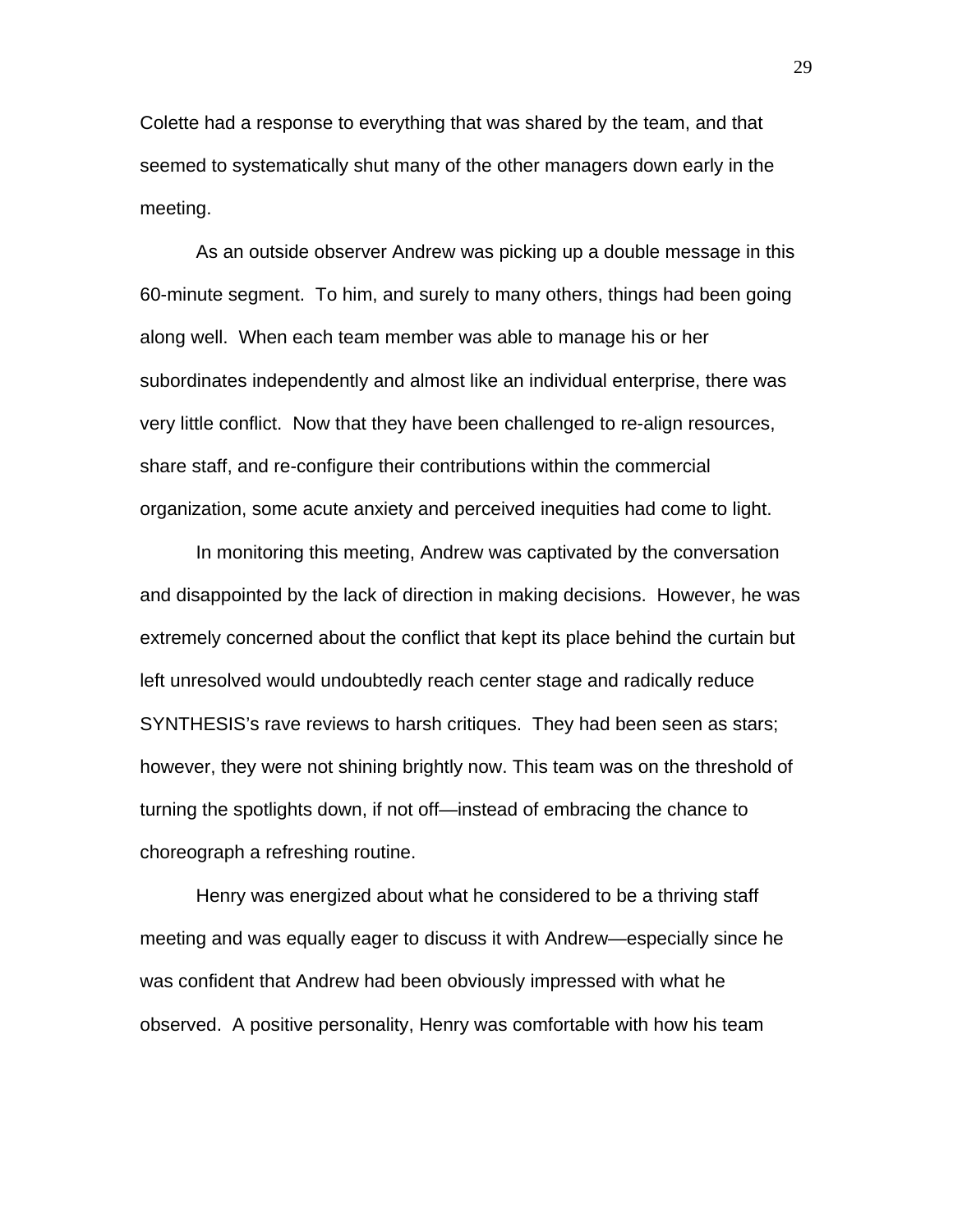Colette had a response to everything that was shared by the team, and that seemed to systematically shut many of the other managers down early in the meeting.

As an outside observer Andrew was picking up a double message in this 60-minute segment. To him, and surely to many others, things had been going along well. When each team member was able to manage his or her subordinates independently and almost like an individual enterprise, there was very little conflict. Now that they have been challenged to re-align resources, share staff, and re-configure their contributions within the commercial organization, some acute anxiety and perceived inequities had come to light.

In monitoring this meeting, Andrew was captivated by the conversation and disappointed by the lack of direction in making decisions. However, he was extremely concerned about the conflict that kept its place behind the curtain but left unresolved would undoubtedly reach center stage and radically reduce SYNTHESIS's rave reviews to harsh critiques. They had been seen as stars; however, they were not shining brightly now. This team was on the threshold of turning the spotlights down, if not off—instead of embracing the chance to choreograph a refreshing routine.

Henry was energized about what he considered to be a thriving staff meeting and was equally eager to discuss it with Andrew—especially since he was confident that Andrew had been obviously impressed with what he observed. A positive personality, Henry was comfortable with how his team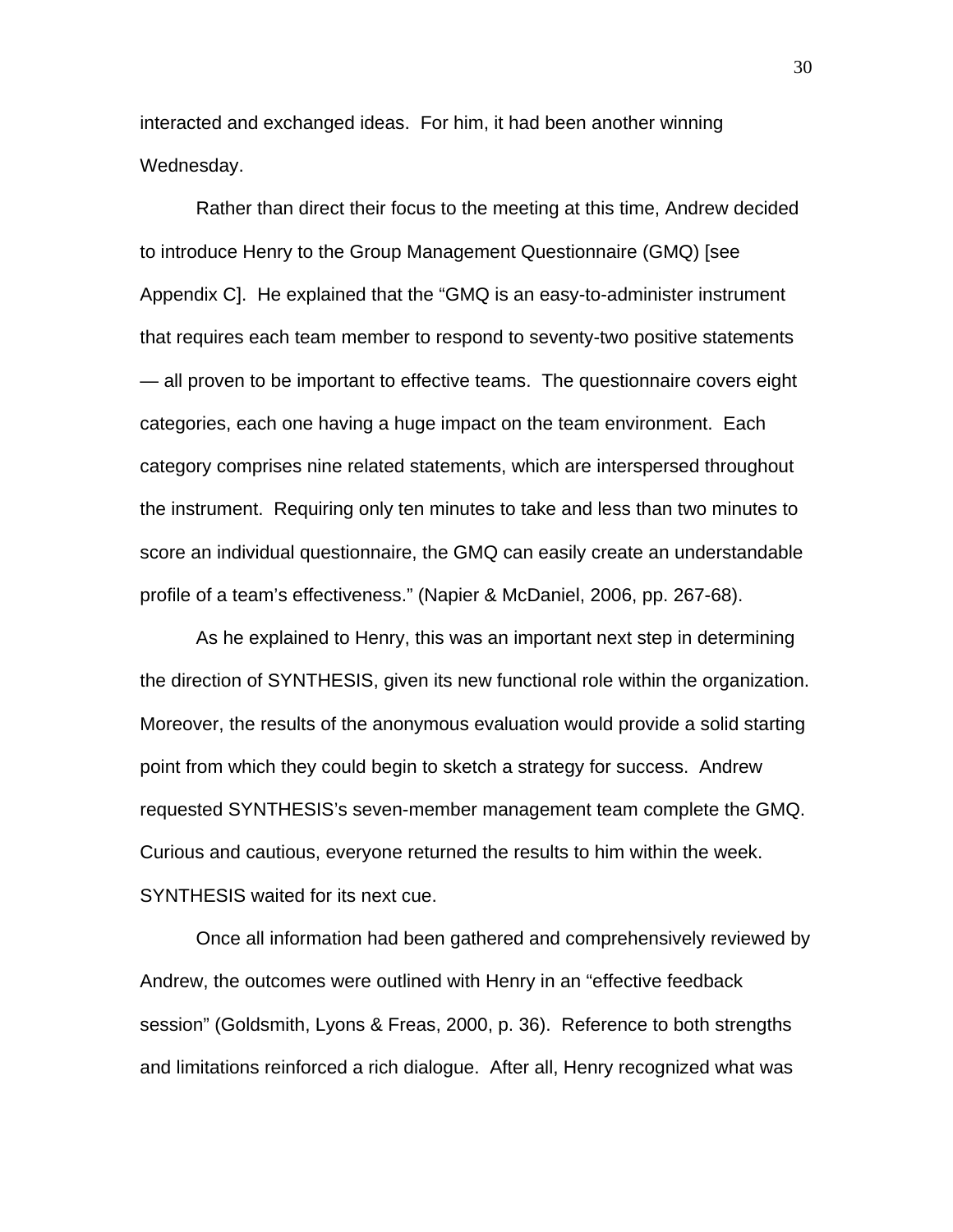interacted and exchanged ideas. For him, it had been another winning Wednesday.

Rather than direct their focus to the meeting at this time, Andrew decided to introduce Henry to the Group Management Questionnaire (GMQ) [see Appendix C]. He explained that the "GMQ is an easy-to-administer instrument that requires each team member to respond to seventy-two positive statements — all proven to be important to effective teams. The questionnaire covers eight categories, each one having a huge impact on the team environment. Each category comprises nine related statements, which are interspersed throughout the instrument. Requiring only ten minutes to take and less than two minutes to score an individual questionnaire, the GMQ can easily create an understandable profile of a team's effectiveness." (Napier & McDaniel, 2006, pp. 267-68).

As he explained to Henry, this was an important next step in determining the direction of SYNTHESIS, given its new functional role within the organization. Moreover, the results of the anonymous evaluation would provide a solid starting point from which they could begin to sketch a strategy for success. Andrew requested SYNTHESIS's seven-member management team complete the GMQ. Curious and cautious, everyone returned the results to him within the week. SYNTHESIS waited for its next cue.

Once all information had been gathered and comprehensively reviewed by Andrew, the outcomes were outlined with Henry in an "effective feedback session" (Goldsmith, Lyons & Freas, 2000, p. 36). Reference to both strengths and limitations reinforced a rich dialogue. After all, Henry recognized what was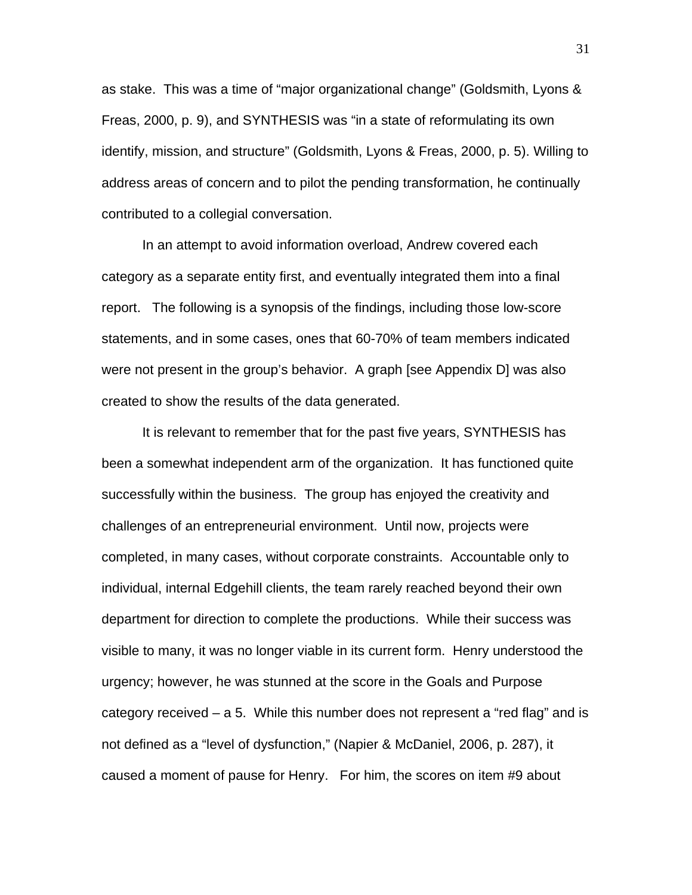as stake. This was a time of "major organizational change" (Goldsmith, Lyons & Freas, 2000, p. 9), and SYNTHESIS was "in a state of reformulating its own identify, mission, and structure" (Goldsmith, Lyons & Freas, 2000, p. 5). Willing to address areas of concern and to pilot the pending transformation, he continually contributed to a collegial conversation.

In an attempt to avoid information overload, Andrew covered each category as a separate entity first, and eventually integrated them into a final report. The following is a synopsis of the findings, including those low-score statements, and in some cases, ones that 60-70% of team members indicated were not present in the group's behavior. A graph [see Appendix D] was also created to show the results of the data generated.

It is relevant to remember that for the past five years, SYNTHESIS has been a somewhat independent arm of the organization. It has functioned quite successfully within the business. The group has enjoyed the creativity and challenges of an entrepreneurial environment. Until now, projects were completed, in many cases, without corporate constraints. Accountable only to individual, internal Edgehill clients, the team rarely reached beyond their own department for direction to complete the productions. While their success was visible to many, it was no longer viable in its current form. Henry understood the urgency; however, he was stunned at the score in the Goals and Purpose category received – a 5. While this number does not represent a "red flag" and is not defined as a "level of dysfunction," (Napier & McDaniel, 2006, p. 287), it caused a moment of pause for Henry. For him, the scores on item #9 about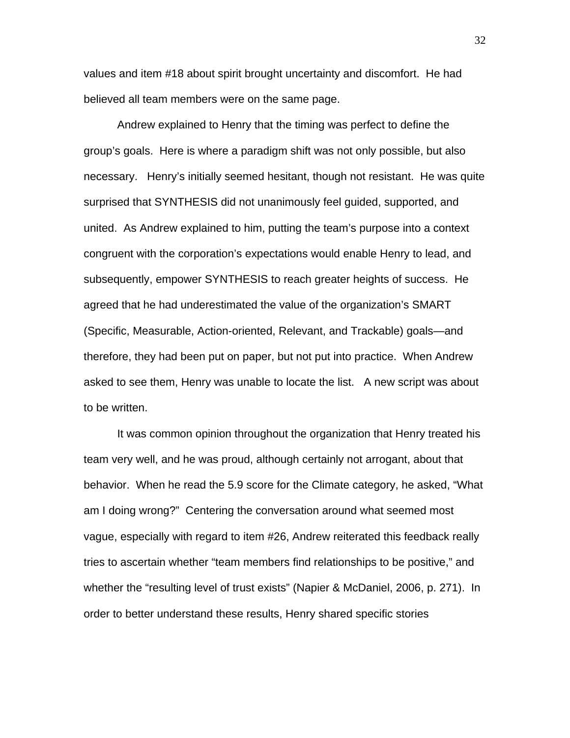values and item #18 about spirit brought uncertainty and discomfort. He had believed all team members were on the same page.

Andrew explained to Henry that the timing was perfect to define the group's goals. Here is where a paradigm shift was not only possible, but also necessary. Henry's initially seemed hesitant, though not resistant. He was quite surprised that SYNTHESIS did not unanimously feel guided, supported, and united. As Andrew explained to him, putting the team's purpose into a context congruent with the corporation's expectations would enable Henry to lead, and subsequently, empower SYNTHESIS to reach greater heights of success. He agreed that he had underestimated the value of the organization's SMART (Specific, Measurable, Action-oriented, Relevant, and Trackable) goals—and therefore, they had been put on paper, but not put into practice. When Andrew asked to see them, Henry was unable to locate the list. A new script was about to be written.

It was common opinion throughout the organization that Henry treated his team very well, and he was proud, although certainly not arrogant, about that behavior. When he read the 5.9 score for the Climate category, he asked, "What am I doing wrong?" Centering the conversation around what seemed most vague, especially with regard to item #26, Andrew reiterated this feedback really tries to ascertain whether "team members find relationships to be positive," and whether the "resulting level of trust exists" (Napier & McDaniel, 2006, p. 271). In order to better understand these results, Henry shared specific stories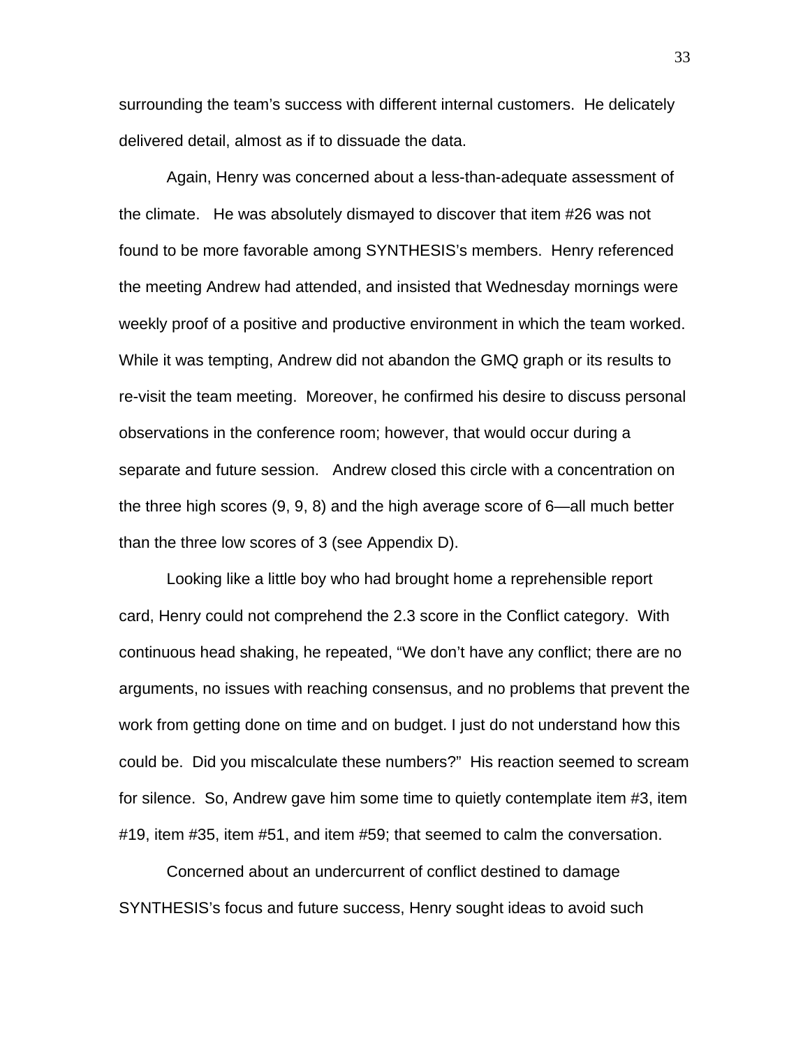surrounding the team's success with different internal customers. He delicately delivered detail, almost as if to dissuade the data.

Again, Henry was concerned about a less-than-adequate assessment of the climate. He was absolutely dismayed to discover that item #26 was not found to be more favorable among SYNTHESIS's members. Henry referenced the meeting Andrew had attended, and insisted that Wednesday mornings were weekly proof of a positive and productive environment in which the team worked. While it was tempting, Andrew did not abandon the GMQ graph or its results to re-visit the team meeting. Moreover, he confirmed his desire to discuss personal observations in the conference room; however, that would occur during a separate and future session. Andrew closed this circle with a concentration on the three high scores (9, 9, 8) and the high average score of 6—all much better than the three low scores of 3 (see Appendix D).

Looking like a little boy who had brought home a reprehensible report card, Henry could not comprehend the 2.3 score in the Conflict category. With continuous head shaking, he repeated, "We don't have any conflict; there are no arguments, no issues with reaching consensus, and no problems that prevent the work from getting done on time and on budget. I just do not understand how this could be. Did you miscalculate these numbers?" His reaction seemed to scream for silence. So, Andrew gave him some time to quietly contemplate item #3, item #19, item #35, item #51, and item #59; that seemed to calm the conversation.

Concerned about an undercurrent of conflict destined to damage SYNTHESIS's focus and future success, Henry sought ideas to avoid such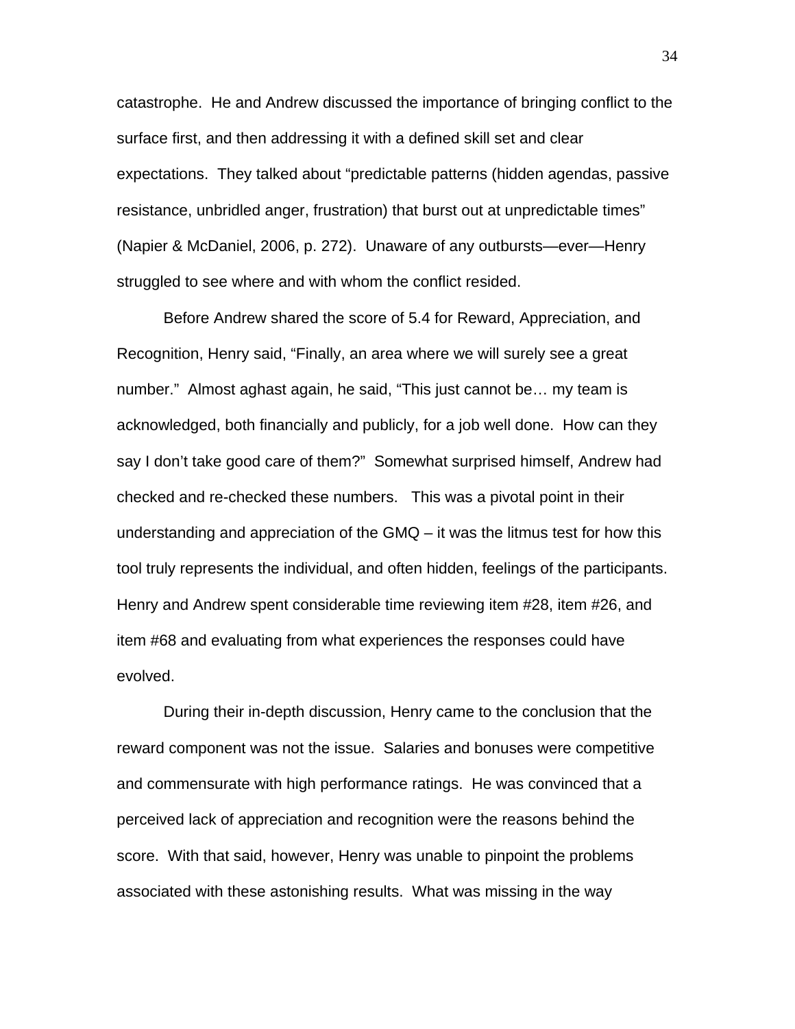catastrophe. He and Andrew discussed the importance of bringing conflict to the surface first, and then addressing it with a defined skill set and clear expectations. They talked about "predictable patterns (hidden agendas, passive resistance, unbridled anger, frustration) that burst out at unpredictable times" (Napier & McDaniel, 2006, p. 272). Unaware of any outbursts—ever—Henry struggled to see where and with whom the conflict resided.

Before Andrew shared the score of 5.4 for Reward, Appreciation, and Recognition, Henry said, "Finally, an area where we will surely see a great number." Almost aghast again, he said, "This just cannot be… my team is acknowledged, both financially and publicly, for a job well done. How can they say I don't take good care of them?" Somewhat surprised himself, Andrew had checked and re-checked these numbers. This was a pivotal point in their understanding and appreciation of the GMQ – it was the litmus test for how this tool truly represents the individual, and often hidden, feelings of the participants. Henry and Andrew spent considerable time reviewing item #28, item #26, and item #68 and evaluating from what experiences the responses could have evolved.

During their in-depth discussion, Henry came to the conclusion that the reward component was not the issue. Salaries and bonuses were competitive and commensurate with high performance ratings. He was convinced that a perceived lack of appreciation and recognition were the reasons behind the score. With that said, however, Henry was unable to pinpoint the problems associated with these astonishing results. What was missing in the way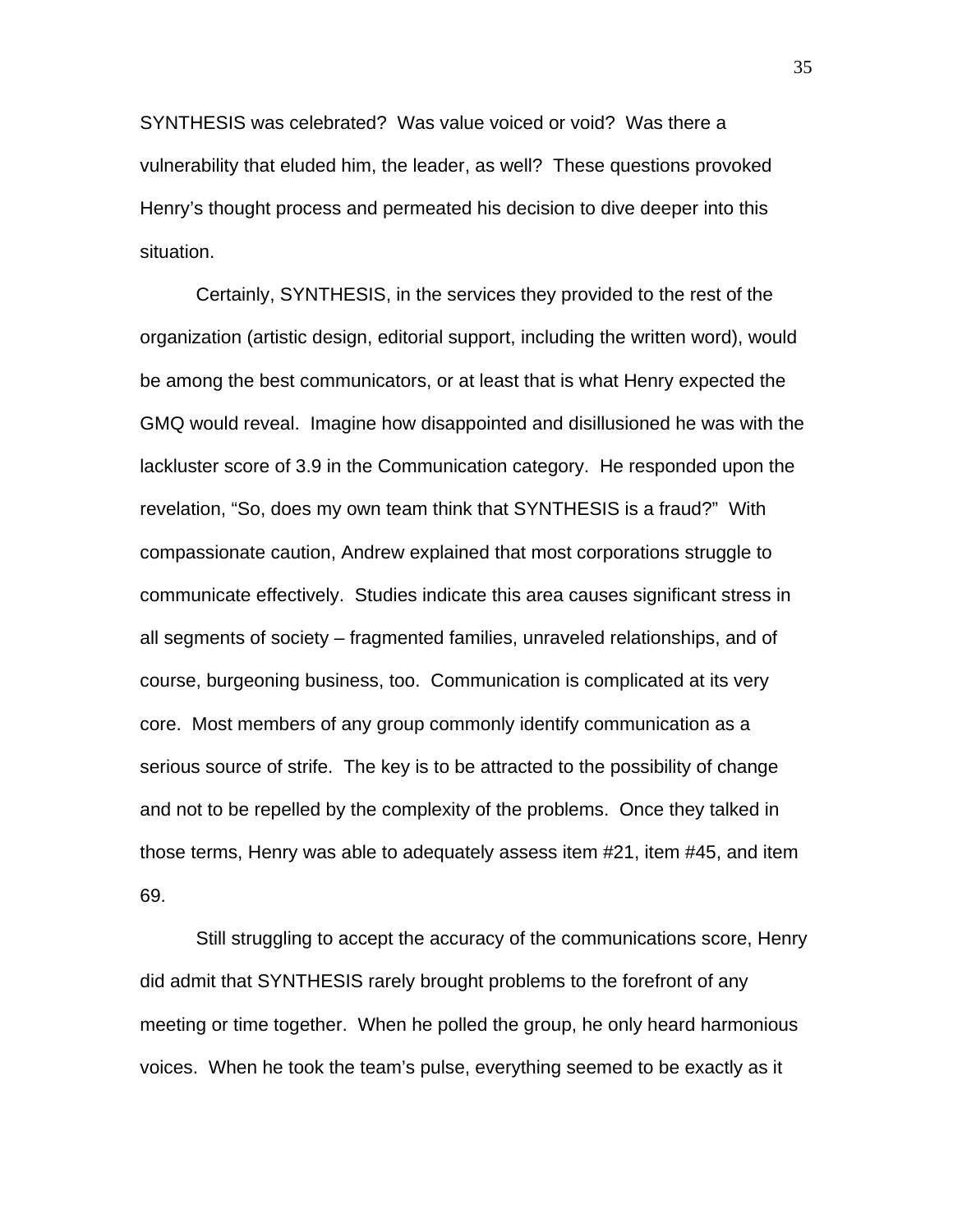SYNTHESIS was celebrated? Was value voiced or void? Was there a vulnerability that eluded him, the leader, as well? These questions provoked Henry's thought process and permeated his decision to dive deeper into this situation.

Certainly, SYNTHESIS, in the services they provided to the rest of the organization (artistic design, editorial support, including the written word), would be among the best communicators, or at least that is what Henry expected the GMQ would reveal. Imagine how disappointed and disillusioned he was with the lackluster score of 3.9 in the Communication category. He responded upon the revelation, "So, does my own team think that SYNTHESIS is a fraud?" With compassionate caution, Andrew explained that most corporations struggle to communicate effectively. Studies indicate this area causes significant stress in all segments of society – fragmented families, unraveled relationships, and of course, burgeoning business, too. Communication is complicated at its very core. Most members of any group commonly identify communication as a serious source of strife. The key is to be attracted to the possibility of change and not to be repelled by the complexity of the problems. Once they talked in those terms, Henry was able to adequately assess item #21, item #45, and item 69.

Still struggling to accept the accuracy of the communications score, Henry did admit that SYNTHESIS rarely brought problems to the forefront of any meeting or time together. When he polled the group, he only heard harmonious voices. When he took the team's pulse, everything seemed to be exactly as it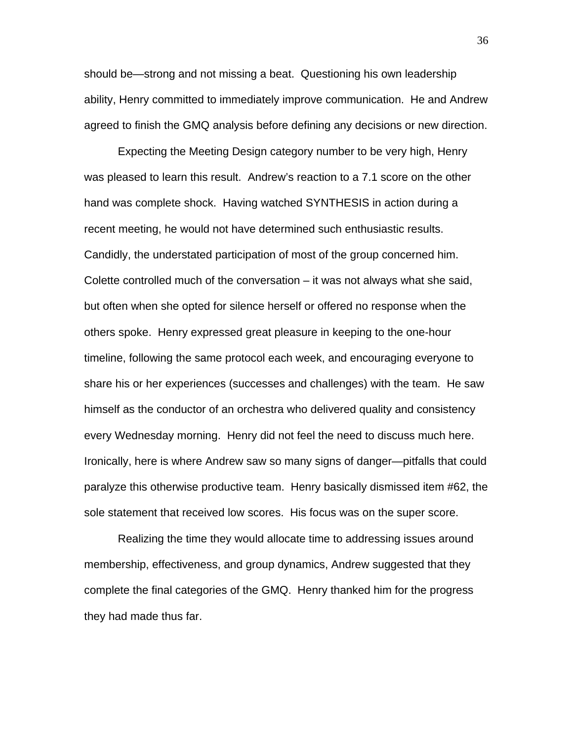should be—strong and not missing a beat. Questioning his own leadership ability, Henry committed to immediately improve communication. He and Andrew agreed to finish the GMQ analysis before defining any decisions or new direction.

Expecting the Meeting Design category number to be very high, Henry was pleased to learn this result. Andrew's reaction to a 7.1 score on the other hand was complete shock. Having watched SYNTHESIS in action during a recent meeting, he would not have determined such enthusiastic results. Candidly, the understated participation of most of the group concerned him. Colette controlled much of the conversation – it was not always what she said, but often when she opted for silence herself or offered no response when the others spoke. Henry expressed great pleasure in keeping to the one-hour timeline, following the same protocol each week, and encouraging everyone to share his or her experiences (successes and challenges) with the team. He saw himself as the conductor of an orchestra who delivered quality and consistency every Wednesday morning. Henry did not feel the need to discuss much here. Ironically, here is where Andrew saw so many signs of danger—pitfalls that could paralyze this otherwise productive team. Henry basically dismissed item #62, the sole statement that received low scores. His focus was on the super score.

Realizing the time they would allocate time to addressing issues around membership, effectiveness, and group dynamics, Andrew suggested that they complete the final categories of the GMQ. Henry thanked him for the progress they had made thus far.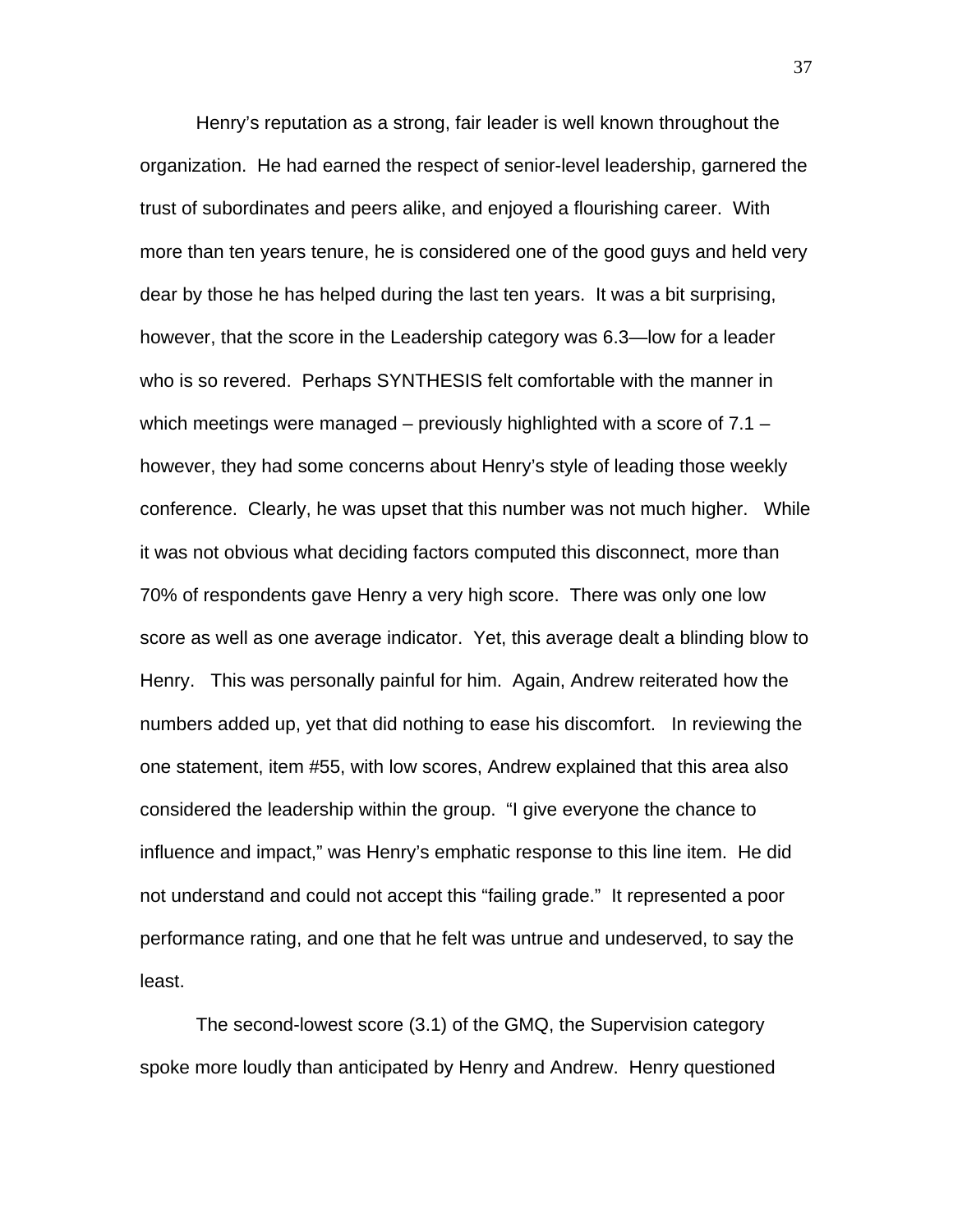Henry's reputation as a strong, fair leader is well known throughout the organization. He had earned the respect of senior-level leadership, garnered the trust of subordinates and peers alike, and enjoyed a flourishing career. With more than ten years tenure, he is considered one of the good guys and held very dear by those he has helped during the last ten years. It was a bit surprising, however, that the score in the Leadership category was 6.3—low for a leader who is so revered. Perhaps SYNTHESIS felt comfortable with the manner in which meetings were managed – previously highlighted with a score of 7.1 – however, they had some concerns about Henry's style of leading those weekly conference. Clearly, he was upset that this number was not much higher. While it was not obvious what deciding factors computed this disconnect, more than 70% of respondents gave Henry a very high score. There was only one low score as well as one average indicator. Yet, this average dealt a blinding blow to Henry. This was personally painful for him. Again, Andrew reiterated how the numbers added up, yet that did nothing to ease his discomfort. In reviewing the one statement, item #55, with low scores, Andrew explained that this area also considered the leadership within the group. "I give everyone the chance to influence and impact," was Henry's emphatic response to this line item. He did not understand and could not accept this "failing grade." It represented a poor performance rating, and one that he felt was untrue and undeserved, to say the least.

The second-lowest score (3.1) of the GMQ, the Supervision category spoke more loudly than anticipated by Henry and Andrew. Henry questioned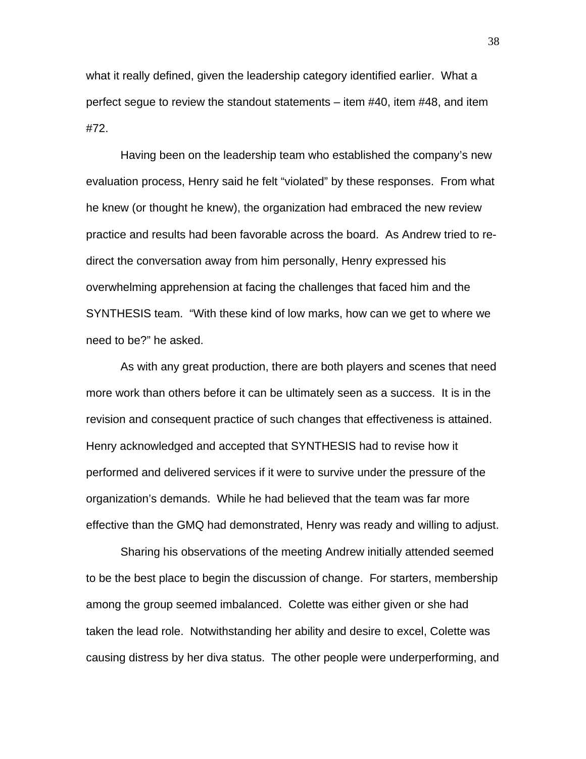what it really defined, given the leadership category identified earlier. What a perfect segue to review the standout statements – item #40, item #48, and item #72.

Having been on the leadership team who established the company's new evaluation process, Henry said he felt "violated" by these responses. From what he knew (or thought he knew), the organization had embraced the new review practice and results had been favorable across the board. As Andrew tried to re-direct the conversation away from him personally, Henry expressed his overwhelming apprehension at facing the challenges that faced him and the SYNTHESIS team. "With these kind of low marks, how can we get to where we need to be?" he asked.

As with any great production, there are both players and scenes that need more work than others before it can be ultimately seen as a success. It is in the revision and consequent practice of such changes that effectiveness is attained. Henry acknowledged and accepted that SYNTHESIS had to revise how it performed and delivered services if it were to survive under the pressure of the organization's demands. While he had believed that the team was far more effective than the GMQ had demonstrated, Henry was ready and willing to adjust.

Sharing his observations of the meeting Andrew initially attended seemed to be the best place to begin the discussion of change. For starters, membership among the group seemed imbalanced. Colette was either given or she had taken the lead role. Notwithstanding her ability and desire to excel, Colette was causing distress by her diva status. The other people were underperforming, and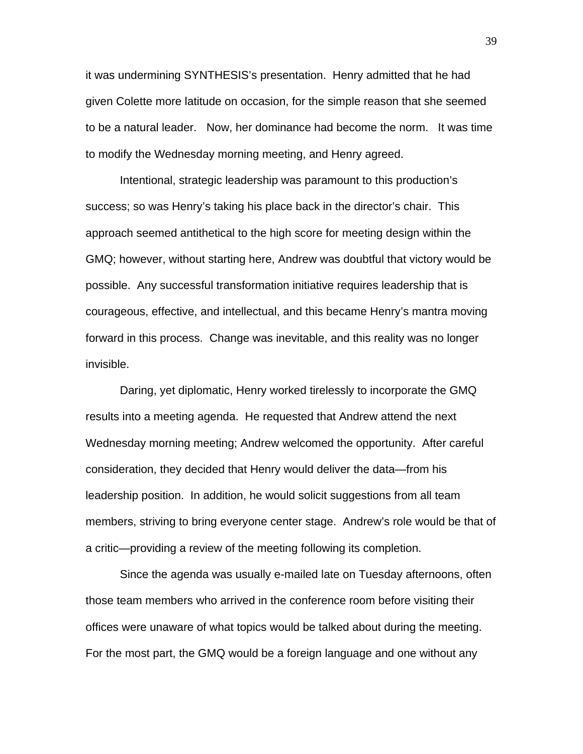it was undermining SYNTHESIS's presentation. Henry admitted that he had given Colette more latitude on occasion, for the simple reason that she seemed to be a natural leader. Now, her dominance had become the norm. It was time to modify the Wednesday morning meeting, and Henry agreed.

Intentional, strategic leadership was paramount to this production's success; so was Henry's taking his place back in the director's chair. This approach seemed antithetical to the high score for meeting design within the GMQ; however, without starting here, Andrew was doubtful that victory would be possible. Any successful transformation initiative requires leadership that is courageous, effective, and intellectual, and this became Henry's mantra moving forward in this process. Change was inevitable, and this reality was no longer invisible.

Daring, yet diplomatic, Henry worked tirelessly to incorporate the GMQ results into a meeting agenda. He requested that Andrew attend the next Wednesday morning meeting; Andrew welcomed the opportunity. After careful consideration, they decided that Henry would deliver the data—from his leadership position. In addition, he would solicit suggestions from all team members, striving to bring everyone center stage. Andrew's role would be that of a critic—providing a review of the meeting following its completion.

Since the agenda was usually e-mailed late on Tuesday afternoons, often those team members who arrived in the conference room before visiting their offices were unaware of what topics would be talked about during the meeting. For the most part, the GMQ would be a foreign language and one without any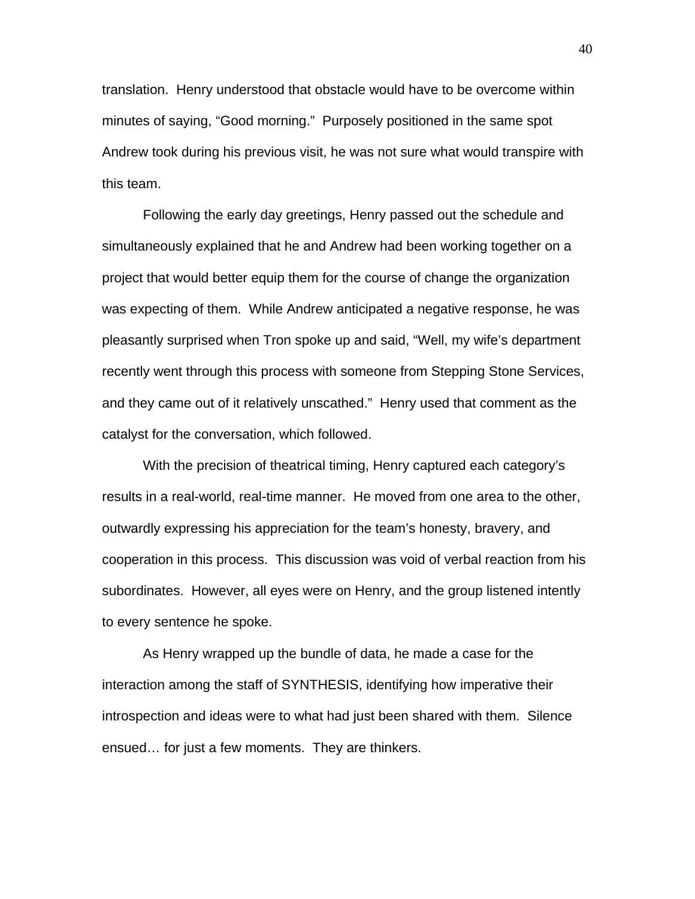translation. Henry understood that obstacle would have to be overcome within minutes of saying, "Good morning." Purposely positioned in the same spot Andrew took during his previous visit, he was not sure what would transpire with this team.

Following the early day greetings, Henry passed out the schedule and simultaneously explained that he and Andrew had been working together on a project that would better equip them for the course of change the organization was expecting of them. While Andrew anticipated a negative response, he was pleasantly surprised when Tron spoke up and said, "Well, my wife's department recently went through this process with someone from Stepping Stone Services, and they came out of it relatively unscathed." Henry used that comment as the catalyst for the conversation, which followed.

With the precision of theatrical timing, Henry captured each category's results in a real-world, real-time manner. He moved from one area to the other, outwardly expressing his appreciation for the team's honesty, bravery, and cooperation in this process. This discussion was void of verbal reaction from his subordinates. However, all eyes were on Henry, and the group listened intently to every sentence he spoke.

As Henry wrapped up the bundle of data, he made a case for the interaction among the staff of SYNTHESIS, identifying how imperative their introspection and ideas were to what had just been shared with them. Silence ensued… for just a few moments. They are thinkers.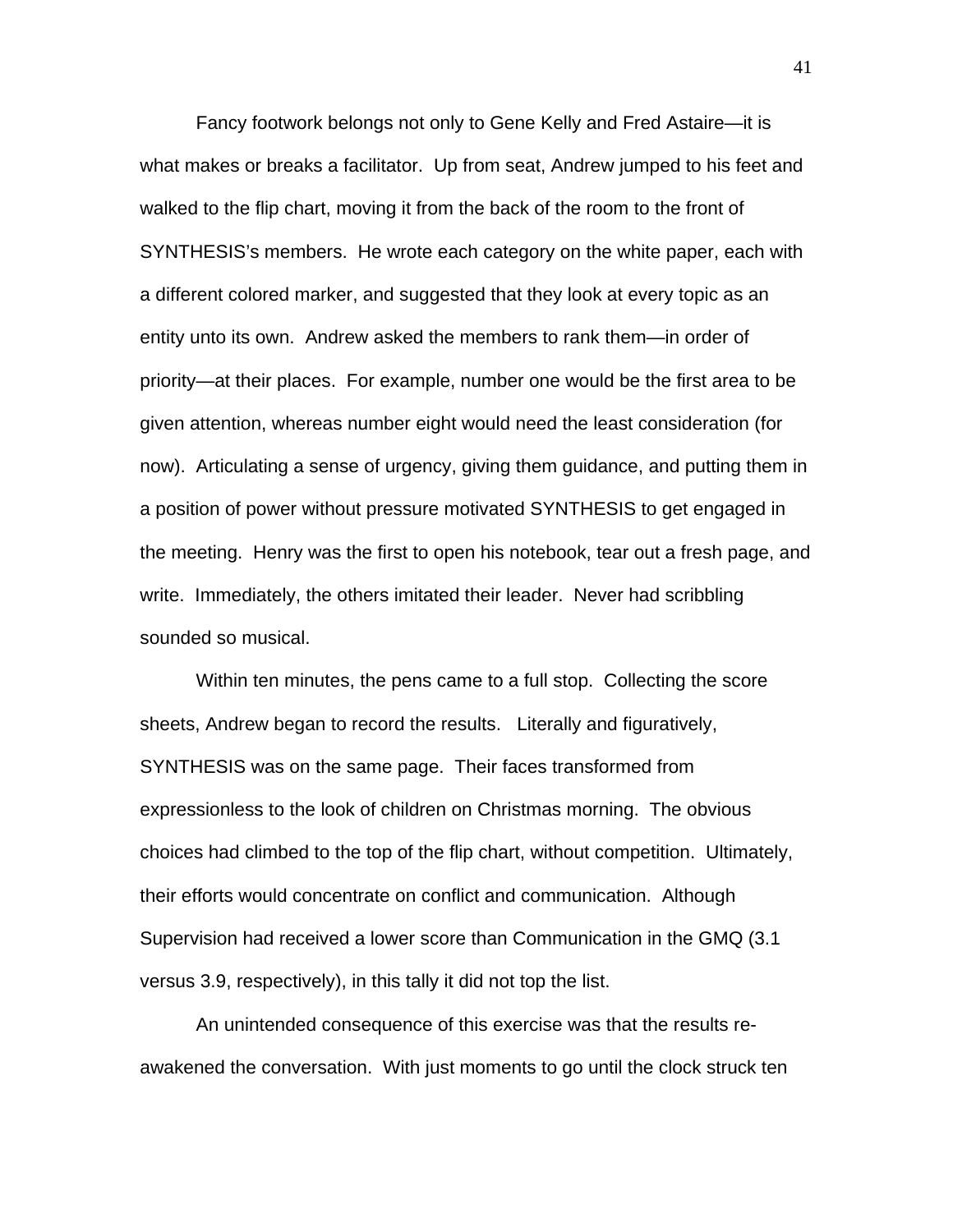Fancy footwork belongs not only to Gene Kelly and Fred Astaire—it is what makes or breaks a facilitator. Up from seat, Andrew jumped to his feet and walked to the flip chart, moving it from the back of the room to the front of SYNTHESIS's members. He wrote each category on the white paper, each with a different colored marker, and suggested that they look at every topic as an entity unto its own. Andrew asked the members to rank them—in order of priority—at their places. For example, number one would be the first area to be given attention, whereas number eight would need the least consideration (for now). Articulating a sense of urgency, giving them guidance, and putting them in a position of power without pressure motivated SYNTHESIS to get engaged in the meeting. Henry was the first to open his notebook, tear out a fresh page, and write. Immediately, the others imitated their leader. Never had scribbling sounded so musical.

Within ten minutes, the pens came to a full stop. Collecting the score sheets, Andrew began to record the results. Literally and figuratively, SYNTHESIS was on the same page. Their faces transformed from expressionless to the look of children on Christmas morning. The obvious choices had climbed to the top of the flip chart, without competition. Ultimately, their efforts would concentrate on conflict and communication. Although Supervision had received a lower score than Communication in the GMQ (3.1 versus 3.9, respectively), in this tally it did not top the list.

An unintended consequence of this exercise was that the results re-awakened the conversation. With just moments to go until the clock struck ten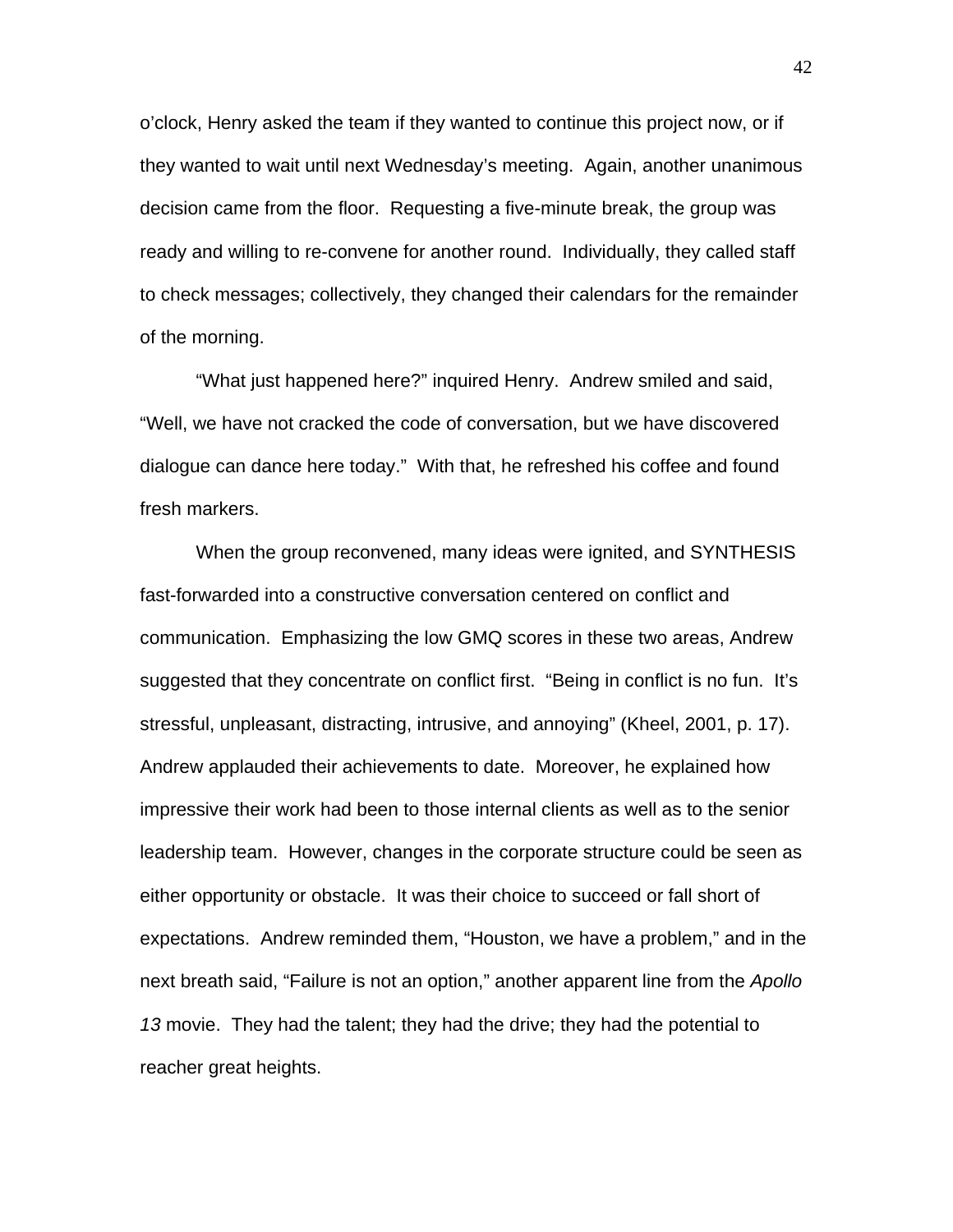o'clock, Henry asked the team if they wanted to continue this project now, or if they wanted to wait until next Wednesday's meeting. Again, another unanimous decision came from the floor. Requesting a five-minute break, the group was ready and willing to re-convene for another round. Individually, they called staff to check messages; collectively, they changed their calendars for the remainder of the morning.

"What just happened here?" inquired Henry. Andrew smiled and said, "Well, we have not cracked the code of conversation, but we have discovered dialogue can dance here today." With that, he refreshed his coffee and found fresh markers.

When the group reconvened, many ideas were ignited, and SYNTHESIS fast-forwarded into a constructive conversation centered on conflict and communication. Emphasizing the low GMQ scores in these two areas, Andrew suggested that they concentrate on conflict first. "Being in conflict is no fun. It's stressful, unpleasant, distracting, intrusive, and annoying" (Kheel, 2001, p. 17). Andrew applauded their achievements to date. Moreover, he explained how impressive their work had been to those internal clients as well as to the senior leadership team. However, changes in the corporate structure could be seen as either opportunity or obstacle. It was their choice to succeed or fall short of expectations. Andrew reminded them, "Houston, we have a problem," and in the next breath said, "Failure is not an option," another apparent line from the *Apollo 13* movie. They had the talent; they had the drive; they had the potential to reacher great heights.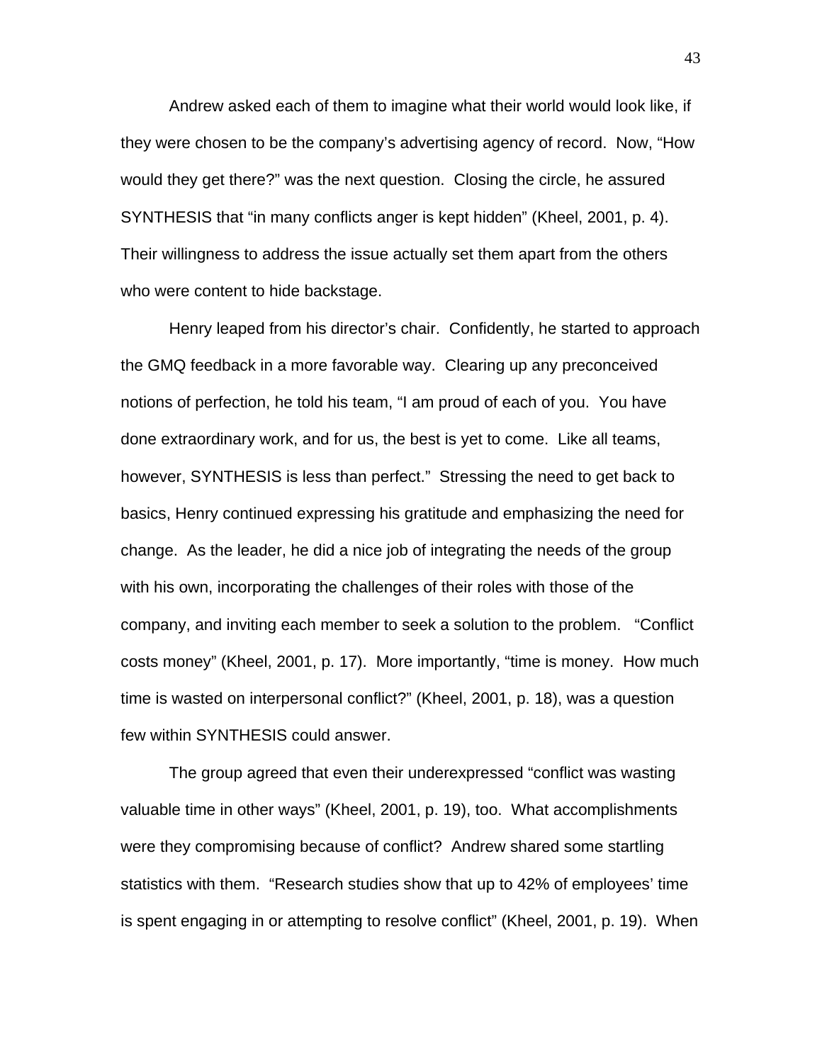Andrew asked each of them to imagine what their world would look like, if they were chosen to be the company's advertising agency of record. Now, "How would they get there?" was the next question. Closing the circle, he assured SYNTHESIS that "in many conflicts anger is kept hidden" (Kheel, 2001, p. 4). Their willingness to address the issue actually set them apart from the others who were content to hide backstage.

Henry leaped from his director's chair. Confidently, he started to approach the GMQ feedback in a more favorable way. Clearing up any preconceived notions of perfection, he told his team, "I am proud of each of you. You have done extraordinary work, and for us, the best is yet to come. Like all teams, however, SYNTHESIS is less than perfect." Stressing the need to get back to basics, Henry continued expressing his gratitude and emphasizing the need for change. As the leader, he did a nice job of integrating the needs of the group with his own, incorporating the challenges of their roles with those of the company, and inviting each member to seek a solution to the problem. "Conflict costs money" (Kheel, 2001, p. 17). More importantly, "time is money. How much time is wasted on interpersonal conflict?" (Kheel, 2001, p. 18), was a question few within SYNTHESIS could answer.

The group agreed that even their underexpressed "conflict was wasting valuable time in other ways" (Kheel, 2001, p. 19), too. What accomplishments were they compromising because of conflict? Andrew shared some startling statistics with them. "Research studies show that up to 42% of employees' time is spent engaging in or attempting to resolve conflict" (Kheel, 2001, p. 19). When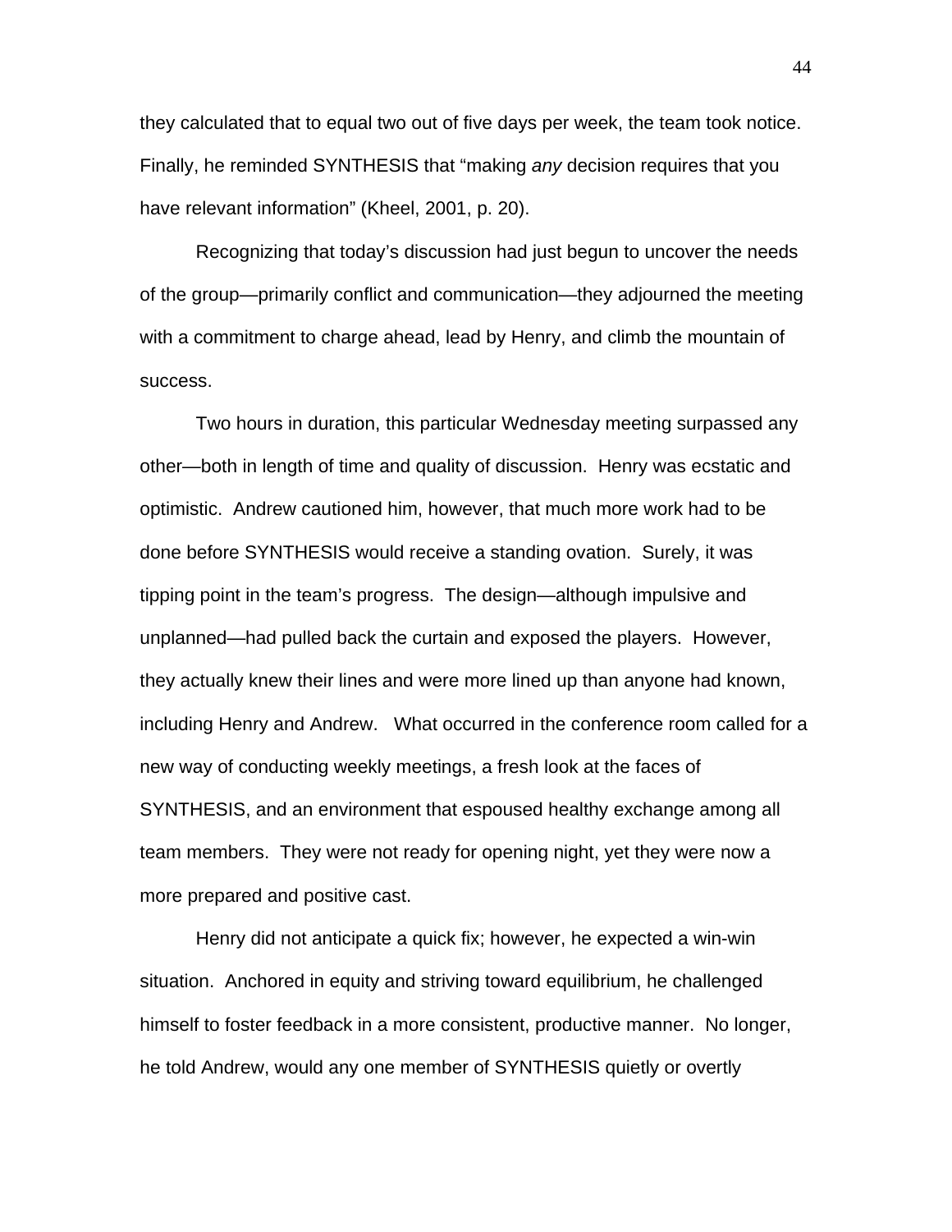they calculated that to equal two out of five days per week, the team took notice. Finally, he reminded SYNTHESIS that "making *any* decision requires that you have relevant information" (Kheel, 2001, p. 20).

Recognizing that today's discussion had just begun to uncover the needs of the group—primarily conflict and communication—they adjourned the meeting with a commitment to charge ahead, lead by Henry, and climb the mountain of success.

Two hours in duration, this particular Wednesday meeting surpassed any other—both in length of time and quality of discussion. Henry was ecstatic and optimistic. Andrew cautioned him, however, that much more work had to be done before SYNTHESIS would receive a standing ovation. Surely, it was tipping point in the team's progress. The design—although impulsive and unplanned—had pulled back the curtain and exposed the players. However, they actually knew their lines and were more lined up than anyone had known, including Henry and Andrew. What occurred in the conference room called for a new way of conducting weekly meetings, a fresh look at the faces of SYNTHESIS, and an environment that espoused healthy exchange among all team members. They were not ready for opening night, yet they were now a more prepared and positive cast.

Henry did not anticipate a quick fix; however, he expected a win-win situation. Anchored in equity and striving toward equilibrium, he challenged himself to foster feedback in a more consistent, productive manner. No longer, he told Andrew, would any one member of SYNTHESIS quietly or overtly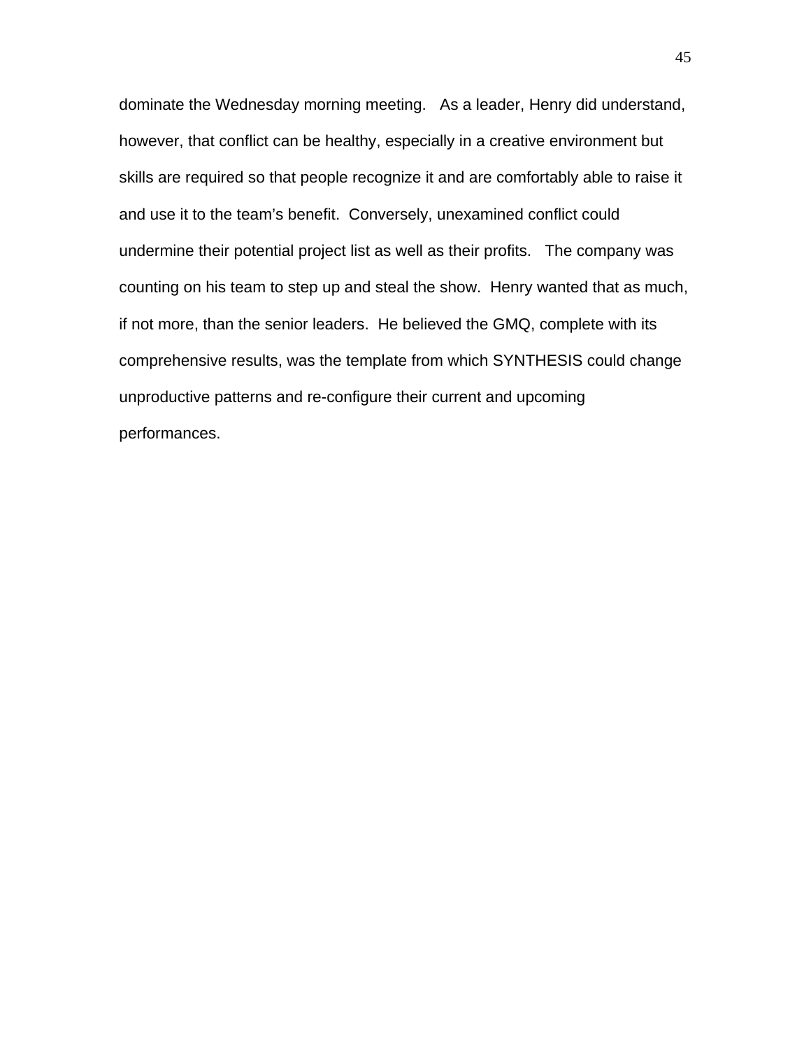dominate the Wednesday morning meeting. As a leader, Henry did understand, however, that conflict can be healthy, especially in a creative environment but skills are required so that people recognize it and are comfortably able to raise it and use it to the team's benefit. Conversely, unexamined conflict could undermine their potential project list as well as their profits. The company was counting on his team to step up and steal the show. Henry wanted that as much, if not more, than the senior leaders. He believed the GMQ, complete with its comprehensive results, was the template from which SYNTHESIS could change unproductive patterns and re-configure their current and upcoming performances.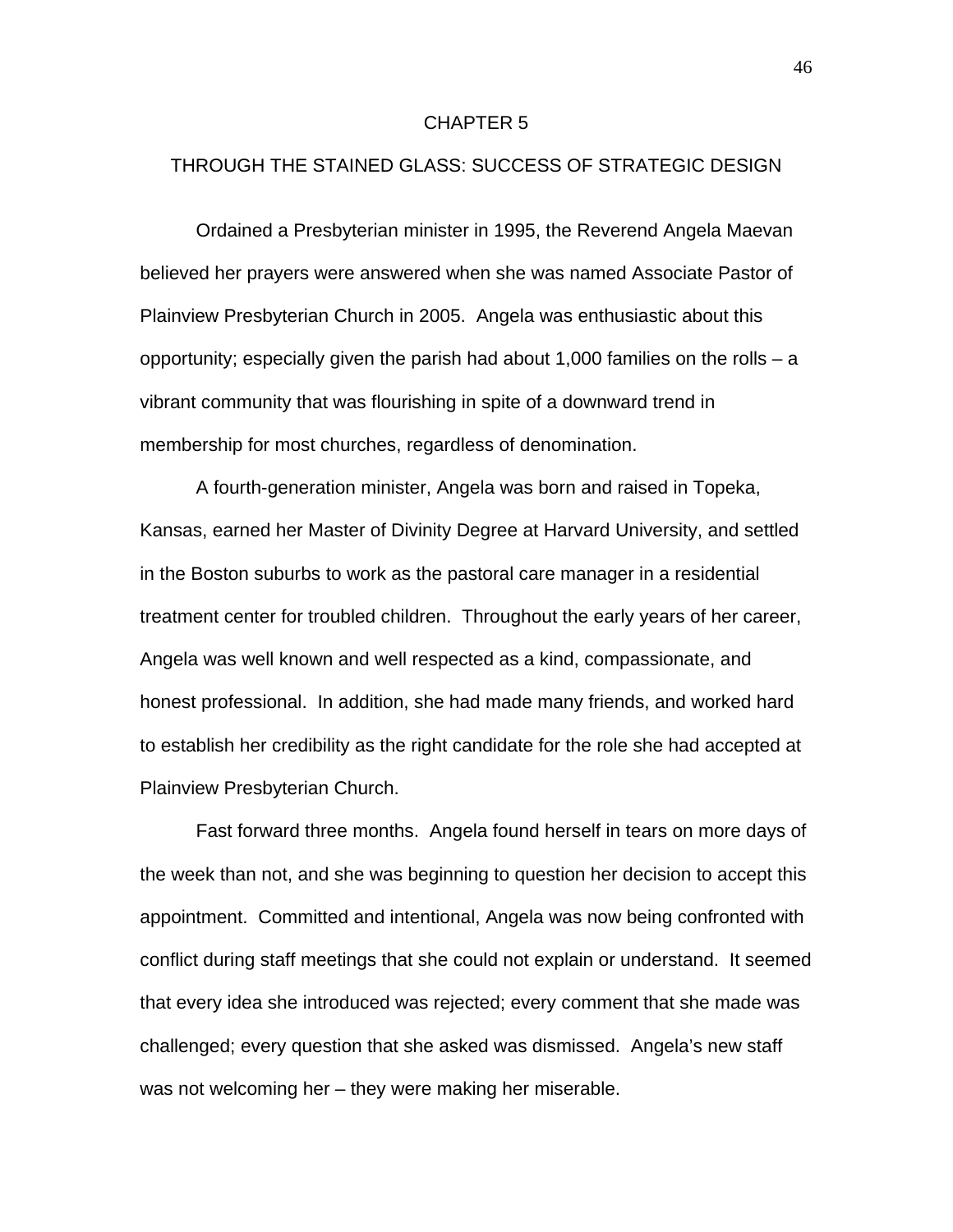# CHAPTER 5

## THROUGH THE STAINED GLASS: SUCCESS OF STRATEGIC DESIGN

Ordained a Presbyterian minister in 1995, the Reverend Angela Maevan believed her prayers were answered when she was named Associate Pastor of Plainview Presbyterian Church in 2005. Angela was enthusiastic about this opportunity; especially given the parish had about 1,000 families on the rolls – a vibrant community that was flourishing in spite of a downward trend in membership for most churches, regardless of denomination.

A fourth-generation minister, Angela was born and raised in Topeka, Kansas, earned her Master of Divinity Degree at Harvard University, and settled in the Boston suburbs to work as the pastoral care manager in a residential treatment center for troubled children. Throughout the early years of her career, Angela was well known and well respected as a kind, compassionate, and honest professional. In addition, she had made many friends, and worked hard to establish her credibility as the right candidate for the role she had accepted at Plainview Presbyterian Church.

Fast forward three months. Angela found herself in tears on more days of the week than not, and she was beginning to question her decision to accept this appointment. Committed and intentional, Angela was now being confronted with conflict during staff meetings that she could not explain or understand. It seemed that every idea she introduced was rejected; every comment that she made was challenged; every question that she asked was dismissed. Angela's new staff was not welcoming her – they were making her miserable.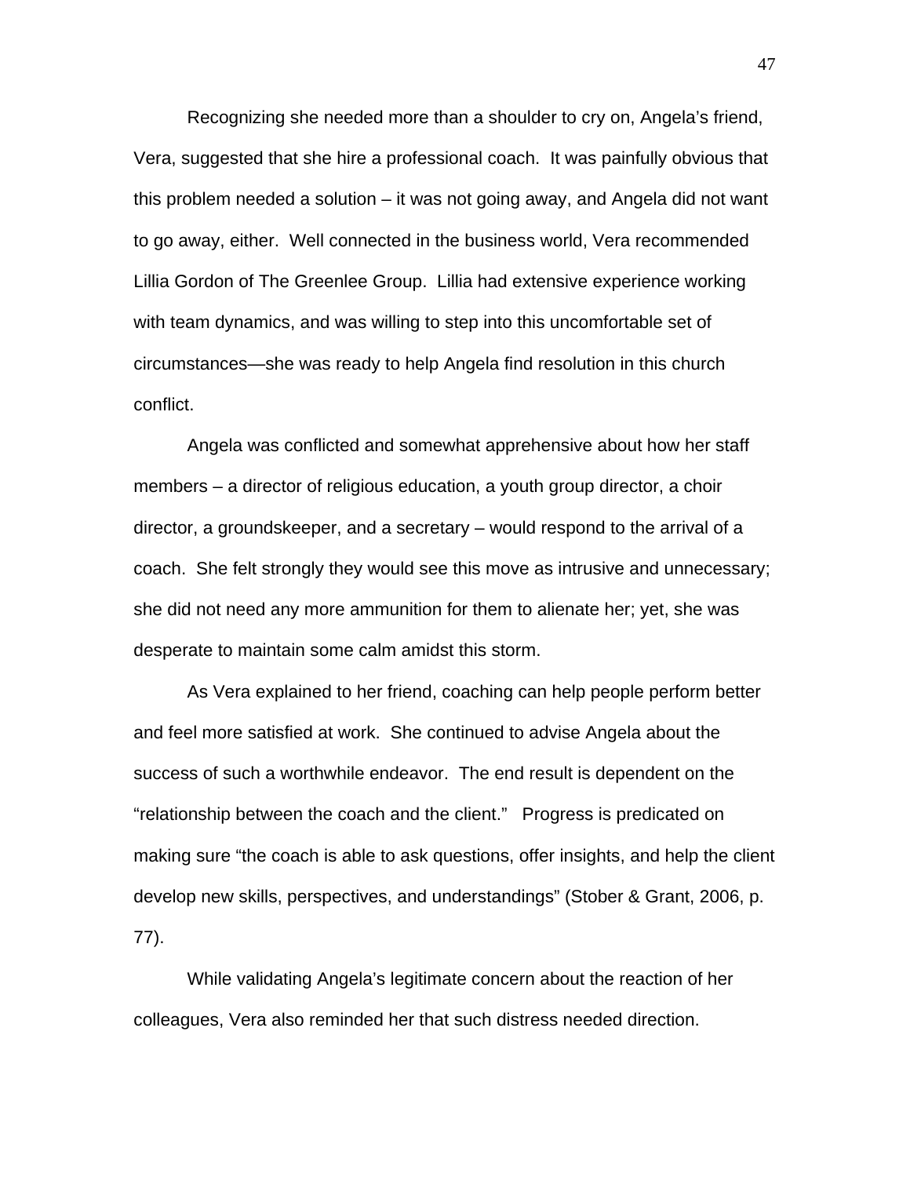Recognizing she needed more than a shoulder to cry on, Angela's friend, Vera, suggested that she hire a professional coach. It was painfully obvious that this problem needed a solution – it was not going away, and Angela did not want to go away, either. Well connected in the business world, Vera recommended Lillia Gordon of The Greenlee Group. Lillia had extensive experience working with team dynamics, and was willing to step into this uncomfortable set of circumstances—she was ready to help Angela find resolution in this church conflict.

Angela was conflicted and somewhat apprehensive about how her staff members – a director of religious education, a youth group director, a choir director, a groundskeeper, and a secretary – would respond to the arrival of a coach. She felt strongly they would see this move as intrusive and unnecessary; she did not need any more ammunition for them to alienate her; yet, she was desperate to maintain some calm amidst this storm.

As Vera explained to her friend, coaching can help people perform better and feel more satisfied at work. She continued to advise Angela about the success of such a worthwhile endeavor. The end result is dependent on the "relationship between the coach and the client." Progress is predicated on making sure "the coach is able to ask questions, offer insights, and help the client develop new skills, perspectives, and understandings" (Stober & Grant, 2006, p. 77).

While validating Angela's legitimate concern about the reaction of her colleagues, Vera also reminded her that such distress needed direction.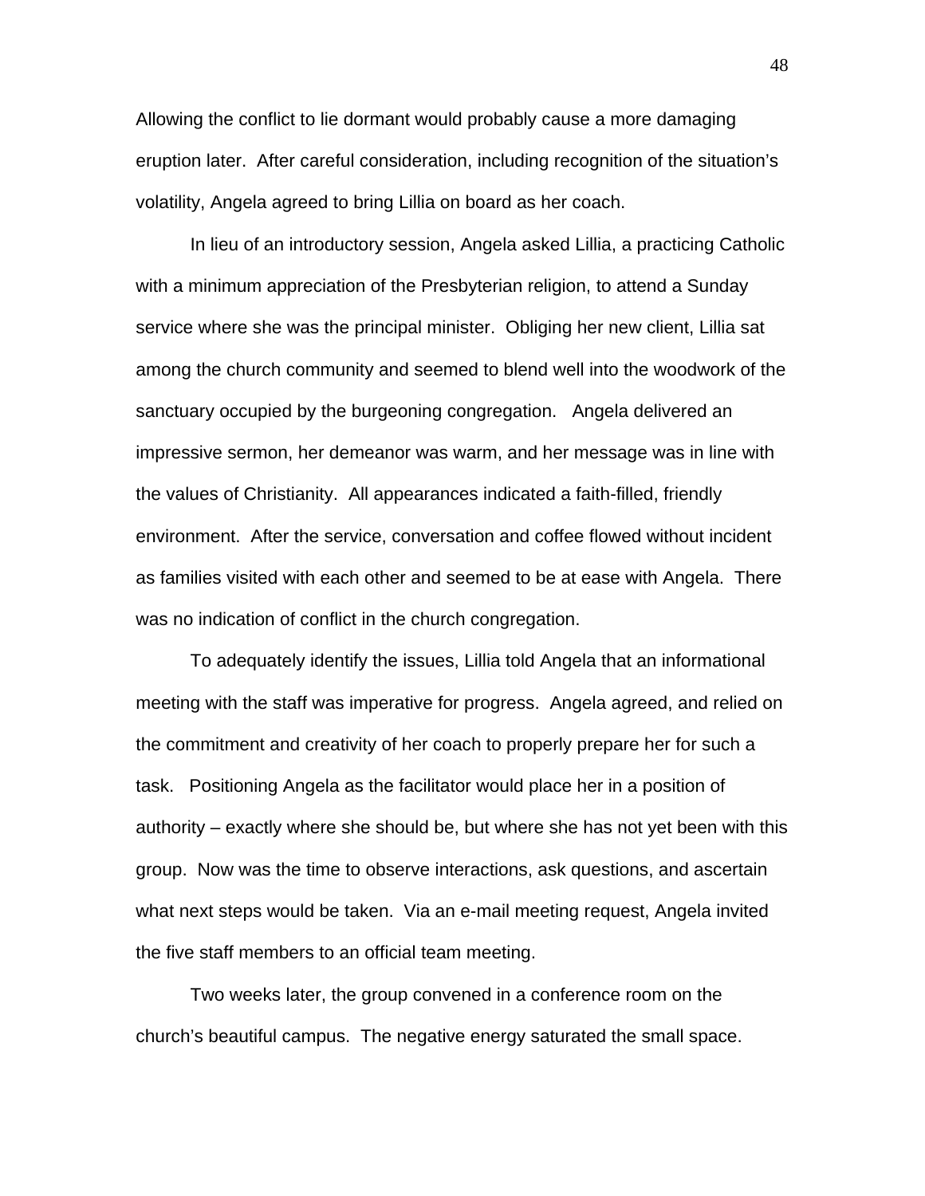Allowing the conflict to lie dormant would probably cause a more damaging eruption later. After careful consideration, including recognition of the situation's volatility, Angela agreed to bring Lillia on board as her coach.

In lieu of an introductory session, Angela asked Lillia, a practicing Catholic with a minimum appreciation of the Presbyterian religion, to attend a Sunday service where she was the principal minister. Obliging her new client, Lillia sat among the church community and seemed to blend well into the woodwork of the sanctuary occupied by the burgeoning congregation. Angela delivered an impressive sermon, her demeanor was warm, and her message was in line with the values of Christianity. All appearances indicated a faith-filled, friendly environment. After the service, conversation and coffee flowed without incident as families visited with each other and seemed to be at ease with Angela. There was no indication of conflict in the church congregation.

To adequately identify the issues, Lillia told Angela that an informational meeting with the staff was imperative for progress. Angela agreed, and relied on the commitment and creativity of her coach to properly prepare her for such a task. Positioning Angela as the facilitator would place her in a position of authority – exactly where she should be, but where she has not yet been with this group. Now was the time to observe interactions, ask questions, and ascertain what next steps would be taken. Via an e-mail meeting request, Angela invited the five staff members to an official team meeting.

Two weeks later, the group convened in a conference room on the church's beautiful campus. The negative energy saturated the small space.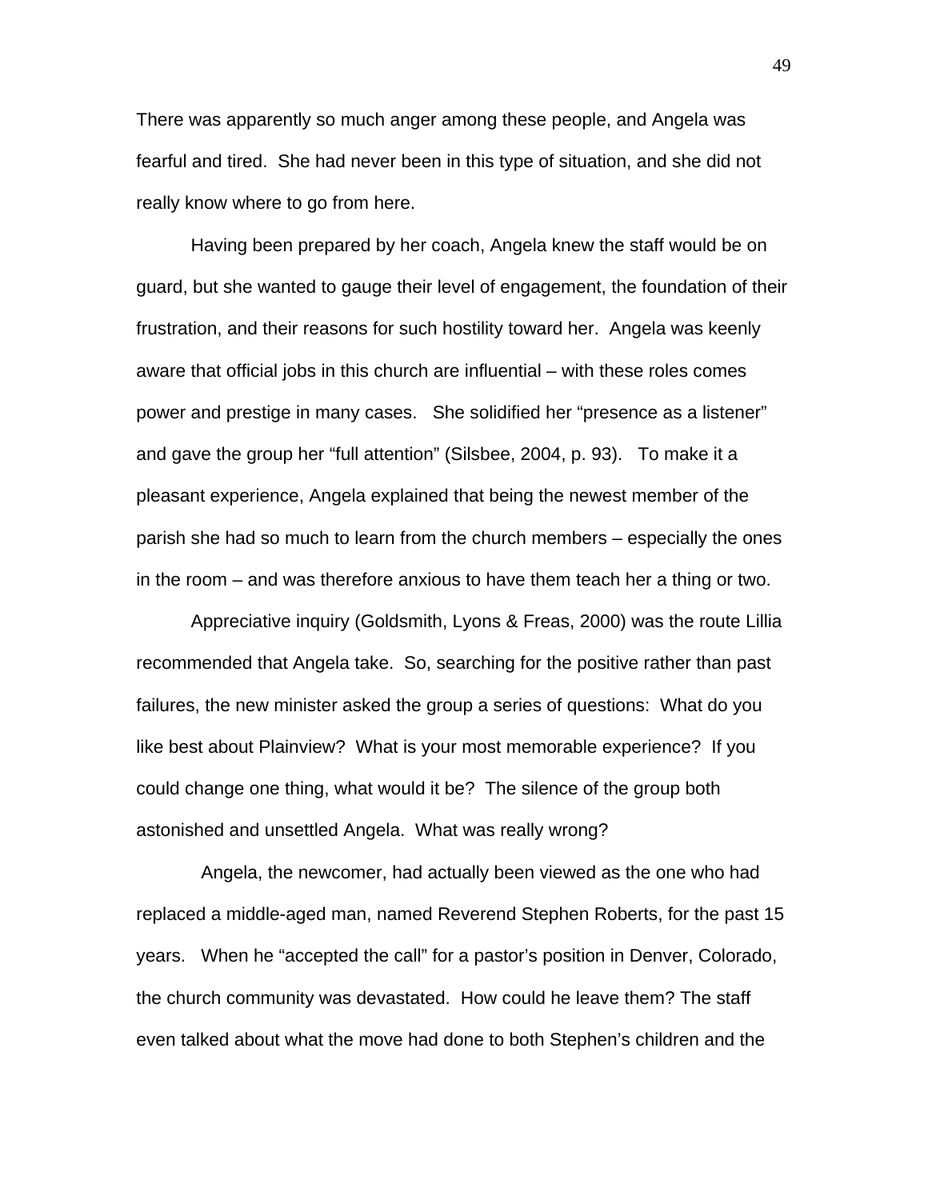There was apparently so much anger among these people, and Angela was fearful and tired. She had never been in this type of situation, and she did not really know where to go from here.

Having been prepared by her coach, Angela knew the staff would be on guard, but she wanted to gauge their level of engagement, the foundation of their frustration, and their reasons for such hostility toward her. Angela was keenly aware that official jobs in this church are influential – with these roles comes power and prestige in many cases. She solidified her "presence as a listener" and gave the group her "full attention" (Silsbee, 2004, p. 93). To make it a pleasant experience, Angela explained that being the newest member of the parish she had so much to learn from the church members – especially the ones in the room – and was therefore anxious to have them teach her a thing or two.

Appreciative inquiry (Goldsmith, Lyons & Freas, 2000) was the route Lillia recommended that Angela take. So, searching for the positive rather than past failures, the new minister asked the group a series of questions: What do you like best about Plainview? What is your most memorable experience? If you could change one thing, what would it be? The silence of the group both astonished and unsettled Angela. What was really wrong?

Angela, the newcomer, had actually been viewed as the one who had replaced a middle-aged man, named Reverend Stephen Roberts, for the past 15 years. When he "accepted the call" for a pastor's position in Denver, Colorado, the church community was devastated. How could he leave them? The staff even talked about what the move had done to both Stephen's children and the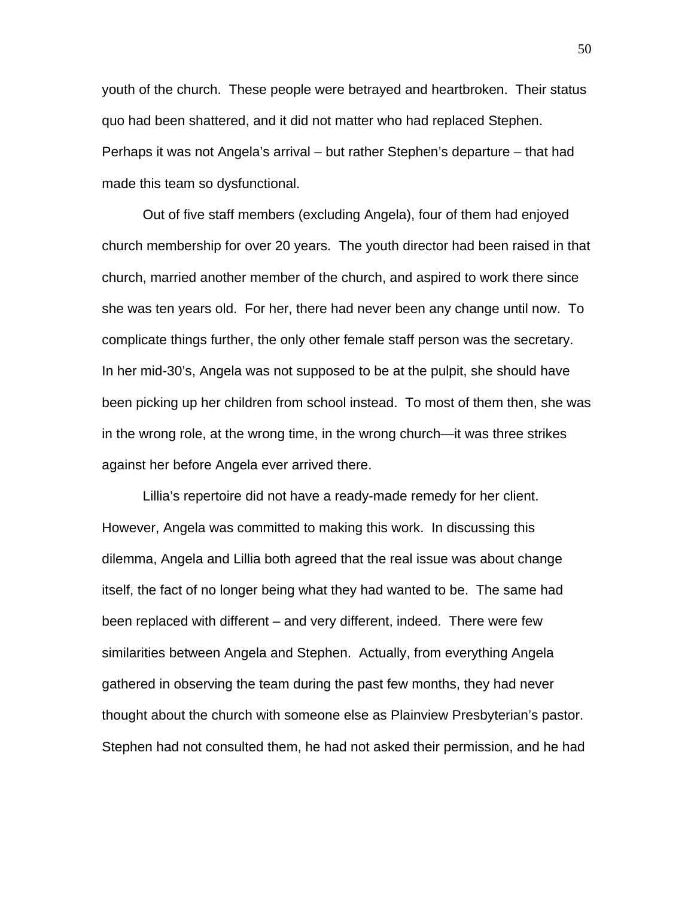youth of the church. These people were betrayed and heartbroken. Their status quo had been shattered, and it did not matter who had replaced Stephen. Perhaps it was not Angela's arrival – but rather Stephen's departure – that had made this team so dysfunctional.

Out of five staff members (excluding Angela), four of them had enjoyed church membership for over 20 years. The youth director had been raised in that church, married another member of the church, and aspired to work there since she was ten years old. For her, there had never been any change until now. To complicate things further, the only other female staff person was the secretary. In her mid-30's, Angela was not supposed to be at the pulpit, she should have been picking up her children from school instead. To most of them then, she was in the wrong role, at the wrong time, in the wrong church—it was three strikes against her before Angela ever arrived there.

Lillia's repertoire did not have a ready-made remedy for her client. However, Angela was committed to making this work. In discussing this dilemma, Angela and Lillia both agreed that the real issue was about change itself, the fact of no longer being what they had wanted to be. The same had been replaced with different – and very different, indeed. There were few similarities between Angela and Stephen. Actually, from everything Angela gathered in observing the team during the past few months, they had never thought about the church with someone else as Plainview Presbyterian's pastor. Stephen had not consulted them, he had not asked their permission, and he had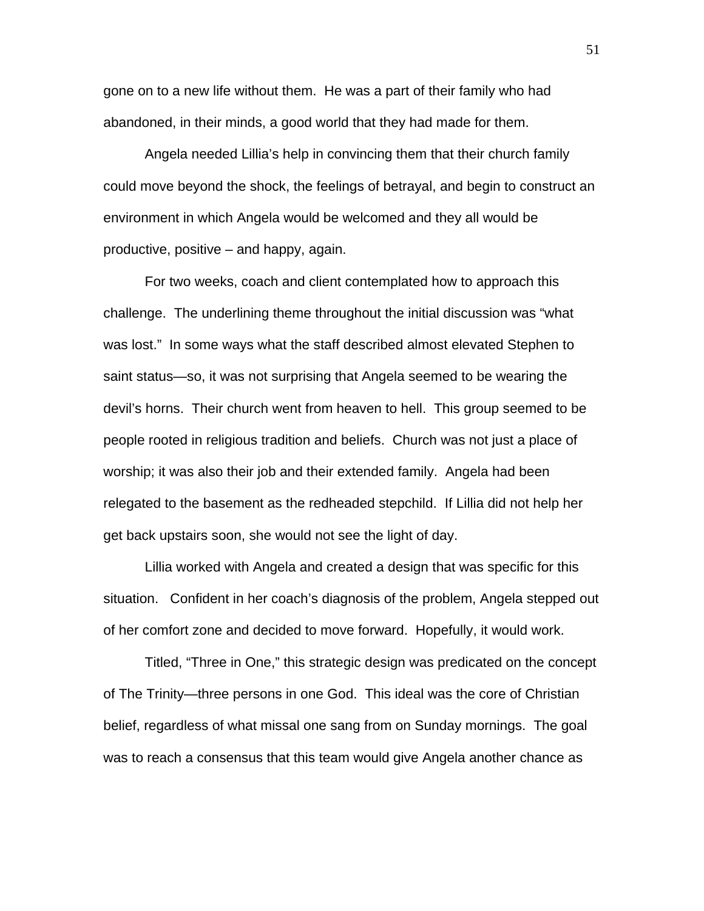gone on to a new life without them. He was a part of their family who had abandoned, in their minds, a good world that they had made for them.

Angela needed Lillia's help in convincing them that their church family could move beyond the shock, the feelings of betrayal, and begin to construct an environment in which Angela would be welcomed and they all would be productive, positive – and happy, again.

For two weeks, coach and client contemplated how to approach this challenge. The underlining theme throughout the initial discussion was "what was lost." In some ways what the staff described almost elevated Stephen to saint status—so, it was not surprising that Angela seemed to be wearing the devil's horns. Their church went from heaven to hell. This group seemed to be people rooted in religious tradition and beliefs. Church was not just a place of worship; it was also their job and their extended family. Angela had been relegated to the basement as the redheaded stepchild. If Lillia did not help her get back upstairs soon, she would not see the light of day.

Lillia worked with Angela and created a design that was specific for this situation. Confident in her coach's diagnosis of the problem, Angela stepped out of her comfort zone and decided to move forward. Hopefully, it would work.

Titled, "Three in One," this strategic design was predicated on the concept of The Trinity—three persons in one God. This ideal was the core of Christian belief, regardless of what missal one sang from on Sunday mornings. The goal was to reach a consensus that this team would give Angela another chance as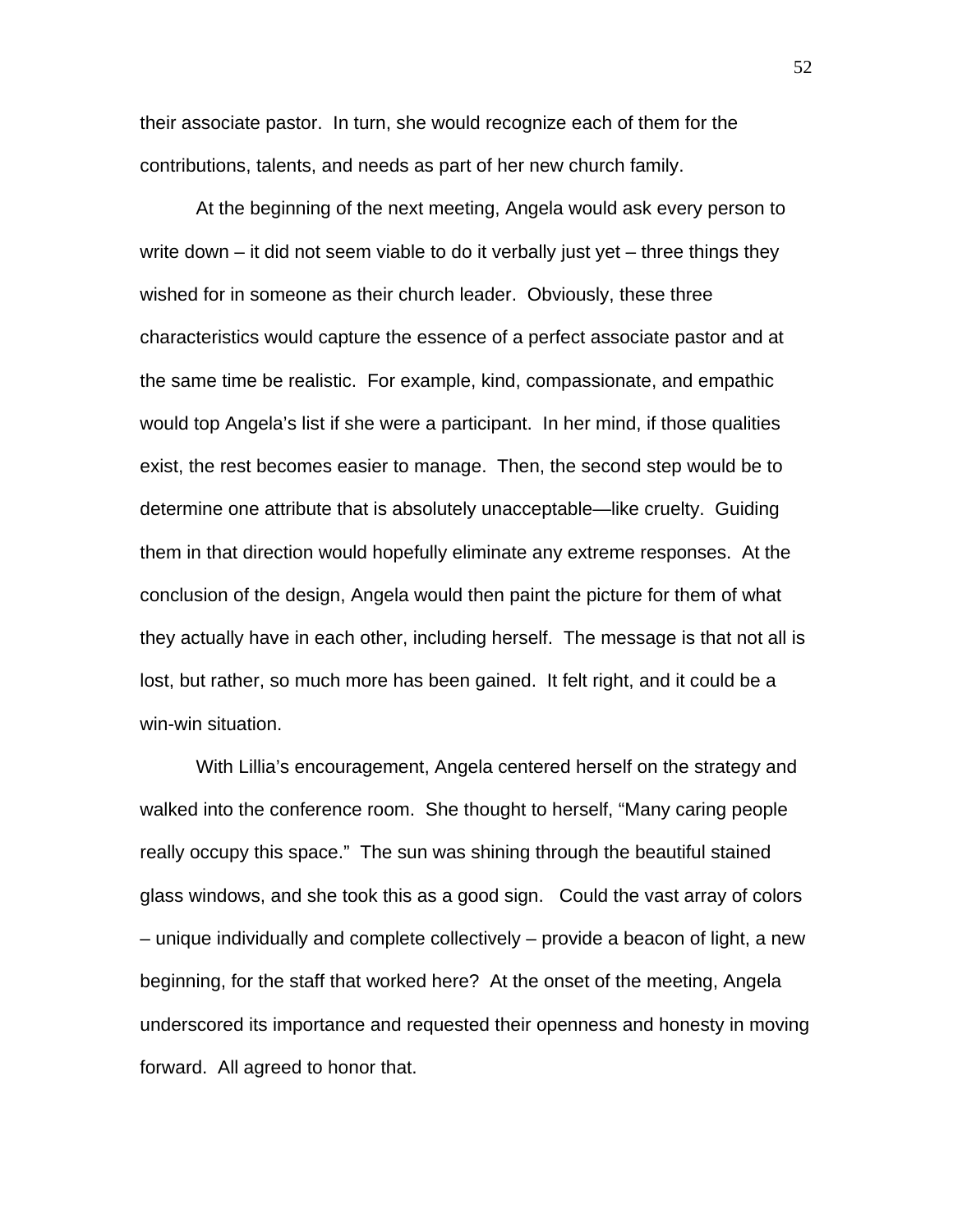their associate pastor. In turn, she would recognize each of them for the contributions, talents, and needs as part of her new church family.

At the beginning of the next meeting, Angela would ask every person to write down – it did not seem viable to do it verbally just yet – three things they wished for in someone as their church leader. Obviously, these three characteristics would capture the essence of a perfect associate pastor and at the same time be realistic. For example, kind, compassionate, and empathic would top Angela's list if she were a participant. In her mind, if those qualities exist, the rest becomes easier to manage. Then, the second step would be to determine one attribute that is absolutely unacceptable—like cruelty. Guiding them in that direction would hopefully eliminate any extreme responses. At the conclusion of the design, Angela would then paint the picture for them of what they actually have in each other, including herself. The message is that not all is lost, but rather, so much more has been gained. It felt right, and it could be a win-win situation.

With Lillia's encouragement, Angela centered herself on the strategy and walked into the conference room. She thought to herself, "Many caring people really occupy this space." The sun was shining through the beautiful stained glass windows, and she took this as a good sign. Could the vast array of colors – unique individually and complete collectively – provide a beacon of light, a new beginning, for the staff that worked here? At the onset of the meeting, Angela underscored its importance and requested their openness and honesty in moving forward. All agreed to honor that.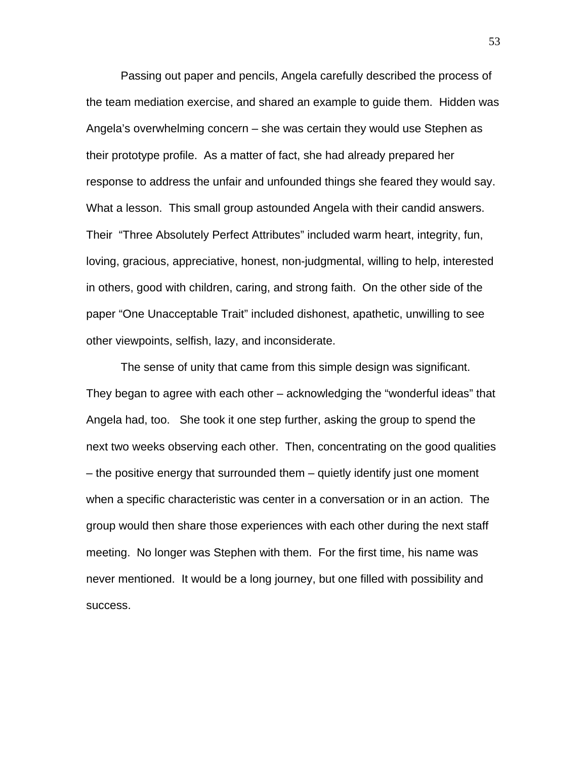Passing out paper and pencils, Angela carefully described the process of the team mediation exercise, and shared an example to guide them. Hidden was Angela's overwhelming concern – she was certain they would use Stephen as their prototype profile. As a matter of fact, she had already prepared her response to address the unfair and unfounded things she feared they would say. What a lesson. This small group astounded Angela with their candid answers. Their "Three Absolutely Perfect Attributes" included warm heart, integrity, fun, loving, gracious, appreciative, honest, non-judgmental, willing to help, interested in others, good with children, caring, and strong faith. On the other side of the paper "One Unacceptable Trait" included dishonest, apathetic, unwilling to see other viewpoints, selfish, lazy, and inconsiderate.

The sense of unity that came from this simple design was significant. They began to agree with each other – acknowledging the "wonderful ideas" that Angela had, too. She took it one step further, asking the group to spend the next two weeks observing each other. Then, concentrating on the good qualities – the positive energy that surrounded them – quietly identify just one moment when a specific characteristic was center in a conversation or in an action. The group would then share those experiences with each other during the next staff meeting. No longer was Stephen with them. For the first time, his name was never mentioned. It would be a long journey, but one filled with possibility and success.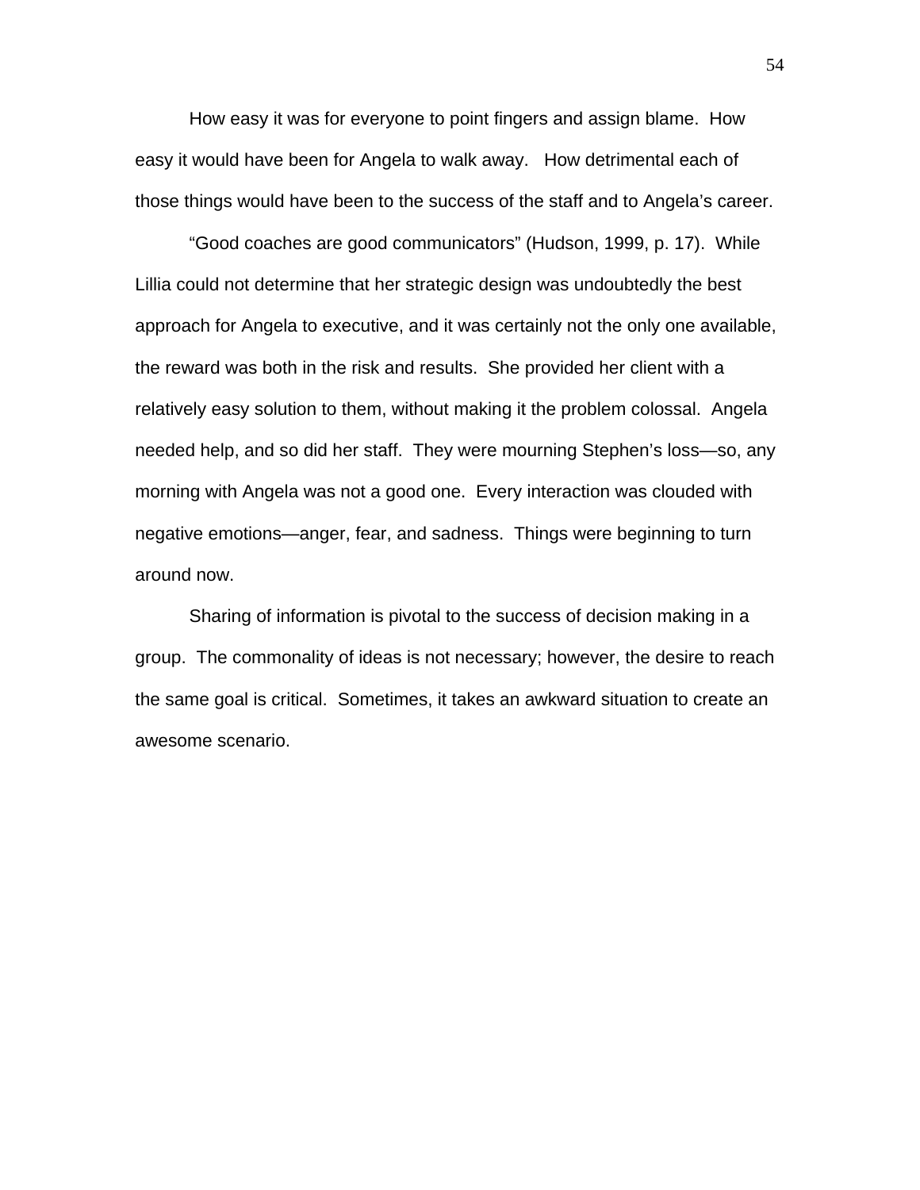How easy it was for everyone to point fingers and assign blame. How easy it would have been for Angela to walk away. How detrimental each of those things would have been to the success of the staff and to Angela's career.

"Good coaches are good communicators" (Hudson, 1999, p. 17). While Lillia could not determine that her strategic design was undoubtedly the best approach for Angela to executive, and it was certainly not the only one available, the reward was both in the risk and results. She provided her client with a relatively easy solution to them, without making it the problem colossal. Angela needed help, and so did her staff. They were mourning Stephen's loss—so, any morning with Angela was not a good one. Every interaction was clouded with negative emotions—anger, fear, and sadness. Things were beginning to turn around now.

Sharing of information is pivotal to the success of decision making in a group. The commonality of ideas is not necessary; however, the desire to reach the same goal is critical. Sometimes, it takes an awkward situation to create an awesome scenario.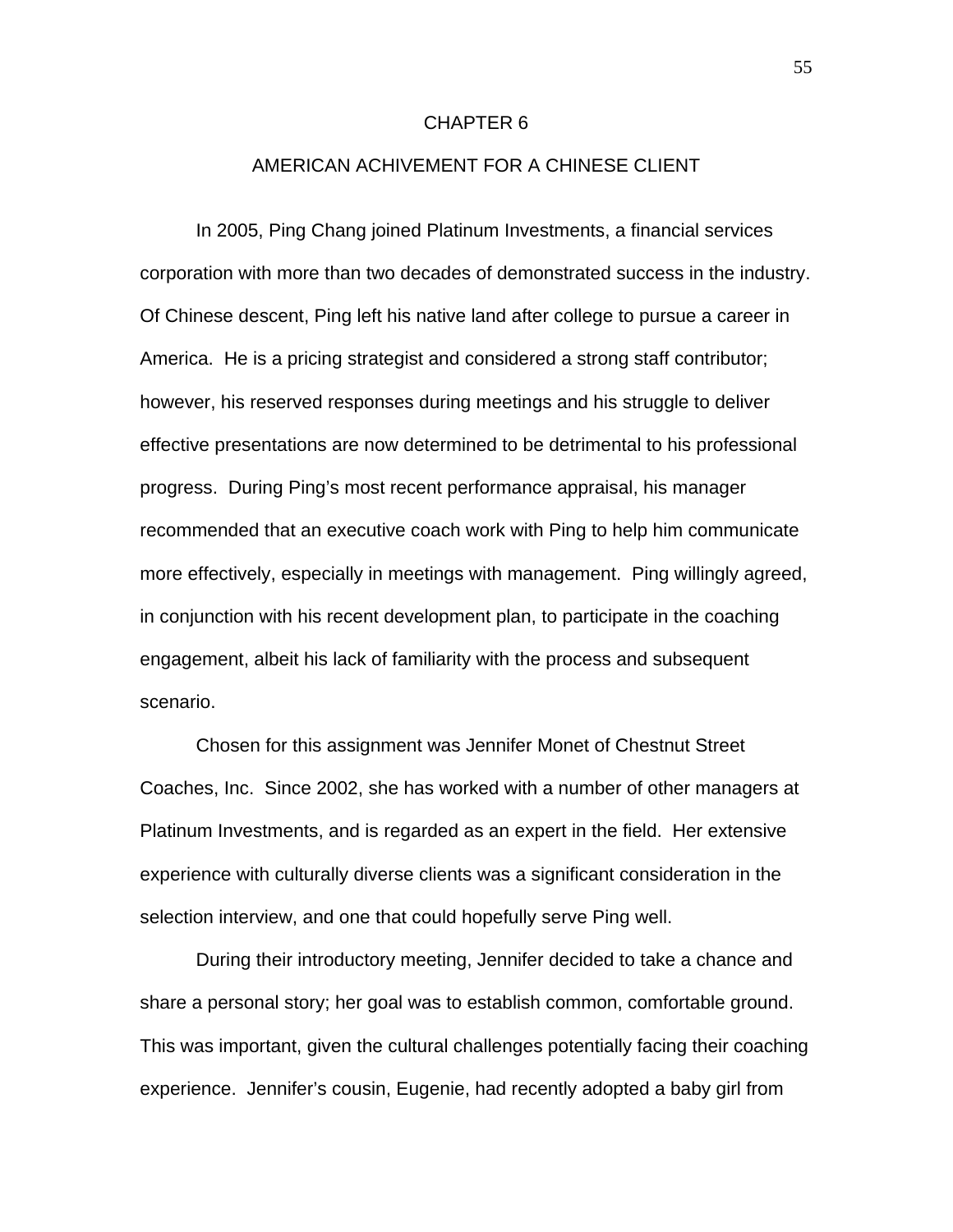# CHAPTER 6

## AMERICAN ACHIVEMENT FOR A CHINESE CLIENT

In 2005, Ping Chang joined Platinum Investments, a financial services corporation with more than two decades of demonstrated success in the industry. Of Chinese descent, Ping left his native land after college to pursue a career in America. He is a pricing strategist and considered a strong staff contributor; however, his reserved responses during meetings and his struggle to deliver effective presentations are now determined to be detrimental to his professional progress. During Ping's most recent performance appraisal, his manager recommended that an executive coach work with Ping to help him communicate more effectively, especially in meetings with management. Ping willingly agreed, in conjunction with his recent development plan, to participate in the coaching engagement, albeit his lack of familiarity with the process and subsequent scenario.

Chosen for this assignment was Jennifer Monet of Chestnut Street Coaches, Inc. Since 2002, she has worked with a number of other managers at Platinum Investments, and is regarded as an expert in the field. Her extensive experience with culturally diverse clients was a significant consideration in the selection interview, and one that could hopefully serve Ping well.

During their introductory meeting, Jennifer decided to take a chance and share a personal story; her goal was to establish common, comfortable ground. This was important, given the cultural challenges potentially facing their coaching experience. Jennifer's cousin, Eugenie, had recently adopted a baby girl from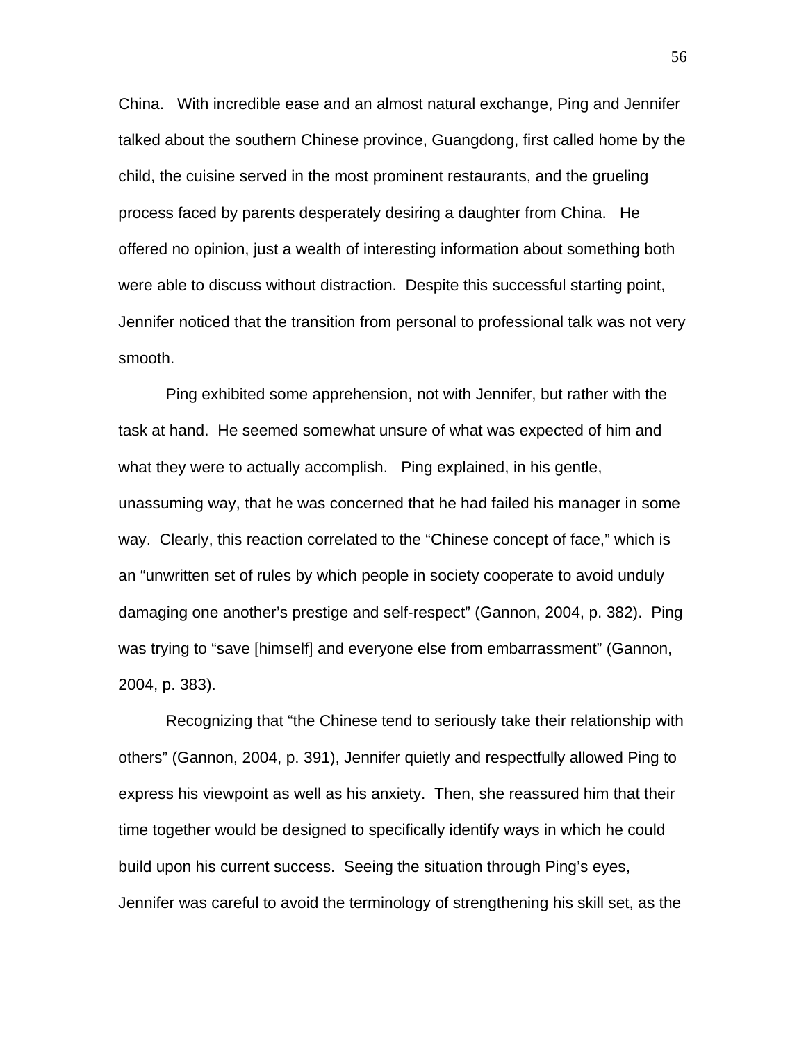China. With incredible ease and an almost natural exchange, Ping and Jennifer talked about the southern Chinese province, Guangdong, first called home by the child, the cuisine served in the most prominent restaurants, and the grueling process faced by parents desperately desiring a daughter from China. He offered no opinion, just a wealth of interesting information about something both were able to discuss without distraction. Despite this successful starting point, Jennifer noticed that the transition from personal to professional talk was not very smooth.

Ping exhibited some apprehension, not with Jennifer, but rather with the task at hand. He seemed somewhat unsure of what was expected of him and what they were to actually accomplish. Ping explained, in his gentle, unassuming way, that he was concerned that he had failed his manager in some way. Clearly, this reaction correlated to the "Chinese concept of face," which is an "unwritten set of rules by which people in society cooperate to avoid unduly damaging one another's prestige and self-respect" (Gannon, 2004, p. 382). Ping was trying to "save [himself] and everyone else from embarrassment" (Gannon, 2004, p. 383).

Recognizing that "the Chinese tend to seriously take their relationship with others" (Gannon, 2004, p. 391), Jennifer quietly and respectfully allowed Ping to express his viewpoint as well as his anxiety. Then, she reassured him that their time together would be designed to specifically identify ways in which he could build upon his current success. Seeing the situation through Ping's eyes, Jennifer was careful to avoid the terminology of strengthening his skill set, as the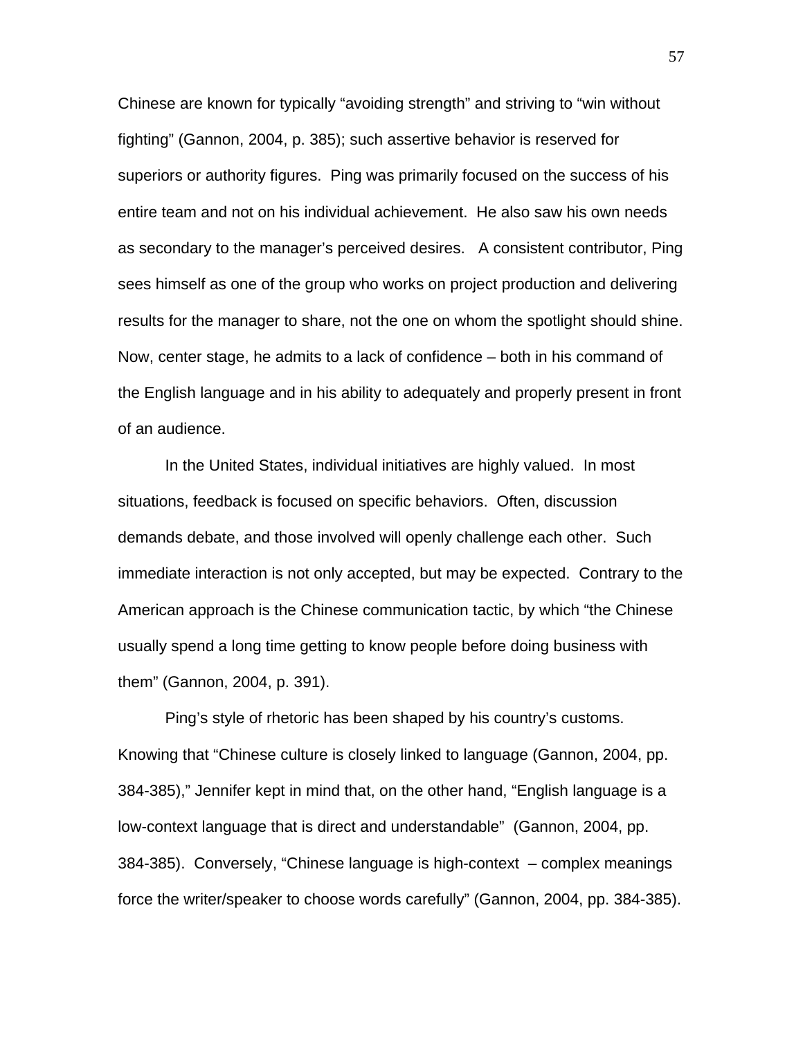Chinese are known for typically "avoiding strength" and striving to "win without fighting" (Gannon, 2004, p. 385); such assertive behavior is reserved for superiors or authority figures. Ping was primarily focused on the success of his entire team and not on his individual achievement. He also saw his own needs as secondary to the manager's perceived desires. A consistent contributor, Ping sees himself as one of the group who works on project production and delivering results for the manager to share, not the one on whom the spotlight should shine. Now, center stage, he admits to a lack of confidence – both in his command of the English language and in his ability to adequately and properly present in front of an audience.

In the United States, individual initiatives are highly valued. In most situations, feedback is focused on specific behaviors. Often, discussion demands debate, and those involved will openly challenge each other. Such immediate interaction is not only accepted, but may be expected. Contrary to the American approach is the Chinese communication tactic, by which "the Chinese usually spend a long time getting to know people before doing business with them" (Gannon, 2004, p. 391).

Ping's style of rhetoric has been shaped by his country's customs. Knowing that "Chinese culture is closely linked to language (Gannon, 2004, pp. 384-385)," Jennifer kept in mind that, on the other hand, "English language is a low-context language that is direct and understandable" (Gannon, 2004, pp. 384-385). Conversely, "Chinese language is high-context – complex meanings force the writer/speaker to choose words carefully" (Gannon, 2004, pp. 384-385).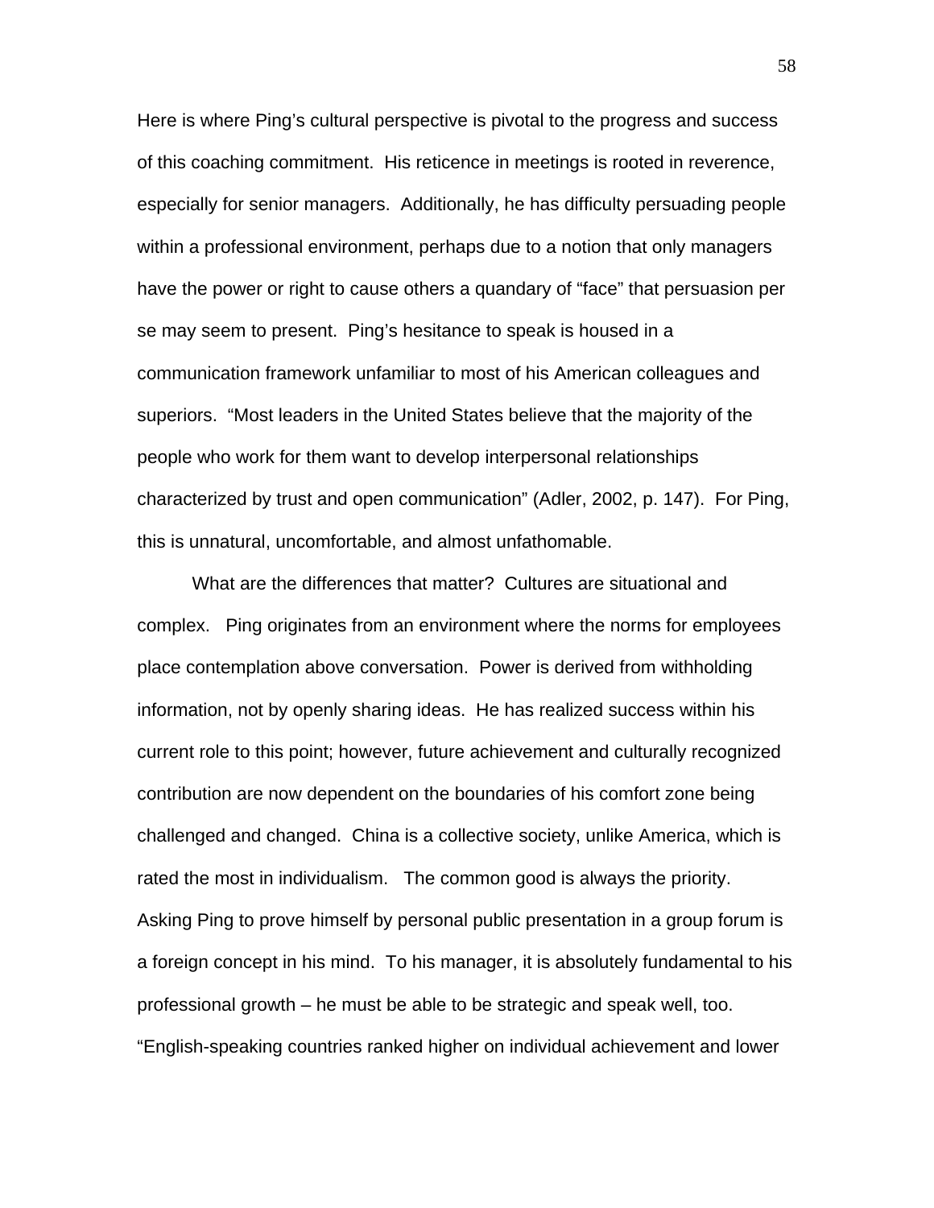Here is where Ping's cultural perspective is pivotal to the progress and success of this coaching commitment. His reticence in meetings is rooted in reverence, especially for senior managers. Additionally, he has difficulty persuading people within a professional environment, perhaps due to a notion that only managers have the power or right to cause others a quandary of "face" that persuasion per se may seem to present. Ping's hesitance to speak is housed in a communication framework unfamiliar to most of his American colleagues and superiors. "Most leaders in the United States believe that the majority of the people who work for them want to develop interpersonal relationships characterized by trust and open communication" (Adler, 2002, p. 147). For Ping, this is unnatural, uncomfortable, and almost unfathomable.

What are the differences that matter? Cultures are situational and complex. Ping originates from an environment where the norms for employees place contemplation above conversation. Power is derived from withholding information, not by openly sharing ideas. He has realized success within his current role to this point; however, future achievement and culturally recognized contribution are now dependent on the boundaries of his comfort zone being challenged and changed. China is a collective society, unlike America, which is rated the most in individualism. The common good is always the priority. Asking Ping to prove himself by personal public presentation in a group forum is a foreign concept in his mind. To his manager, it is absolutely fundamental to his professional growth – he must be able to be strategic and speak well, too. "English-speaking countries ranked higher on individual achievement and lower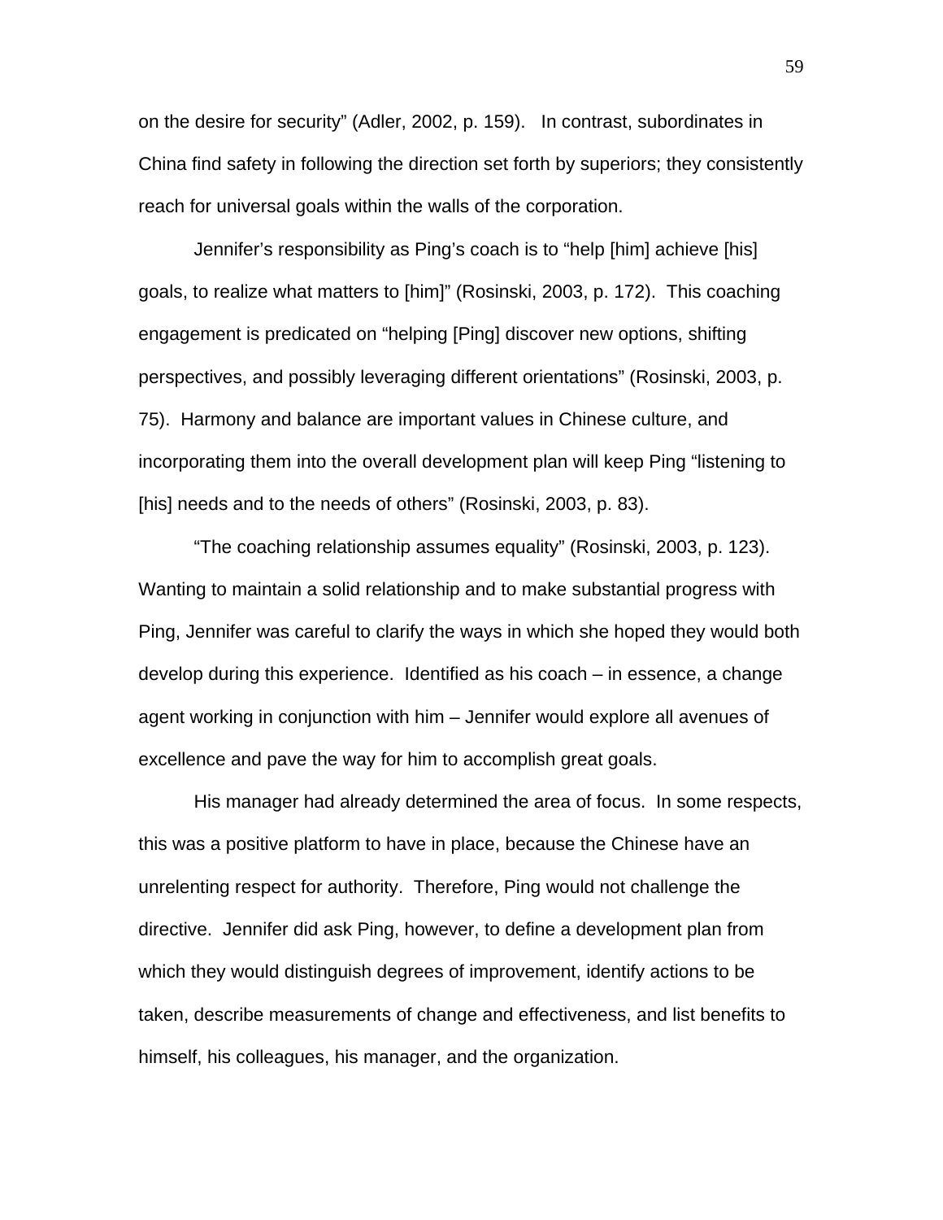on the desire for security" (Adler, 2002, p. 159). In contrast, subordinates in China find safety in following the direction set forth by superiors; they consistently reach for universal goals within the walls of the corporation.

Jennifer's responsibility as Ping's coach is to "help [him] achieve [his] goals, to realize what matters to [him]" (Rosinski, 2003, p. 172). This coaching engagement is predicated on "helping [Ping] discover new options, shifting perspectives, and possibly leveraging different orientations" (Rosinski, 2003, p. 75). Harmony and balance are important values in Chinese culture, and incorporating them into the overall development plan will keep Ping "listening to [his] needs and to the needs of others" (Rosinski, 2003, p. 83).

"The coaching relationship assumes equality" (Rosinski, 2003, p. 123). Wanting to maintain a solid relationship and to make substantial progress with Ping, Jennifer was careful to clarify the ways in which she hoped they would both develop during this experience. Identified as his coach – in essence, a change agent working in conjunction with him – Jennifer would explore all avenues of excellence and pave the way for him to accomplish great goals.

His manager had already determined the area of focus. In some respects, this was a positive platform to have in place, because the Chinese have an unrelenting respect for authority. Therefore, Ping would not challenge the directive. Jennifer did ask Ping, however, to define a development plan from which they would distinguish degrees of improvement, identify actions to be taken, describe measurements of change and effectiveness, and list benefits to himself, his colleagues, his manager, and the organization.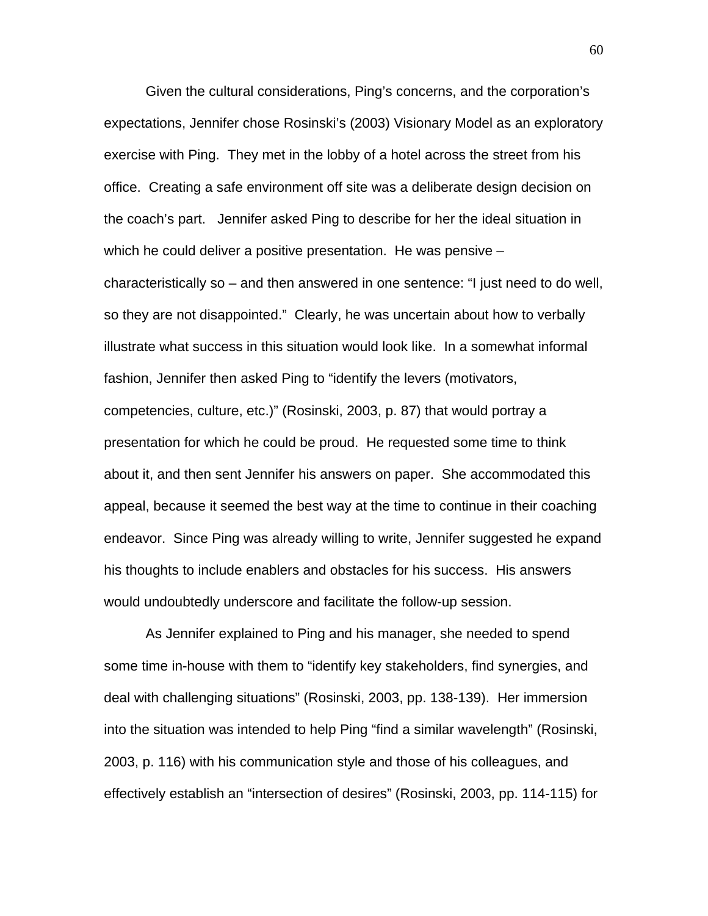Given the cultural considerations, Ping's concerns, and the corporation's expectations, Jennifer chose Rosinski's (2003) Visionary Model as an exploratory exercise with Ping. They met in the lobby of a hotel across the street from his office. Creating a safe environment off site was a deliberate design decision on the coach's part. Jennifer asked Ping to describe for her the ideal situation in which he could deliver a positive presentation. He was pensive – characteristically so – and then answered in one sentence: "I just need to do well, so they are not disappointed." Clearly, he was uncertain about how to verbally illustrate what success in this situation would look like. In a somewhat informal fashion, Jennifer then asked Ping to "identify the levers (motivators, competencies, culture, etc.)" (Rosinski, 2003, p. 87) that would portray a presentation for which he could be proud. He requested some time to think about it, and then sent Jennifer his answers on paper. She accommodated this appeal, because it seemed the best way at the time to continue in their coaching endeavor. Since Ping was already willing to write, Jennifer suggested he expand his thoughts to include enablers and obstacles for his success. His answers would undoubtedly underscore and facilitate the follow-up session.

As Jennifer explained to Ping and his manager, she needed to spend some time in-house with them to "identify key stakeholders, find synergies, and deal with challenging situations" (Rosinski, 2003, pp. 138-139). Her immersion into the situation was intended to help Ping "find a similar wavelength" (Rosinski, 2003, p. 116) with his communication style and those of his colleagues, and effectively establish an "intersection of desires" (Rosinski, 2003, pp. 114-115) for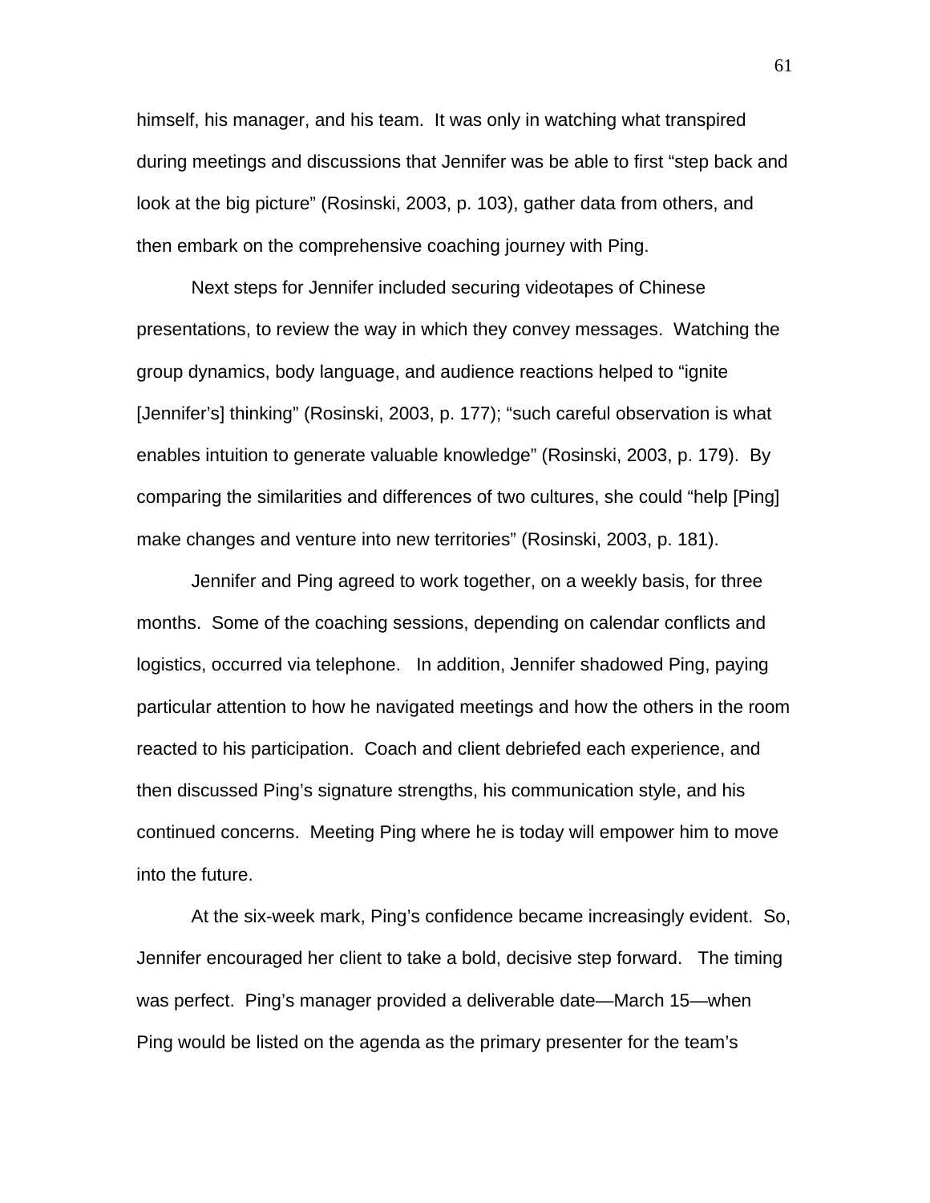himself, his manager, and his team. It was only in watching what transpired during meetings and discussions that Jennifer was be able to first "step back and look at the big picture" (Rosinski, 2003, p. 103), gather data from others, and then embark on the comprehensive coaching journey with Ping.

Next steps for Jennifer included securing videotapes of Chinese presentations, to review the way in which they convey messages. Watching the group dynamics, body language, and audience reactions helped to "ignite [Jennifer's] thinking" (Rosinski, 2003, p. 177); "such careful observation is what enables intuition to generate valuable knowledge" (Rosinski, 2003, p. 179). By comparing the similarities and differences of two cultures, she could "help [Ping] make changes and venture into new territories" (Rosinski, 2003, p. 181).

Jennifer and Ping agreed to work together, on a weekly basis, for three months. Some of the coaching sessions, depending on calendar conflicts and logistics, occurred via telephone. In addition, Jennifer shadowed Ping, paying particular attention to how he navigated meetings and how the others in the room reacted to his participation. Coach and client debriefed each experience, and then discussed Ping's signature strengths, his communication style, and his continued concerns. Meeting Ping where he is today will empower him to move into the future.

At the six-week mark, Ping's confidence became increasingly evident. So, Jennifer encouraged her client to take a bold, decisive step forward. The timing was perfect. Ping's manager provided a deliverable date—March 15—when Ping would be listed on the agenda as the primary presenter for the team's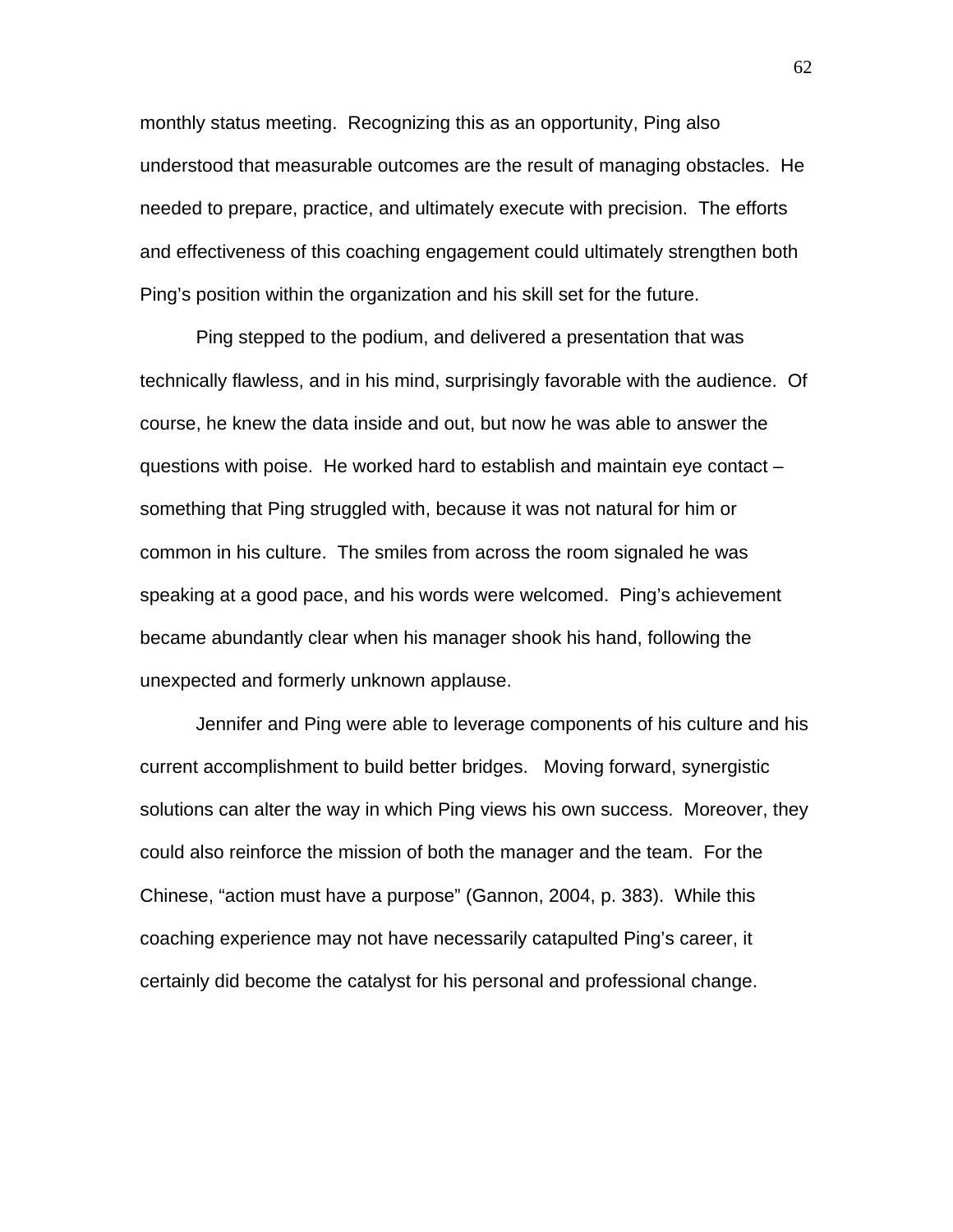monthly status meeting. Recognizing this as an opportunity, Ping also understood that measurable outcomes are the result of managing obstacles. He needed to prepare, practice, and ultimately execute with precision. The efforts and effectiveness of this coaching engagement could ultimately strengthen both Ping's position within the organization and his skill set for the future.

Ping stepped to the podium, and delivered a presentation that was technically flawless, and in his mind, surprisingly favorable with the audience. Of course, he knew the data inside and out, but now he was able to answer the questions with poise. He worked hard to establish and maintain eye contact – something that Ping struggled with, because it was not natural for him or common in his culture. The smiles from across the room signaled he was speaking at a good pace, and his words were welcomed. Ping's achievement became abundantly clear when his manager shook his hand, following the unexpected and formerly unknown applause.

Jennifer and Ping were able to leverage components of his culture and his current accomplishment to build better bridges. Moving forward, synergistic solutions can alter the way in which Ping views his own success. Moreover, they could also reinforce the mission of both the manager and the team. For the Chinese, "action must have a purpose" (Gannon, 2004, p. 383). While this coaching experience may not have necessarily catapulted Ping's career, it certainly did become the catalyst for his personal and professional change.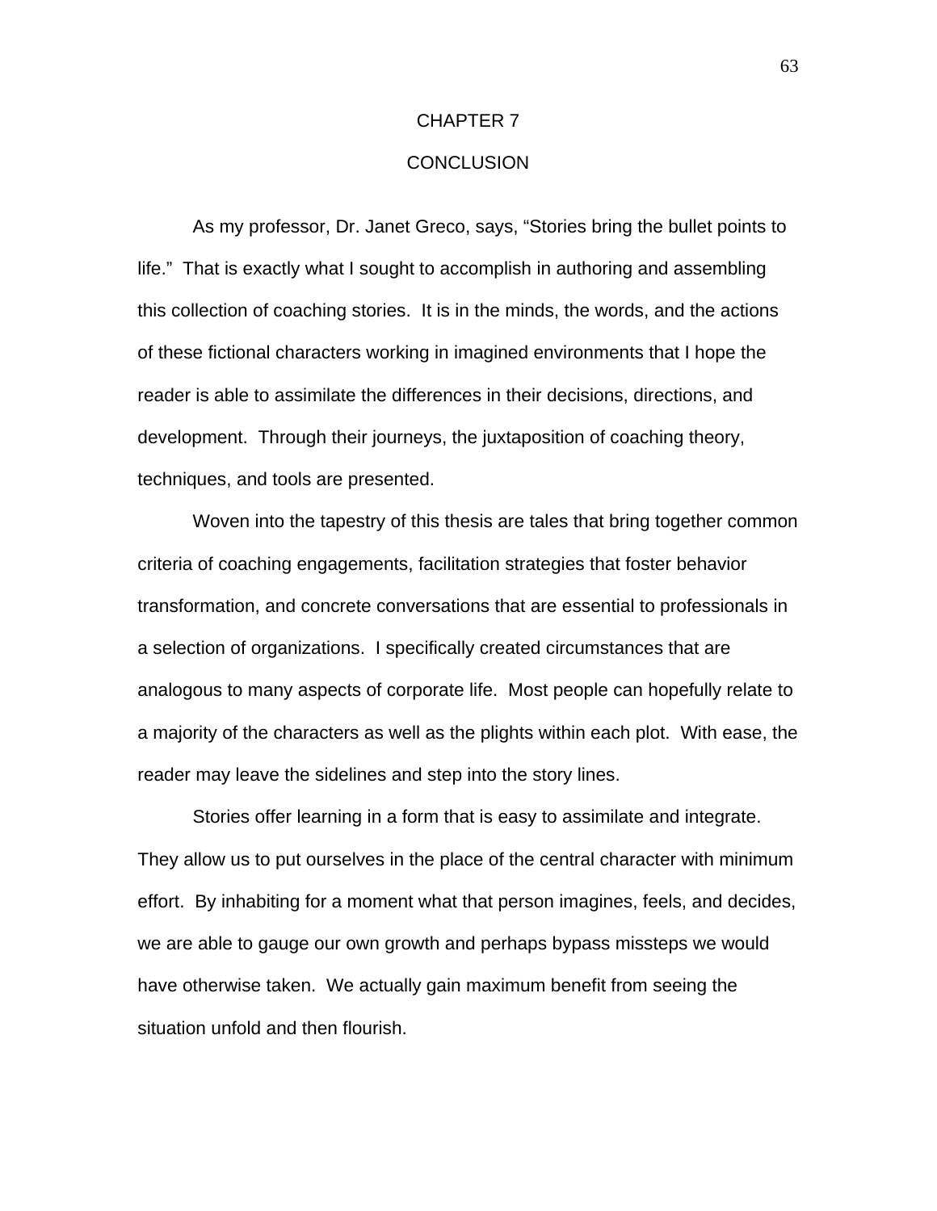# CHAPTER 7

# CONCLUSION

As my professor, Dr. Janet Greco, says, “Stories bring the bullet points to life.” That is exactly what I sought to accomplish in authoring and assembling this collection of coaching stories. It is in the minds, the words, and the actions of these fictional characters working in imagined environments that I hope the reader is able to assimilate the differences in their decisions, directions, and development. Through their journeys, the juxtaposition of coaching theory, techniques, and tools are presented.

Woven into the tapestry of this thesis are tales that bring together common criteria of coaching engagements, facilitation strategies that foster behavior transformation, and concrete conversations that are essential to professionals in a selection of organizations. I specifically created circumstances that are analogous to many aspects of corporate life. Most people can hopefully relate to a majority of the characters as well as the plights within each plot. With ease, the reader may leave the sidelines and step into the story lines.

Stories offer learning in a form that is easy to assimilate and integrate. They allow us to put ourselves in the place of the central character with minimum effort. By inhabiting for a moment what that person imagines, feels, and decides, we are able to gauge our own growth and perhaps bypass missteps we would have otherwise taken. We actually gain maximum benefit from seeing the situation unfold and then flourish.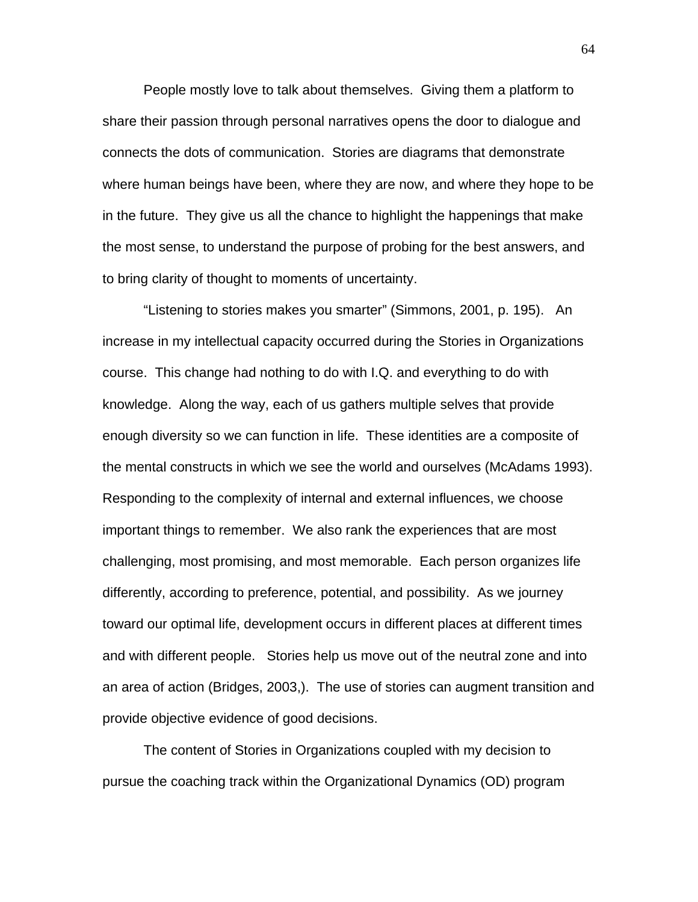People mostly love to talk about themselves. Giving them a platform to share their passion through personal narratives opens the door to dialogue and connects the dots of communication. Stories are diagrams that demonstrate where human beings have been, where they are now, and where they hope to be in the future. They give us all the chance to highlight the happenings that make the most sense, to understand the purpose of probing for the best answers, and to bring clarity of thought to moments of uncertainty.

"Listening to stories makes you smarter" (Simmons, 2001, p. 195). An increase in my intellectual capacity occurred during the Stories in Organizations course. This change had nothing to do with I.Q. and everything to do with knowledge. Along the way, each of us gathers multiple selves that provide enough diversity so we can function in life. These identities are a composite of the mental constructs in which we see the world and ourselves (McAdams 1993). Responding to the complexity of internal and external influences, we choose important things to remember. We also rank the experiences that are most challenging, most promising, and most memorable. Each person organizes life differently, according to preference, potential, and possibility. As we journey toward our optimal life, development occurs in different places at different times and with different people. Stories help us move out of the neutral zone and into an area of action (Bridges, 2003,). The use of stories can augment transition and provide objective evidence of good decisions.

The content of Stories in Organizations coupled with my decision to pursue the coaching track within the Organizational Dynamics (OD) program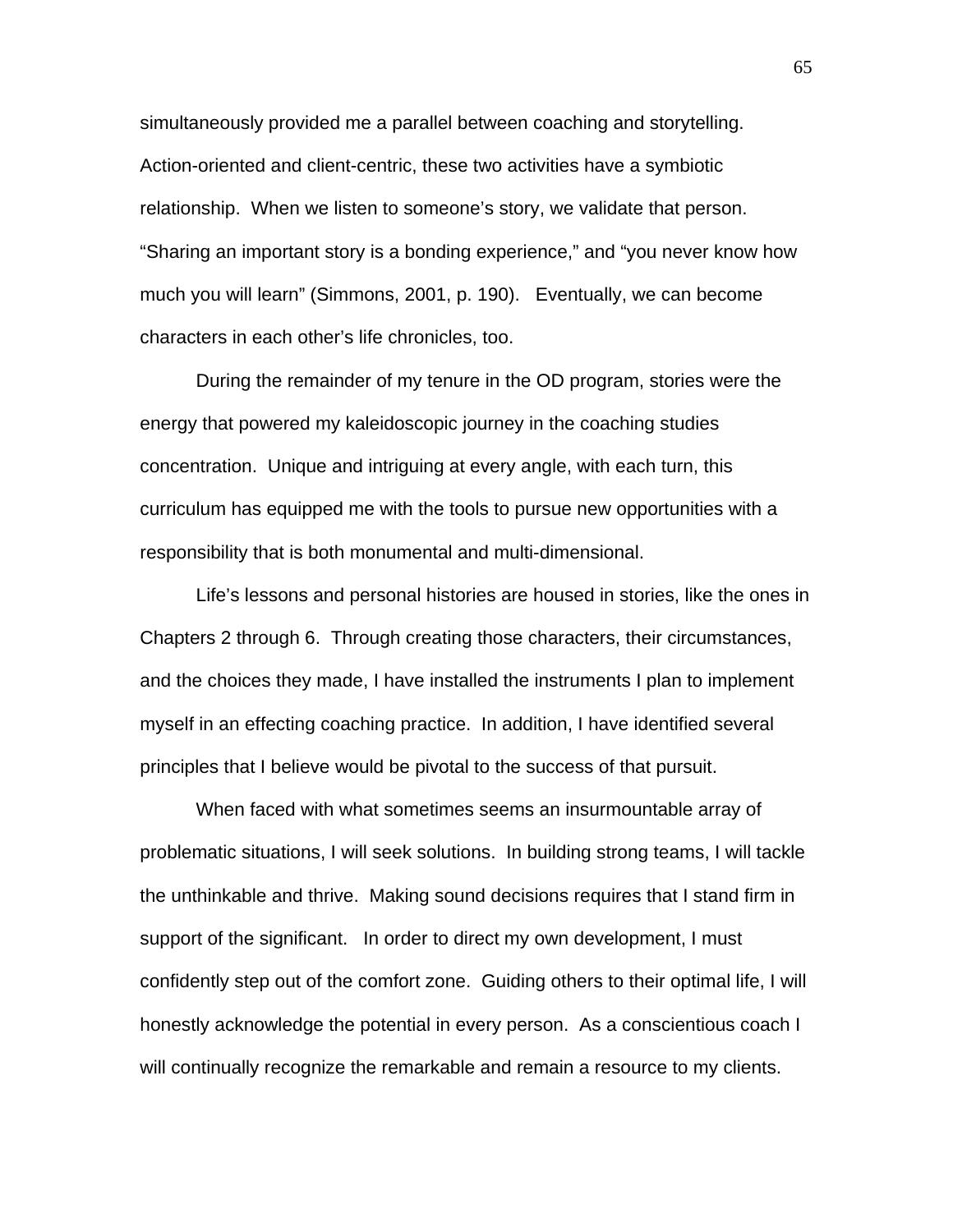simultaneously provided me a parallel between coaching and storytelling. Action-oriented and client-centric, these two activities have a symbiotic relationship. When we listen to someone's story, we validate that person. "Sharing an important story is a bonding experience," and "you never know how much you will learn" (Simmons, 2001, p. 190). Eventually, we can become characters in each other's life chronicles, too.

During the remainder of my tenure in the OD program, stories were the energy that powered my kaleidoscopic journey in the coaching studies concentration. Unique and intriguing at every angle, with each turn, this curriculum has equipped me with the tools to pursue new opportunities with a responsibility that is both monumental and multi-dimensional.

Life's lessons and personal histories are housed in stories, like the ones in Chapters 2 through 6. Through creating those characters, their circumstances, and the choices they made, I have installed the instruments I plan to implement myself in an effecting coaching practice. In addition, I have identified several principles that I believe would be pivotal to the success of that pursuit.

When faced with what sometimes seems an insurmountable array of problematic situations, I will seek solutions. In building strong teams, I will tackle the unthinkable and thrive. Making sound decisions requires that I stand firm in support of the significant. In order to direct my own development, I must confidently step out of the comfort zone. Guiding others to their optimal life, I will honestly acknowledge the potential in every person. As a conscientious coach I will continually recognize the remarkable and remain a resource to my clients.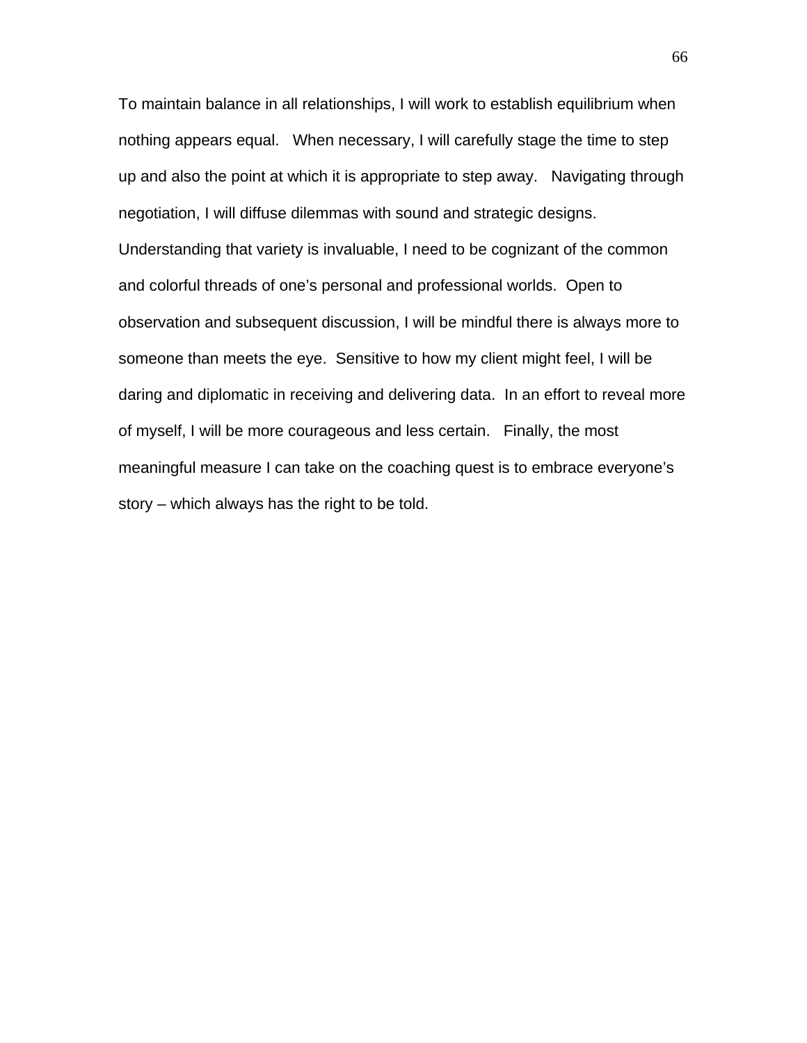To maintain balance in all relationships, I will work to establish equilibrium when nothing appears equal. When necessary, I will carefully stage the time to step up and also the point at which it is appropriate to step away. Navigating through negotiation, I will diffuse dilemmas with sound and strategic designs. Understanding that variety is invaluable, I need to be cognizant of the common and colorful threads of one's personal and professional worlds. Open to observation and subsequent discussion, I will be mindful there is always more to someone than meets the eye. Sensitive to how my client might feel, I will be daring and diplomatic in receiving and delivering data. In an effort to reveal more of myself, I will be more courageous and less certain. Finally, the most meaningful measure I can take on the coaching quest is to embrace everyone's story – which always has the right to be told.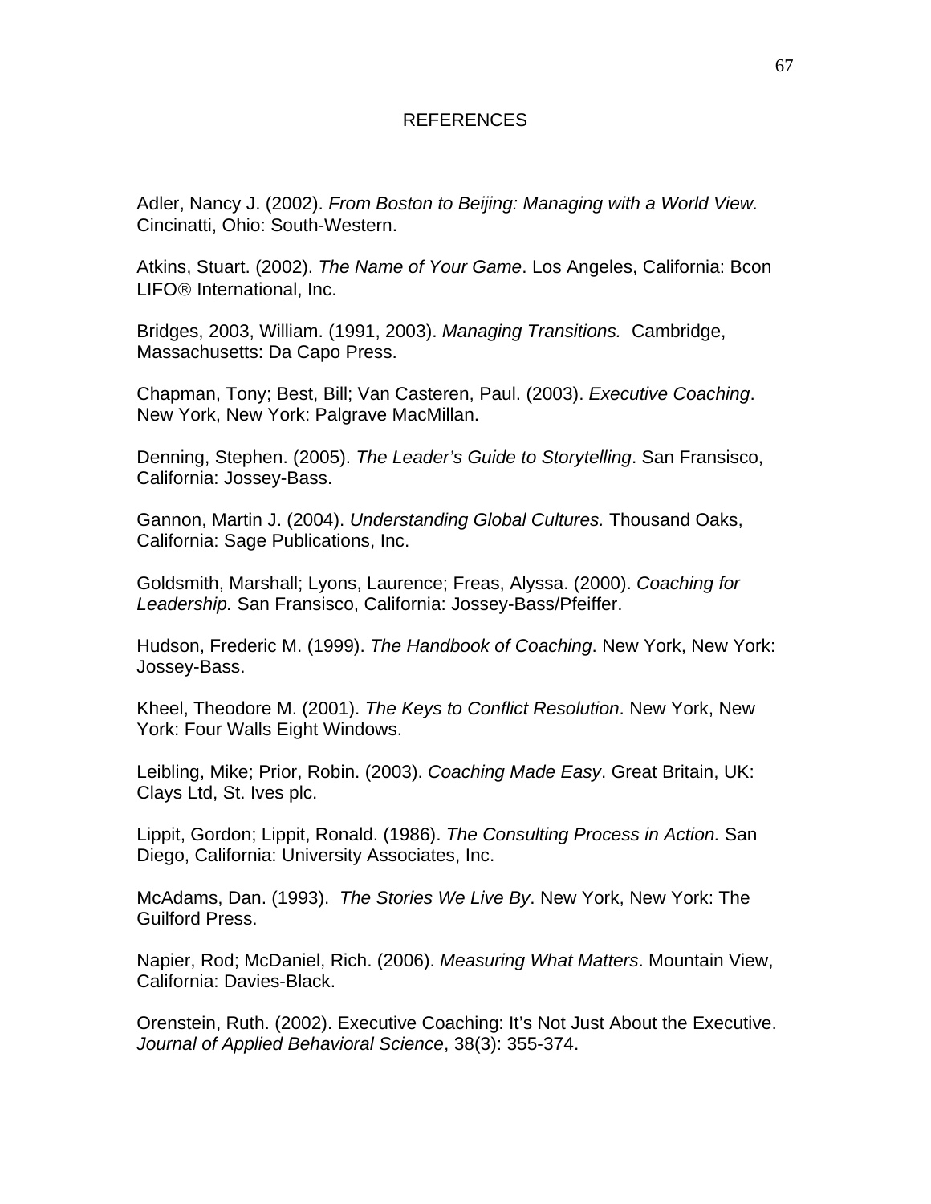# REFERENCES

Adler, Nancy J. (2002). *From Boston to Beijing: Managing with a World View.* Cincinatti, Ohio: South-Western.

Atkins, Stuart. (2002). *The Name of Your Game*. Los Angeles, California: Bcon LIFO® International, Inc.

Bridges, 2003, William. (1991, 2003). *Managing Transitions.* Cambridge, Massachusetts: Da Capo Press.

Chapman, Tony; Best, Bill; Van Casteren, Paul. (2003). *Executive Coaching*. New York, New York: Palgrave MacMillan.

Denning, Stephen. (2005). *The Leader's Guide to Storytelling*. San Fransisco, California: Jossey-Bass.

Gannon, Martin J. (2004). *Understanding Global Cultures.* Thousand Oaks, California: Sage Publications, Inc.

Goldsmith, Marshall; Lyons, Laurence; Freas, Alyssa. (2000). *Coaching for Leadership.* San Fransisco, California: Jossey-Bass/Pfeiffer.

Hudson, Frederic M. (1999). *The Handbook of Coaching*. New York, New York: Jossey-Bass.

Kheel, Theodore M. (2001). *The Keys to Conflict Resolution*. New York, New York: Four Walls Eight Windows.

Leibling, Mike; Prior, Robin. (2003). *Coaching Made Easy*. Great Britain, UK: Clays Ltd, St. Ives plc.

Lippit, Gordon; Lippit, Ronald. (1986). *The Consulting Process in Action.* San Diego, California: University Associates, Inc.

McAdams, Dan. (1993). *The Stories We Live By*. New York, New York: The Guilford Press.

Napier, Rod; McDaniel, Rich. (2006). *Measuring What Matters*. Mountain View, California: Davies-Black.

Orenstein, Ruth. (2002). Executive Coaching: It's Not Just About the Executive. *Journal of Applied Behavioral Science*, 38(3): 355-374.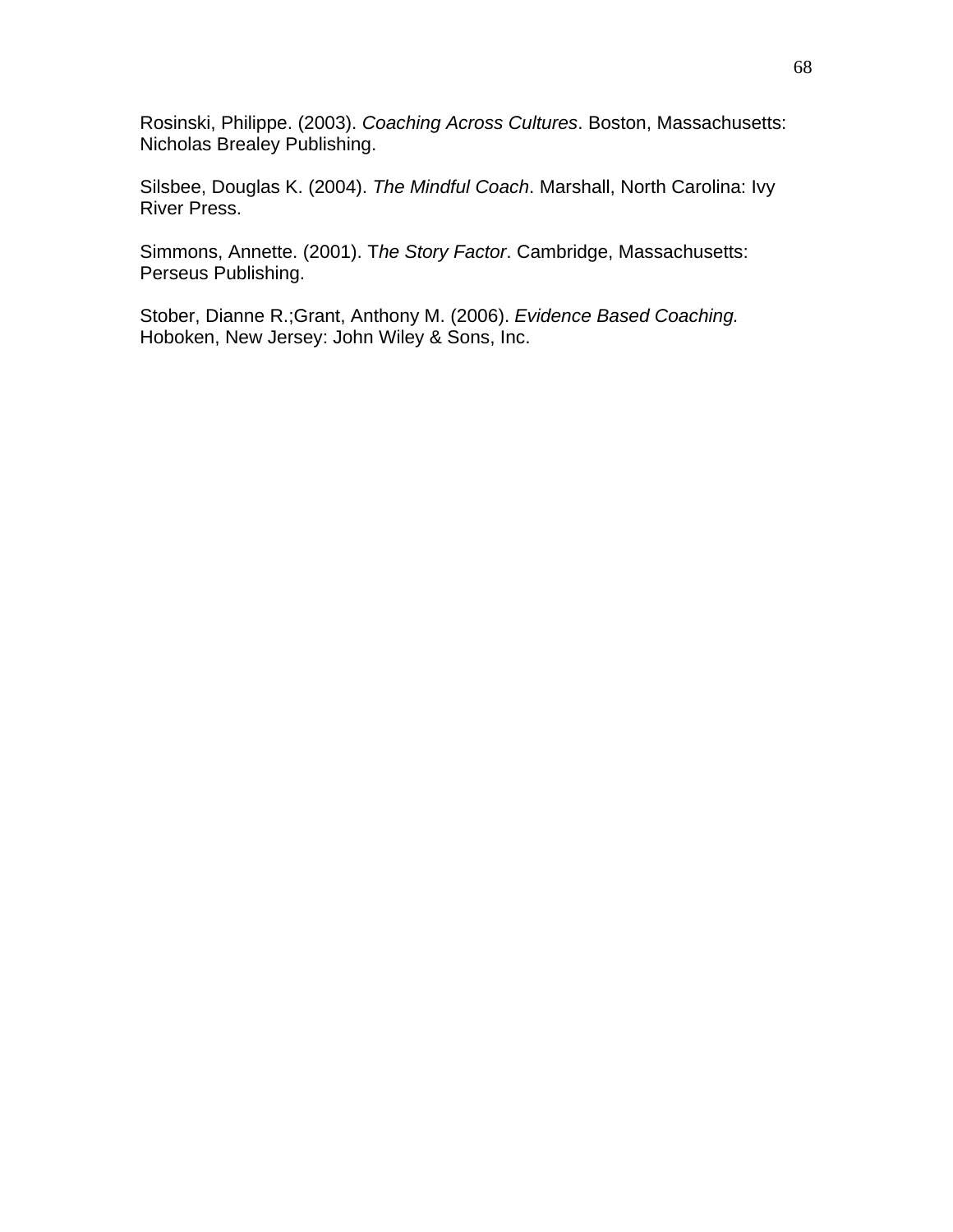Rosinski, Philippe. (2003). *Coaching Across Cultures*. Boston, Massachusetts: Nicholas Brealey Publishing.

Silsbee, Douglas K. (2004). *The Mindful Coach*. Marshall, North Carolina: Ivy River Press.

Simmons, Annette. (2001). T*he Story Factor*. Cambridge, Massachusetts: Perseus Publishing.

Stober, Dianne R.;Grant, Anthony M. (2006). *Evidence Based Coaching.* Hoboken, New Jersey: John Wiley & Sons, Inc.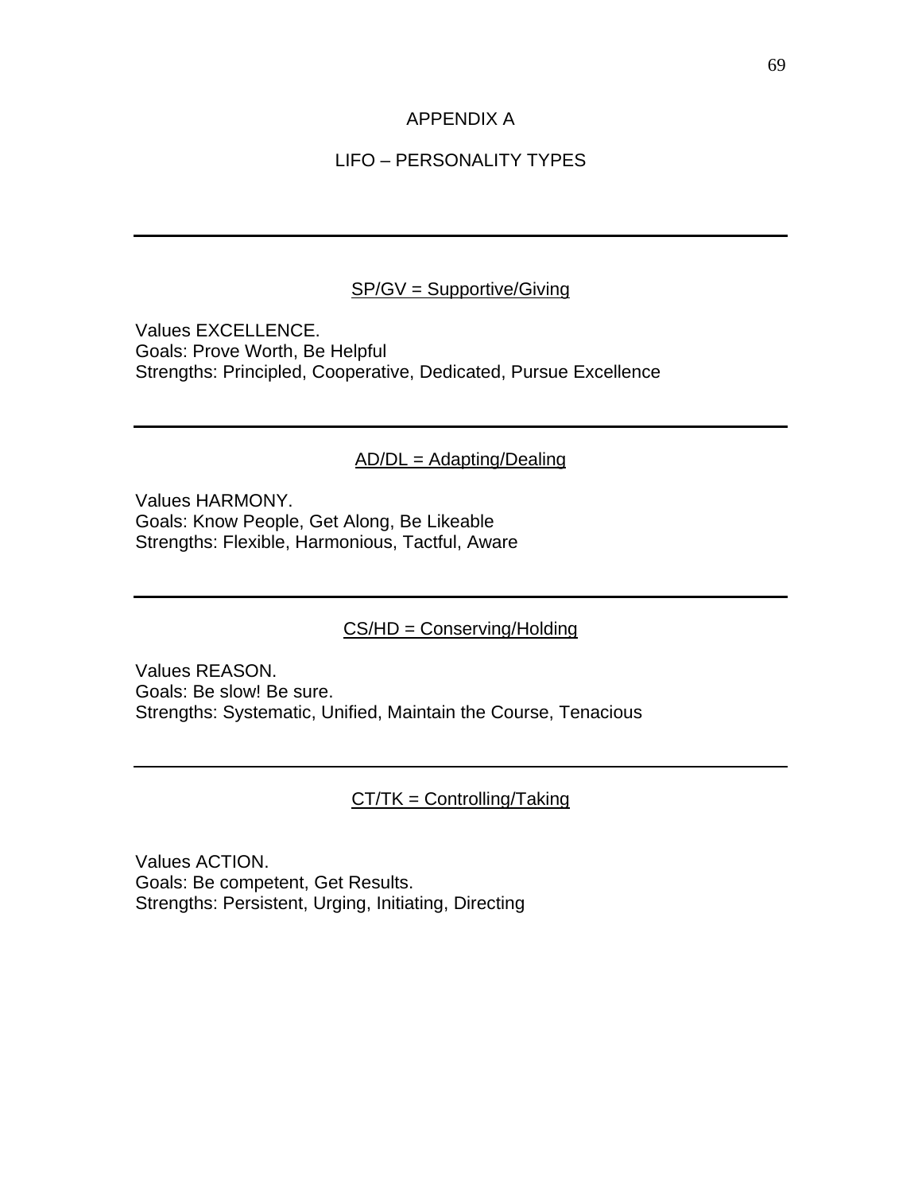# APPENDIX A

## LIFO – PERSONALITY TYPES

---

### SP/GV = Supportive/Giving

Values EXCELLENCE.
Goals: Prove Worth, Be Helpful
Strengths: Principled, Cooperative, Dedicated, Pursue Excellence

---

### AD/DL = Adapting/Dealing

Values HARMONY.
Goals: Know People, Get Along, Be Likeable
Strengths: Flexible, Harmonious, Tactful, Aware

---

### CS/HD = Conserving/Holding

Values REASON.
Goals: Be slow! Be sure.
Strengths: Systematic, Unified, Maintain the Course, Tenacious

---

### CT/TK = Controlling/Taking

Values ACTION.
Goals: Be competent, Get Results.
Strengths: Persistent, Urging, Initiating, Directing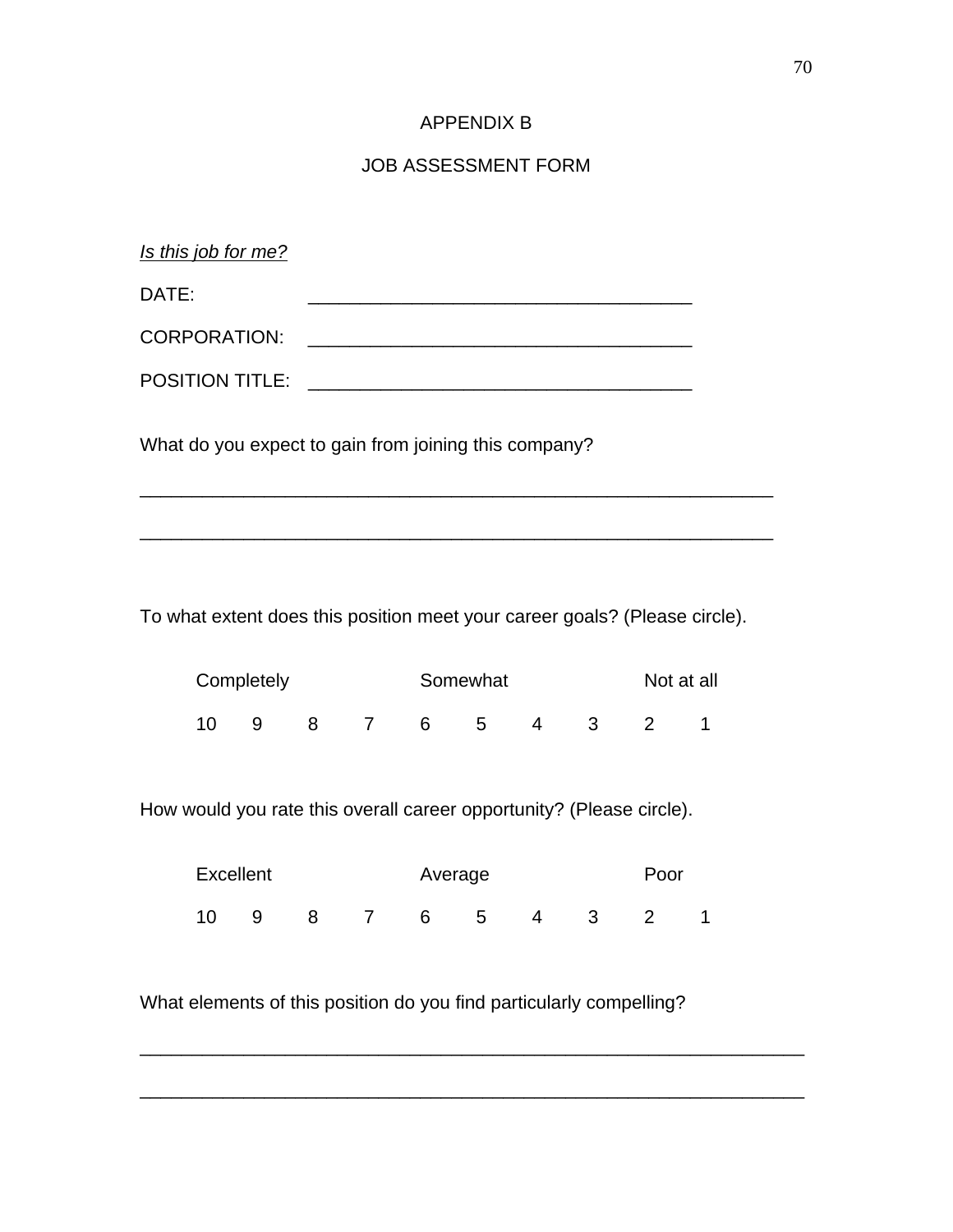# APPENDIX B

## JOB ASSESSMENT FORM

*Is this job for me?*

DATE: ____________________________________

CORPORATION: ____________________________________

POSITION TITLE: ____________________________________

What do you expect to gain from joining this company?

____________________________________________________________

____________________________________________________________

To what extent does this position meet your career goals? (Please circle).

| Completely | | | | Somewhat | | | | Not at all | |
|---|---|---|---|---|---|---|---|---|---|
| 10 | 9 | 8 | 7 | 6 | 5 | 4 | 3 | 2 | 1 |

How would you rate this overall career opportunity? (Please circle).

| Excellent | | | | Average | | | | Poor | |
|---|---|---|---|---|---|---|---|---|---|
| 10 | 9 | 8 | 7 | 6 | 5 | 4 | 3 | 2 | 1 |

What elements of this position do you find particularly compelling?

______________________________________________________________

______________________________________________________________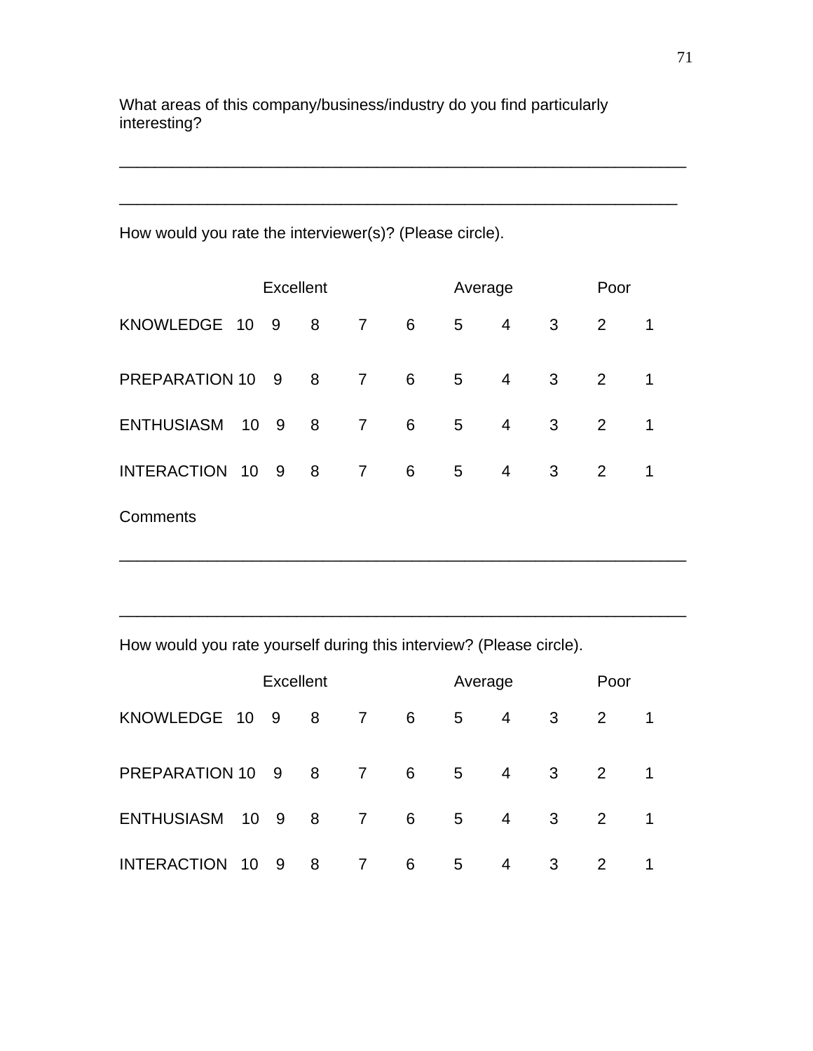What areas of this company/business/industry do you find particularly interesting?

_________________________________________________________________

________________________________________________________________

How would you rate the interviewer(s)? (Please circle).

| | Excellent | | | | Average | | | Poor | |
|---|---|---|---|---|---|---|---|---|---|
| KNOWLEDGE 10 | 9 | 8 | 7 | 6 | 5 | 4 | 3 | 2 | 1 |
| PREPARATION 10 | 9 | 8 | 7 | 6 | 5 | 4 | 3 | 2 | 1 |
| ENTHUSIASM 10 | 9 | 8 | 7 | 6 | 5 | 4 | 3 | 2 | 1 |
| INTERACTION 10 | 9 | 8 | 7 | 6 | 5 | 4 | 3 | 2 | 1 |

Comments

_________________________________________________________________

_________________________________________________________________

How would you rate yourself during this interview? (Please circle).

| | Excellent | | | | Average | | | Poor | |
|---|---|---|---|---|---|---|---|---|---|
| KNOWLEDGE 10 | 9 | 8 | 7 | 6 | 5 | 4 | 3 | 2 | 1 |
| PREPARATION 10 | 9 | 8 | 7 | 6 | 5 | 4 | 3 | 2 | 1 |
| ENTHUSIASM 10 | 9 | 8 | 7 | 6 | 5 | 4 | 3 | 2 | 1 |
| INTERACTION 10 | 9 | 8 | 7 | 6 | 5 | 4 | 3 | 2 | 1 |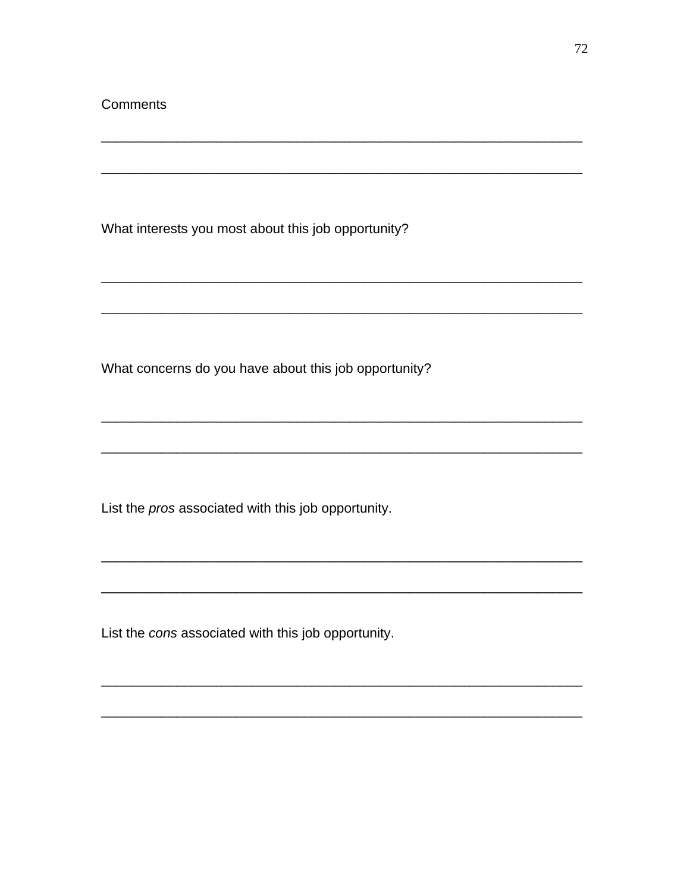Comments

_______________________________________________________________

_______________________________________________________________

What interests you most about this job opportunity?

_______________________________________________________________

_______________________________________________________________

What concerns do you have about this job opportunity?

_______________________________________________________________

_______________________________________________________________

List the *pros* associated with this job opportunity.

_______________________________________________________________

_______________________________________________________________

List the *cons* associated with this job opportunity.

_______________________________________________________________

_______________________________________________________________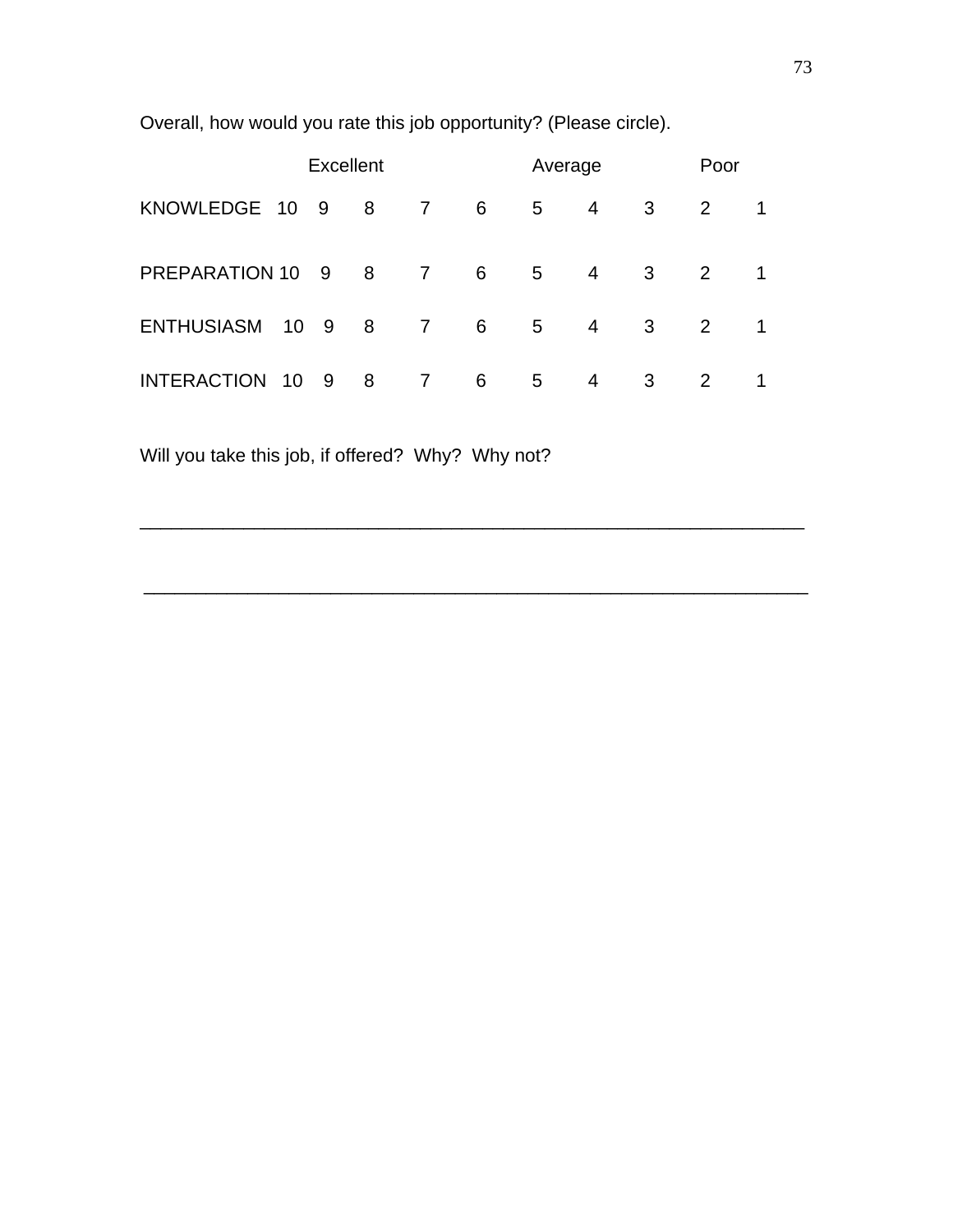Overall, how would you rate this job opportunity? (Please circle).

| | Excellent | | | | Average | | | Poor | | |
|---|---|---|---|---|---|---|---|---|---|---|
| KNOWLEDGE | 10 | 9 | 8 | 7 | 6 | 5 | 4 | 3 | 2 | 1 |
| PREPARATION | 10 | 9 | 8 | 7 | 6 | 5 | 4 | 3 | 2 | 1 |
| ENTHUSIASM | 10 | 9 | 8 | 7 | 6 | 5 | 4 | 3 | 2 | 1 |
| INTERACTION | 10 | 9 | 8 | 7 | 6 | 5 | 4 | 3 | 2 | 1 |

Will you take this job, if offered? Why? Why not?

_______________________________________________________________

_______________________________________________________________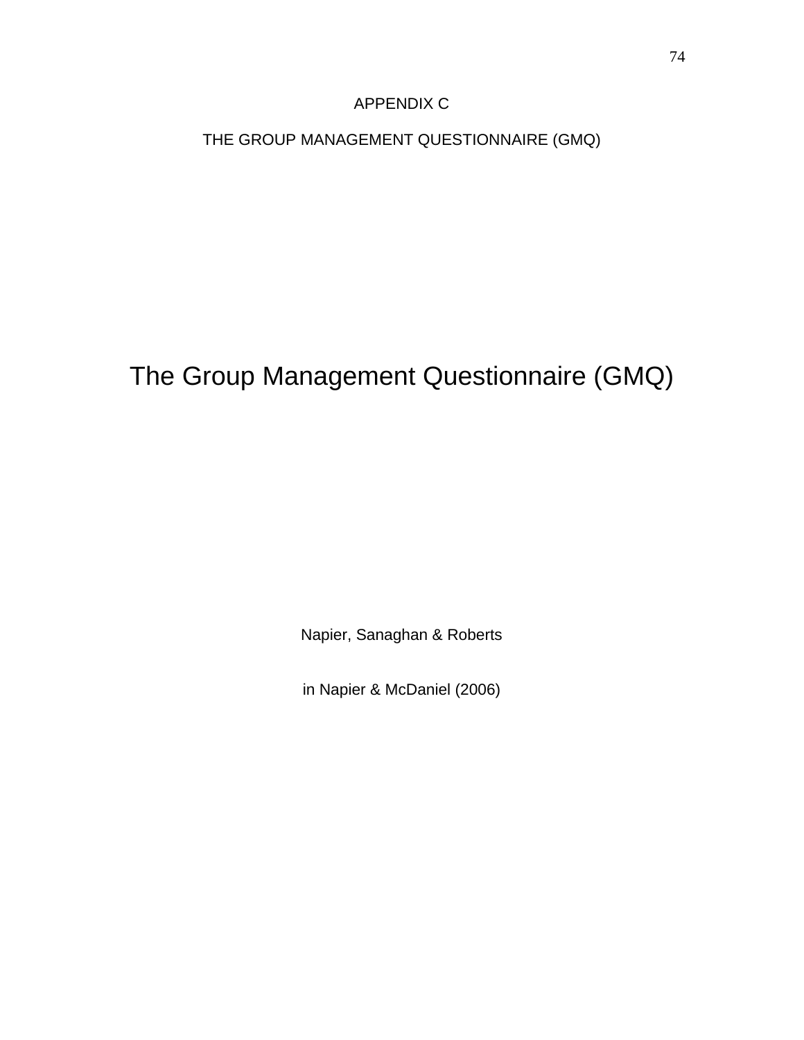APPENDIX C

THE GROUP MANAGEMENT QUESTIONNAIRE (GMQ)

# The Group Management Questionnaire (GMQ)

Napier, Sanaghan & Roberts

in Napier & McDaniel (2006)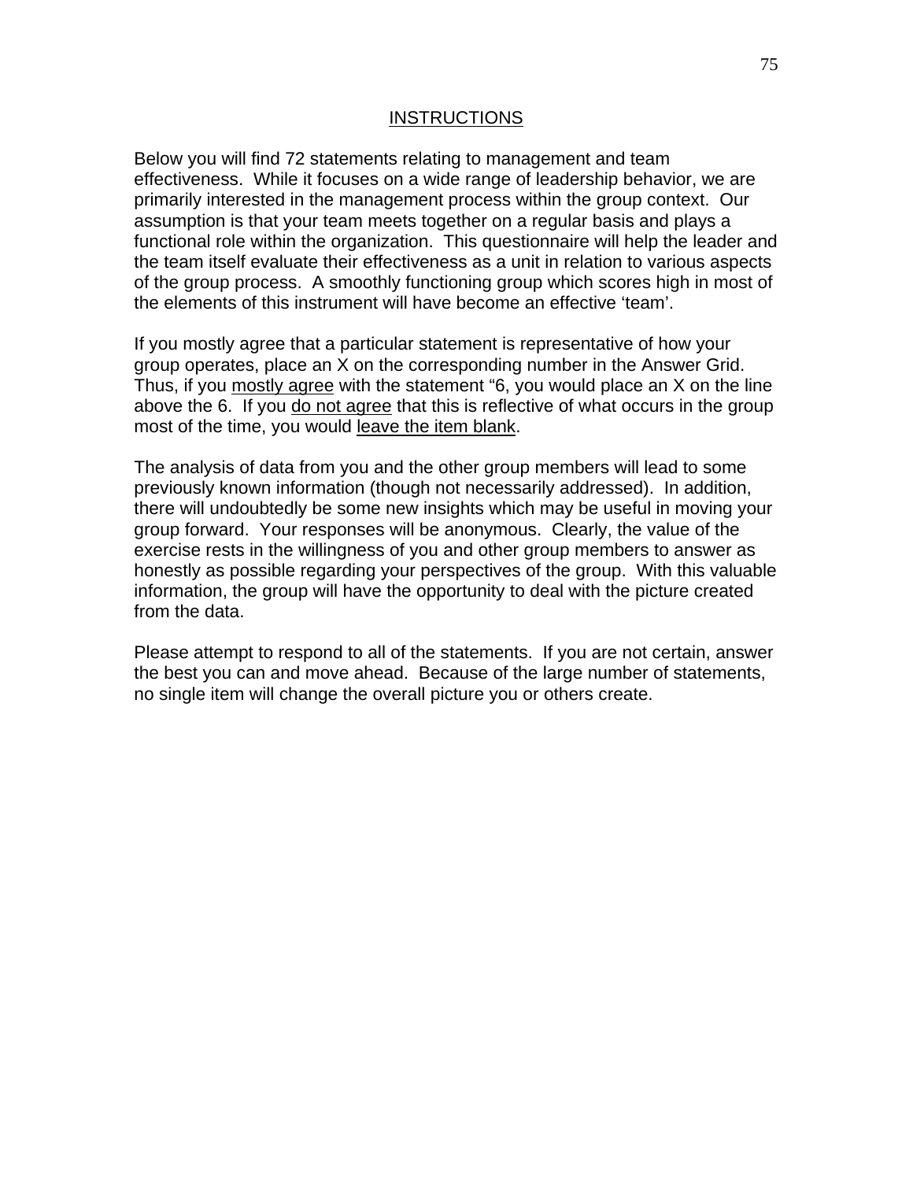## INSTRUCTIONS

Below you will find 72 statements relating to management and team effectiveness. While it focuses on a wide range of leadership behavior, we are primarily interested in the management process within the group context. Our assumption is that your team meets together on a regular basis and plays a functional role within the organization. This questionnaire will help the leader and the team itself evaluate their effectiveness as a unit in relation to various aspects of the group process. A smoothly functioning group which scores high in most of the elements of this instrument will have become an effective 'team'.

If you mostly agree that a particular statement is representative of how your group operates, place an X on the corresponding number in the Answer Grid. Thus, if you mostly agree with the statement "6, you would place an X on the line above the 6. If you do not agree that this is reflective of what occurs in the group most of the time, you would leave the item blank.

The analysis of data from you and the other group members will lead to some previously known information (though not necessarily addressed). In addition, there will undoubtedly be some new insights which may be useful in moving your group forward. Your responses will be anonymous. Clearly, the value of the exercise rests in the willingness of you and other group members to answer as honestly as possible regarding your perspectives of the group. With this valuable information, the group will have the opportunity to deal with the picture created from the data.

Please attempt to respond to all of the statements. If you are not certain, answer the best you can and move ahead. Because of the large number of statements, no single item will change the overall picture you or others create.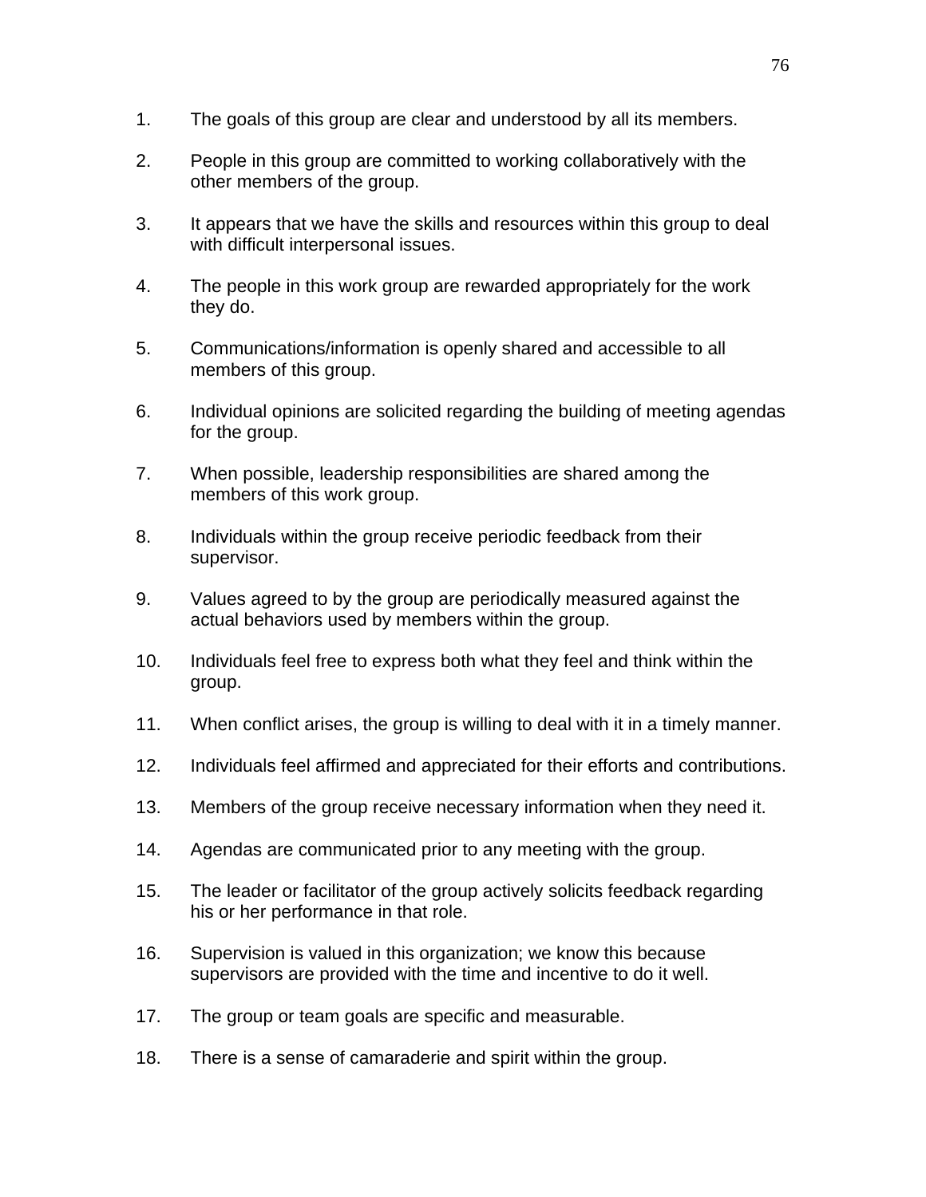1. The goals of this group are clear and understood by all its members.

2. People in this group are committed to working collaboratively with the other members of the group.

3. It appears that we have the skills and resources within this group to deal with difficult interpersonal issues.

4. The people in this work group are rewarded appropriately for the work they do.

5. Communications/information is openly shared and accessible to all members of this group.

6. Individual opinions are solicited regarding the building of meeting agendas for the group.

7. When possible, leadership responsibilities are shared among the members of this work group.

8. Individuals within the group receive periodic feedback from their supervisor.

9. Values agreed to by the group are periodically measured against the actual behaviors used by members within the group.

10. Individuals feel free to express both what they feel and think within the group.

11. When conflict arises, the group is willing to deal with it in a timely manner.

12. Individuals feel affirmed and appreciated for their efforts and contributions.

13. Members of the group receive necessary information when they need it.

14. Agendas are communicated prior to any meeting with the group.

15. The leader or facilitator of the group actively solicits feedback regarding his or her performance in that role.

16. Supervision is valued in this organization; we know this because supervisors are provided with the time and incentive to do it well.

17. The group or team goals are specific and measurable.

18. There is a sense of camaraderie and spirit within the group.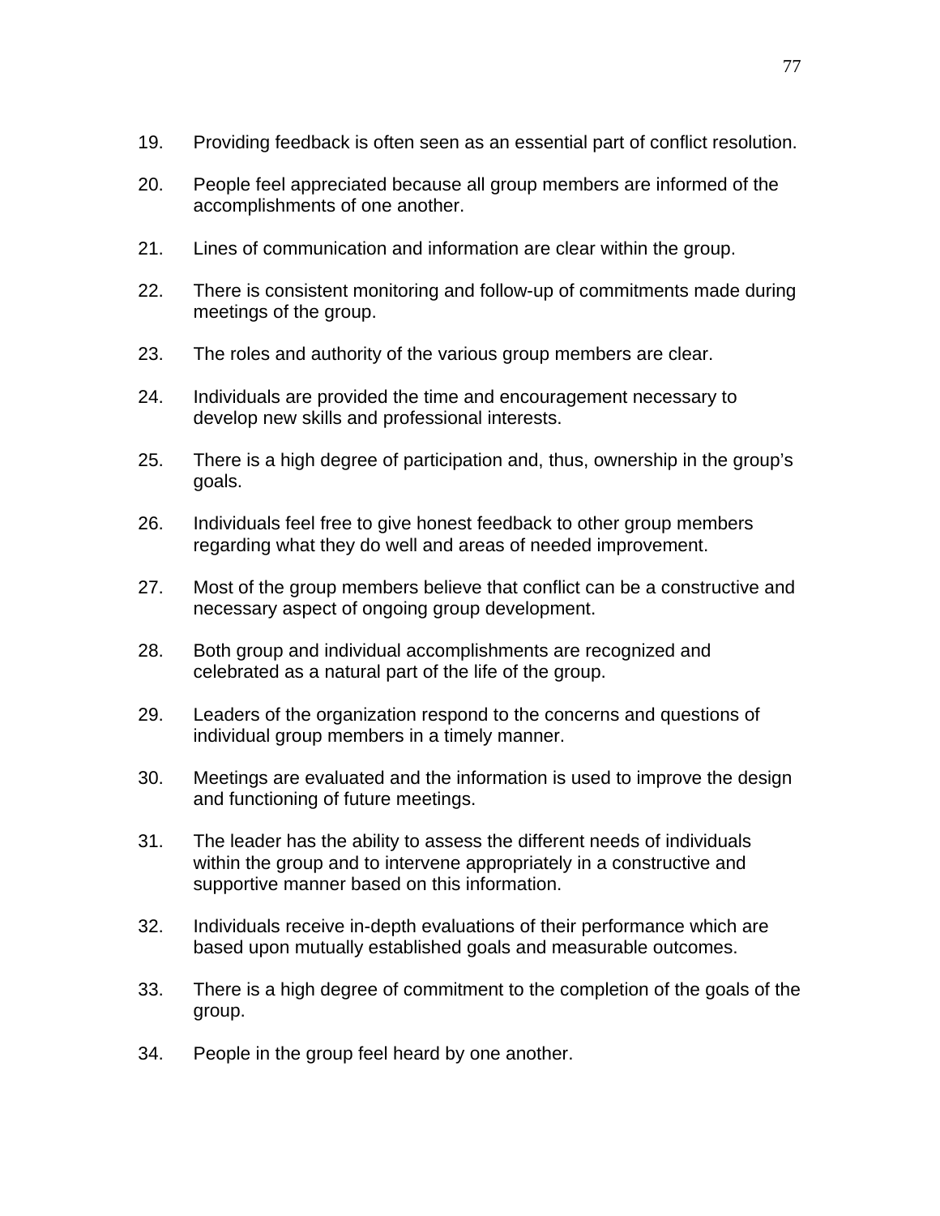19. Providing feedback is often seen as an essential part of conflict resolution.

20. People feel appreciated because all group members are informed of the accomplishments of one another.

21. Lines of communication and information are clear within the group.

22. There is consistent monitoring and follow-up of commitments made during meetings of the group.

23. The roles and authority of the various group members are clear.

24. Individuals are provided the time and encouragement necessary to develop new skills and professional interests.

25. There is a high degree of participation and, thus, ownership in the group's goals.

26. Individuals feel free to give honest feedback to other group members regarding what they do well and areas of needed improvement.

27. Most of the group members believe that conflict can be a constructive and necessary aspect of ongoing group development.

28. Both group and individual accomplishments are recognized and celebrated as a natural part of the life of the group.

29. Leaders of the organization respond to the concerns and questions of individual group members in a timely manner.

30. Meetings are evaluated and the information is used to improve the design and functioning of future meetings.

31. The leader has the ability to assess the different needs of individuals within the group and to intervene appropriately in a constructive and supportive manner based on this information.

32. Individuals receive in-depth evaluations of their performance which are based upon mutually established goals and measurable outcomes.

33. There is a high degree of commitment to the completion of the goals of the group.

34. People in the group feel heard by one another.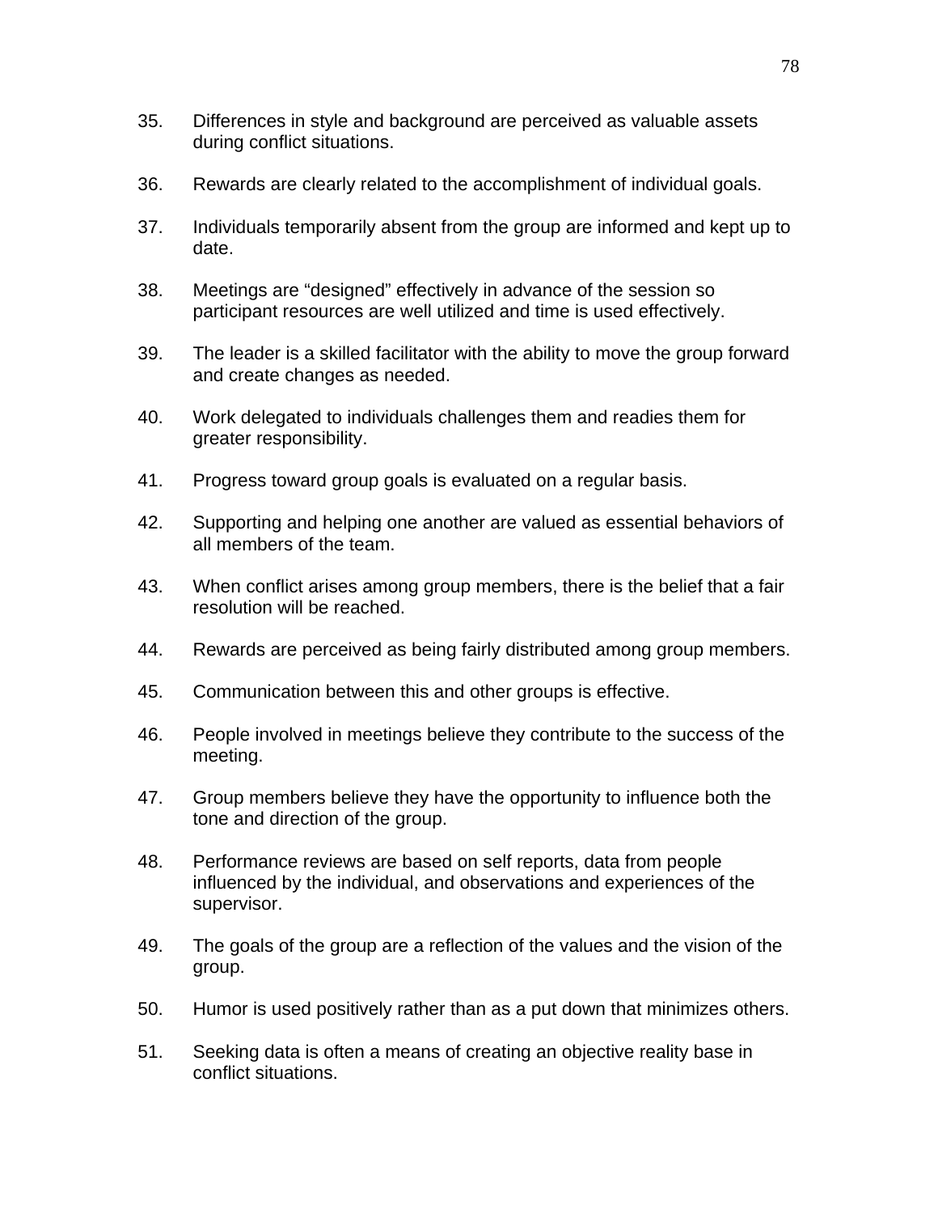35. Differences in style and background are perceived as valuable assets during conflict situations.

36. Rewards are clearly related to the accomplishment of individual goals.

37. Individuals temporarily absent from the group are informed and kept up to date.

38. Meetings are "designed" effectively in advance of the session so participant resources are well utilized and time is used effectively.

39. The leader is a skilled facilitator with the ability to move the group forward and create changes as needed.

40. Work delegated to individuals challenges them and readies them for greater responsibility.

41. Progress toward group goals is evaluated on a regular basis.

42. Supporting and helping one another are valued as essential behaviors of all members of the team.

43. When conflict arises among group members, there is the belief that a fair resolution will be reached.

44. Rewards are perceived as being fairly distributed among group members.

45. Communication between this and other groups is effective.

46. People involved in meetings believe they contribute to the success of the meeting.

47. Group members believe they have the opportunity to influence both the tone and direction of the group.

48. Performance reviews are based on self reports, data from people influenced by the individual, and observations and experiences of the supervisor.

49. The goals of the group are a reflection of the values and the vision of the group.

50. Humor is used positively rather than as a put down that minimizes others.

51. Seeking data is often a means of creating an objective reality base in conflict situations.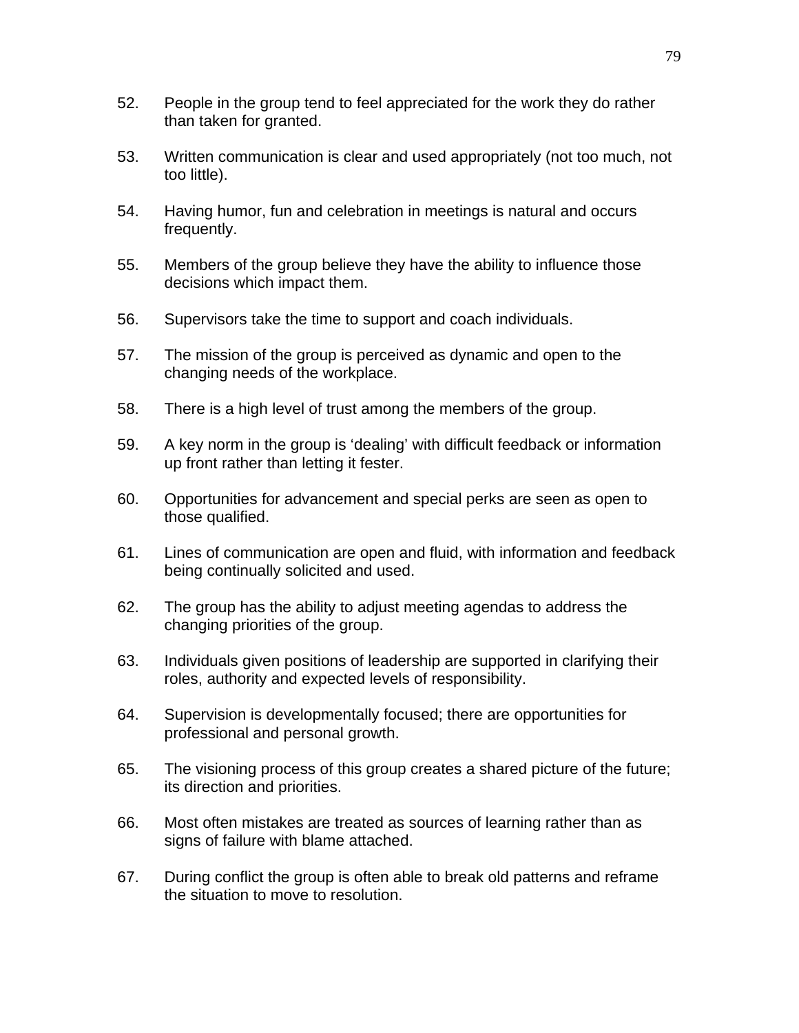52. People in the group tend to feel appreciated for the work they do rather than taken for granted.

53. Written communication is clear and used appropriately (not too much, not too little).

54. Having humor, fun and celebration in meetings is natural and occurs frequently.

55. Members of the group believe they have the ability to influence those decisions which impact them.

56. Supervisors take the time to support and coach individuals.

57. The mission of the group is perceived as dynamic and open to the changing needs of the workplace.

58. There is a high level of trust among the members of the group.

59. A key norm in the group is ‘dealing’ with difficult feedback or information up front rather than letting it fester.

60. Opportunities for advancement and special perks are seen as open to those qualified.

61. Lines of communication are open and fluid, with information and feedback being continually solicited and used.

62. The group has the ability to adjust meeting agendas to address the changing priorities of the group.

63. Individuals given positions of leadership are supported in clarifying their roles, authority and expected levels of responsibility.

64. Supervision is developmentally focused; there are opportunities for professional and personal growth.

65. The visioning process of this group creates a shared picture of the future; its direction and priorities.

66. Most often mistakes are treated as sources of learning rather than as signs of failure with blame attached.

67. During conflict the group is often able to break old patterns and reframe the situation to move to resolution.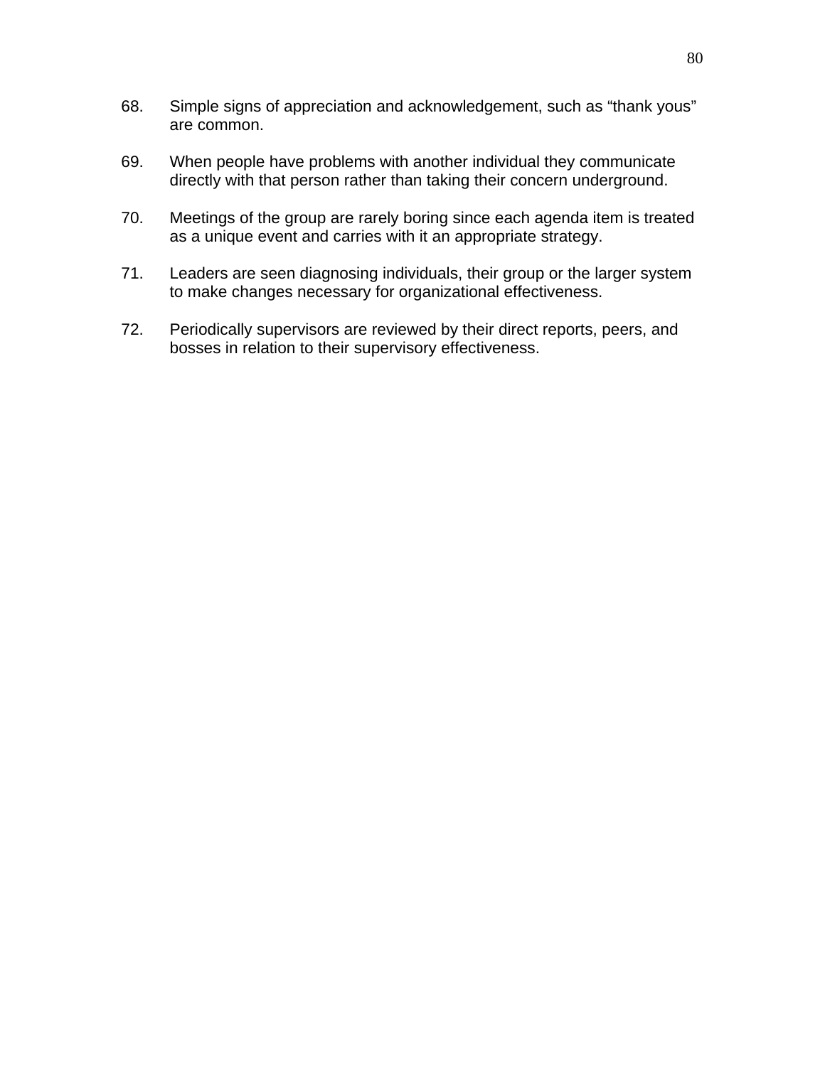68. Simple signs of appreciation and acknowledgement, such as “thank yous” are common.

69. When people have problems with another individual they communicate directly with that person rather than taking their concern underground.

70. Meetings of the group are rarely boring since each agenda item is treated as a unique event and carries with it an appropriate strategy.

71. Leaders are seen diagnosing individuals, their group or the larger system to make changes necessary for organizational effectiveness.

72. Periodically supervisors are reviewed by their direct reports, peers, and bosses in relation to their supervisory effectiveness.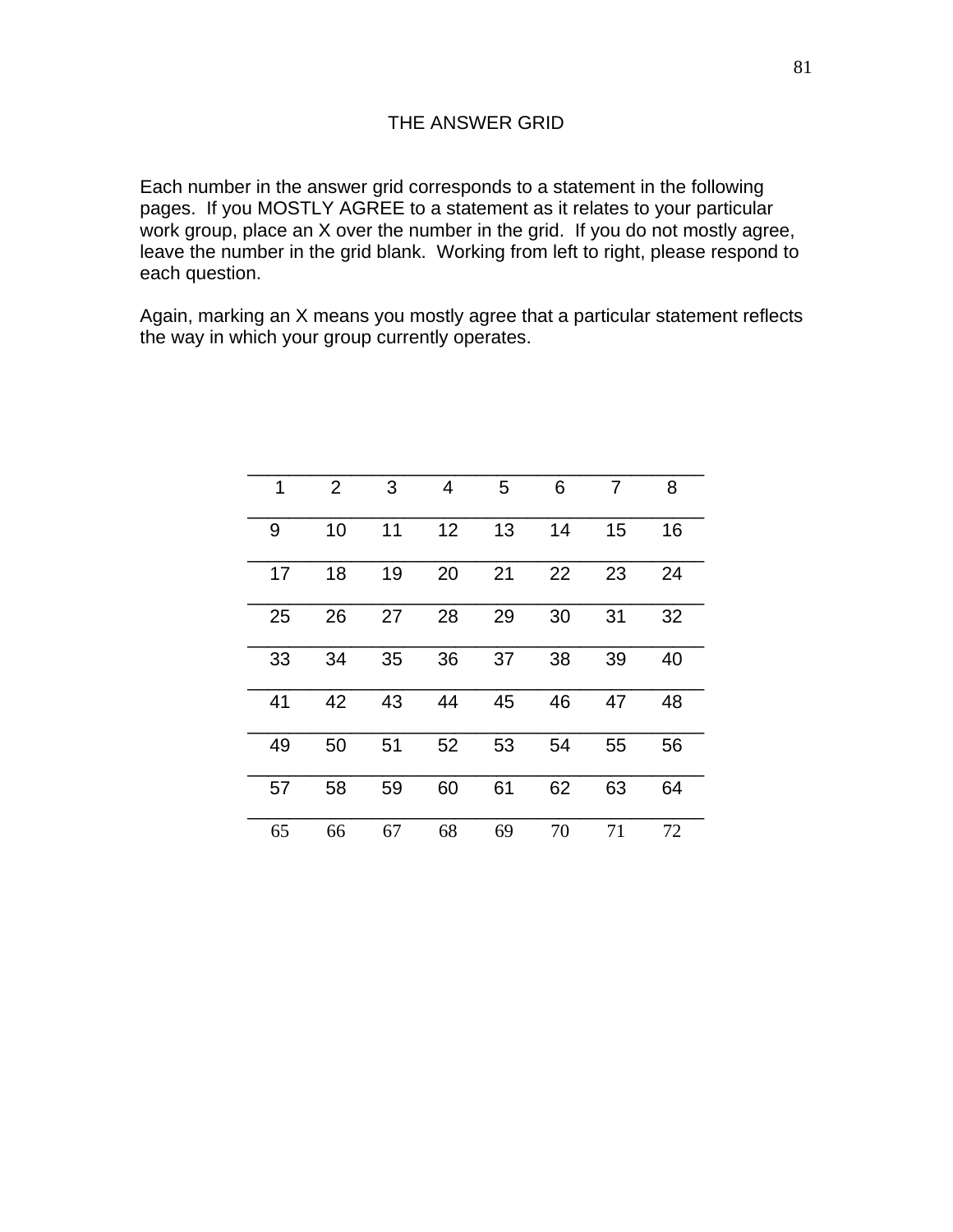## THE ANSWER GRID

Each number in the answer grid corresponds to a statement in the following pages. If you MOSTLY AGREE to a statement as it relates to your particular work group, place an X over the number in the grid. If you do not mostly agree, leave the number in the grid blank. Working from left to right, please respond to each question.

Again, marking an X means you mostly agree that a particular statement reflects the way in which your group currently operates.

| | | | | | | | |
|---|---|---|---|---|---|---|---|
| 1 | 2 | 3 | 4 | 5 | 6 | 7 | 8 |
| 9 | 10 | 11 | 12 | 13 | 14 | 15 | 16 |
| 17 | 18 | 19 | 20 | 21 | 22 | 23 | 24 |
| 25 | 26 | 27 | 28 | 29 | 30 | 31 | 32 |
| 33 | 34 | 35 | 36 | 37 | 38 | 39 | 40 |
| 41 | 42 | 43 | 44 | 45 | 46 | 47 | 48 |
| 49 | 50 | 51 | 52 | 53 | 54 | 55 | 56 |
| 57 | 58 | 59 | 60 | 61 | 62 | 63 | 64 |
| 65 | 66 | 67 | 68 | 69 | 70 | 71 | 72 |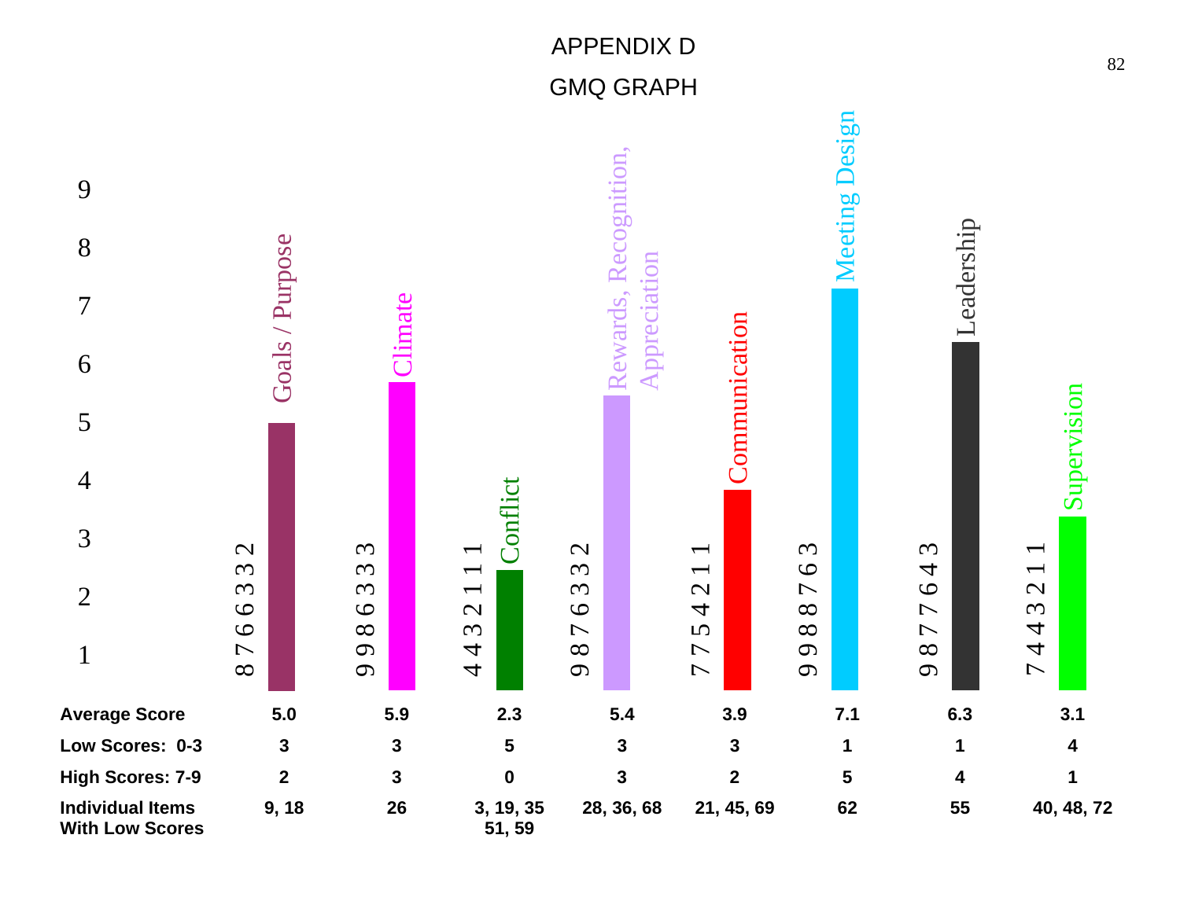# APPENDIX D

## GMQ GRAPH

9
8
7
6
5
4
3
2
1

Goals / Purpose — 8 7 6 6 3 3 2
Climate — 9 9 8 6 3 3 3
Conflict — 4 4 3 2 1 1 1
Rewards, Recognition, Appreciation — 9 8 7 6 3 3 2
Communication — 7 7 5 4 2 1 1
Meeting Design — 9 9 8 8 7 6 3
Leadership — 9 8 7 7 6 4 3
Supervision — 7 4 4 3 2 1 1

| | | | | | | | | |
|---|---|---|---|---|---|---|---|---|
| **Average Score** | **5.0** | **5.9** | **2.3** | **5.4** | **3.9** | **7.1** | **6.3** | **3.1** |
| **Low Scores: 0-3** | **3** | **3** | **5** | **3** | **3** | **1** | **1** | **4** |
| **High Scores: 7-9** | **2** | **3** | **0** | **3** | **2** | **5** | **4** | **1** |
| **Individual Items With Low Scores** | **9, 18** | **26** | **3, 19, 35 51, 59** | **28, 36, 68** | **21, 45, 69** | **62** | **55** | **40, 48, 72** |